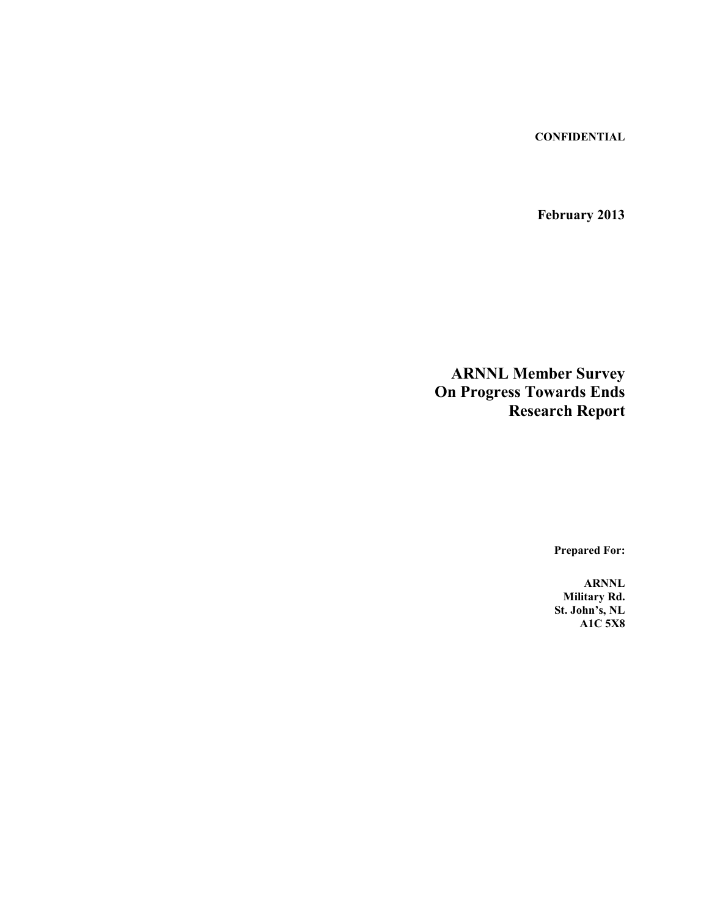**CONFIDENTIAL**

**February 2013**

# ARNNL Member Survey On Progress Towards Ends Research Report

**Prepared For:**

**ARNNL**
**Military Rd.**
**St. John's, NL**
**A1C 5X8**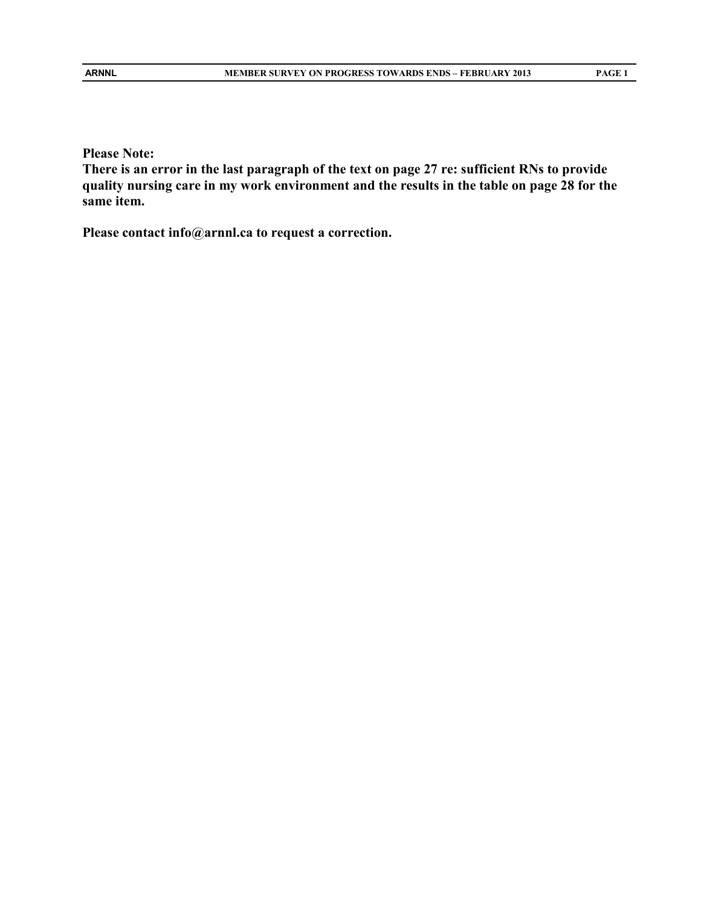**Please Note:**
**There is an error in the last paragraph of the text on page 27 re: sufficient RNs to provide quality nursing care in my work environment and the results in the table on page 28 for the same item.**

**Please contact info@arnnl.ca to request a correction.**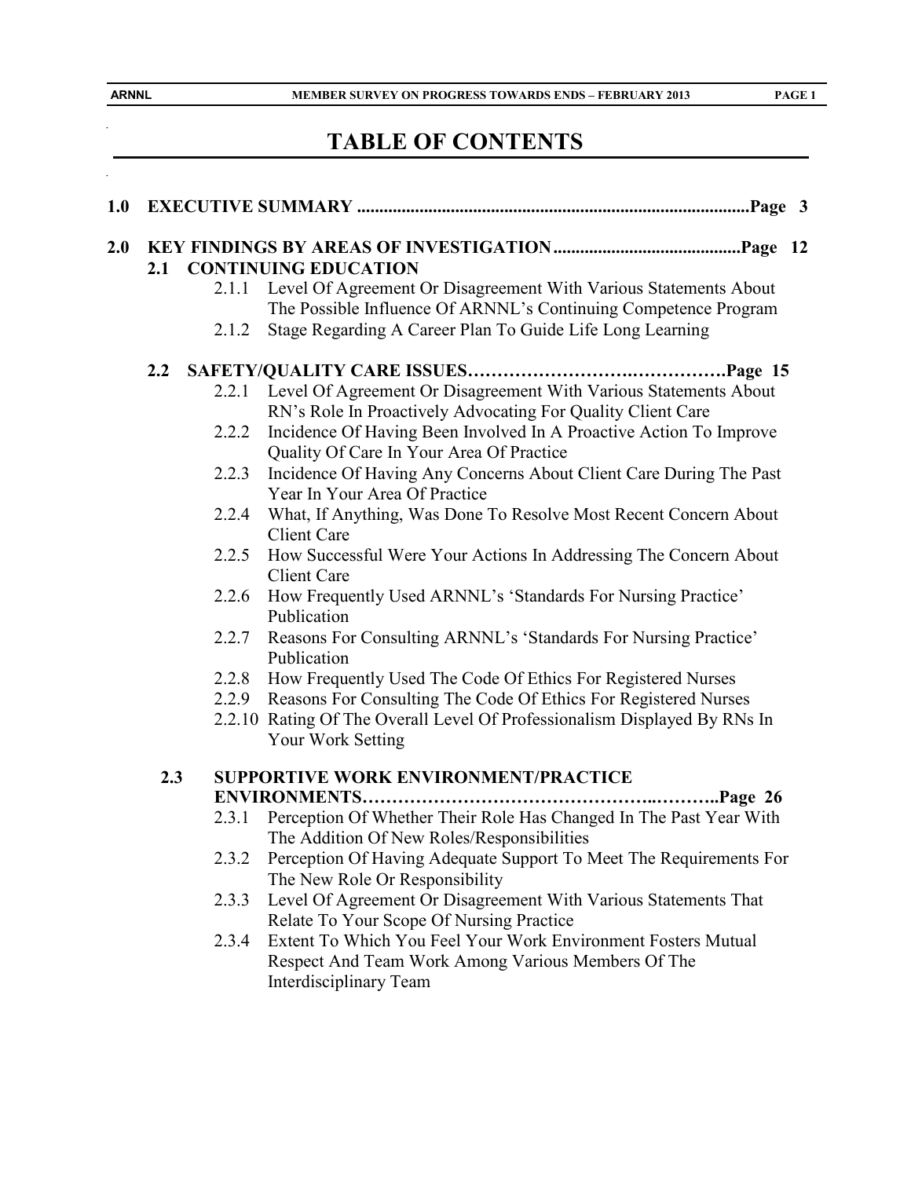# TABLE OF CONTENTS

**1.0 EXECUTIVE SUMMARY ....................................................................................... Page 3**

**2.0 KEY FINDINGS BY AREAS OF INVESTIGATION .......................................... Page 12**

**2.1 CONTINUING EDUCATION**

- 2.1.1 Level Of Agreement Or Disagreement With Various Statements About The Possible Influence Of ARNNL's Continuing Competence Program
- 2.1.2 Stage Regarding A Career Plan To Guide Life Long Learning

**2.2 SAFETY/QUALITY CARE ISSUES………………………….……………Page 15**

- 2.2.1 Level Of Agreement Or Disagreement With Various Statements About RN's Role In Proactively Advocating For Quality Client Care
- 2.2.2 Incidence Of Having Been Involved In A Proactive Action To Improve Quality Of Care In Your Area Of Practice
- 2.2.3 Incidence Of Having Any Concerns About Client Care During The Past Year In Your Area Of Practice
- 2.2.4 What, If Anything, Was Done To Resolve Most Recent Concern About Client Care
- 2.2.5 How Successful Were Your Actions In Addressing The Concern About Client Care
- 2.2.6 How Frequently Used ARNNL's 'Standards For Nursing Practice' Publication
- 2.2.7 Reasons For Consulting ARNNL's 'Standards For Nursing Practice' Publication
- 2.2.8 How Frequently Used The Code Of Ethics For Registered Nurses
- 2.2.9 Reasons For Consulting The Code Of Ethics For Registered Nurses
- 2.2.10 Rating Of The Overall Level Of Professionalism Displayed By RNs In Your Work Setting

**2.3 SUPPORTIVE WORK ENVIRONMENT/PRACTICE ENVIRONMENTS…………………………………………..………..Page 26**

- 2.3.1 Perception Of Whether Their Role Has Changed In The Past Year With The Addition Of New Roles/Responsibilities
- 2.3.2 Perception Of Having Adequate Support To Meet The Requirements For The New Role Or Responsibility
- 2.3.3 Level Of Agreement Or Disagreement With Various Statements That Relate To Your Scope Of Nursing Practice
- 2.3.4 Extent To Which You Feel Your Work Environment Fosters Mutual Respect And Team Work Among Various Members Of The Interdisciplinary Team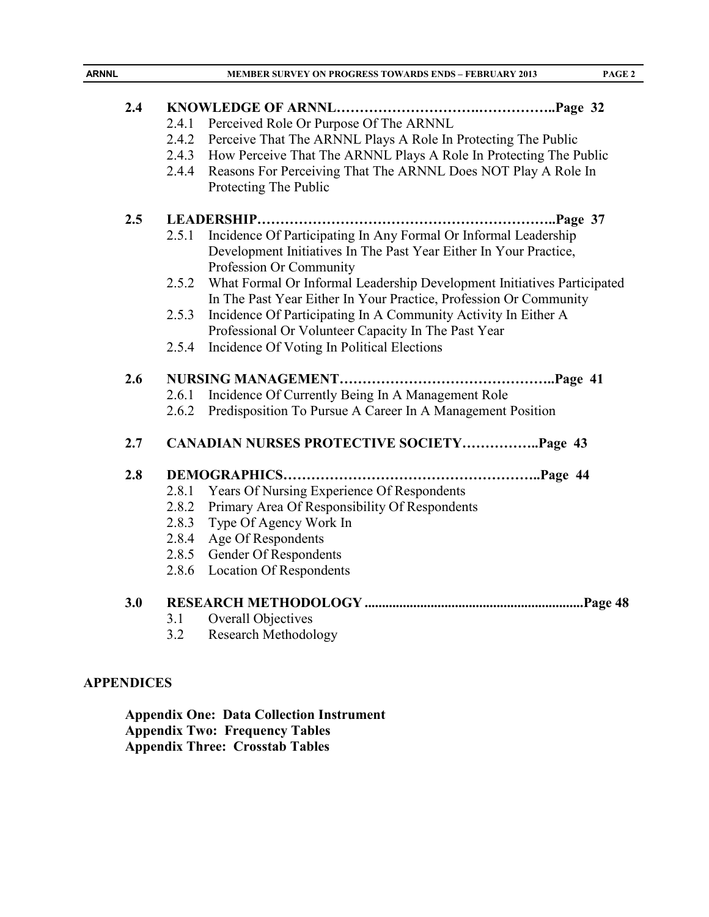**2.4 KNOWLEDGE OF ARNNL……………………….……………..Page 32**

- 2.4.1 Perceived Role Or Purpose Of The ARNNL
- 2.4.2 Perceive That The ARNNL Plays A Role In Protecting The Public
- 2.4.3 How Perceive That The ARNNL Plays A Role In Protecting The Public
- 2.4.4 Reasons For Perceiving That The ARNNL Does NOT Play A Role In Protecting The Public

**2.5 LEADERSHIP…………………………………………………..Page 37**

- 2.5.1 Incidence Of Participating In Any Formal Or Informal Leadership Development Initiatives In The Past Year Either In Your Practice, Profession Or Community
- 2.5.2 What Formal Or Informal Leadership Development Initiatives Participated In The Past Year Either In Your Practice, Profession Or Community
- 2.5.3 Incidence Of Participating In A Community Activity In Either A Professional Or Volunteer Capacity In The Past Year
- 2.5.4 Incidence Of Voting In Political Elections

**2.6 NURSING MANAGEMENT………………………………………..Page 41**

- 2.6.1 Incidence Of Currently Being In A Management Role
- 2.6.2 Predisposition To Pursue A Career In A Management Position

**2.7 CANADIAN NURSES PROTECTIVE SOCIETY……………..Page 43**

**2.8 DEMOGRAPHICS……………………………………………..Page 44**

- 2.8.1 Years Of Nursing Experience Of Respondents
- 2.8.2 Primary Area Of Responsibility Of Respondents
- 2.8.3 Type Of Agency Work In
- 2.8.4 Age Of Respondents
- 2.8.5 Gender Of Respondents
- 2.8.6 Location Of Respondents

**3.0 RESEARCH METHODOLOGY ..............................................................Page 48**

- 3.1 Overall Objectives
- 3.2 Research Methodology

**APPENDICES**

**Appendix One: Data Collection Instrument**
**Appendix Two: Frequency Tables**
**Appendix Three: Crosstab Tables**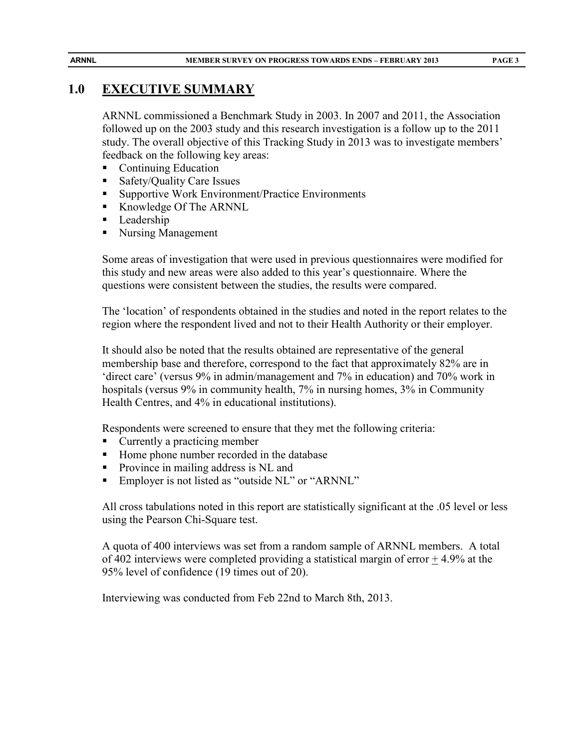# 1.0 EXECUTIVE SUMMARY

ARNNL commissioned a Benchmark Study in 2003. In 2007 and 2011, the Association followed up on the 2003 study and this research investigation is a follow up to the 2011 study. The overall objective of this Tracking Study in 2013 was to investigate members' feedback on the following key areas:

- Continuing Education
- Safety/Quality Care Issues
- Supportive Work Environment/Practice Environments
- Knowledge Of The ARNNL
- Leadership
- Nursing Management

Some areas of investigation that were used in previous questionnaires were modified for this study and new areas were also added to this year's questionnaire. Where the questions were consistent between the studies, the results were compared.

The 'location' of respondents obtained in the studies and noted in the report relates to the region where the respondent lived and not to their Health Authority or their employer.

It should also be noted that the results obtained are representative of the general membership base and therefore, correspond to the fact that approximately 82% are in 'direct care' (versus 9% in admin/management and 7% in education) and 70% work in hospitals (versus 9% in community health, 7% in nursing homes, 3% in Community Health Centres, and 4% in educational institutions).

Respondents were screened to ensure that they met the following criteria:

- Currently a practicing member
- Home phone number recorded in the database
- Province in mailing address is NL and
- Employer is not listed as "outside NL" or "ARNNL"

All cross tabulations noted in this report are statistically significant at the .05 level or less using the Pearson Chi-Square test.

A quota of 400 interviews was set from a random sample of ARNNL members. A total of 402 interviews were completed providing a statistical margin of error ± 4.9% at the 95% level of confidence (19 times out of 20).

Interviewing was conducted from Feb 22nd to March 8th, 2013.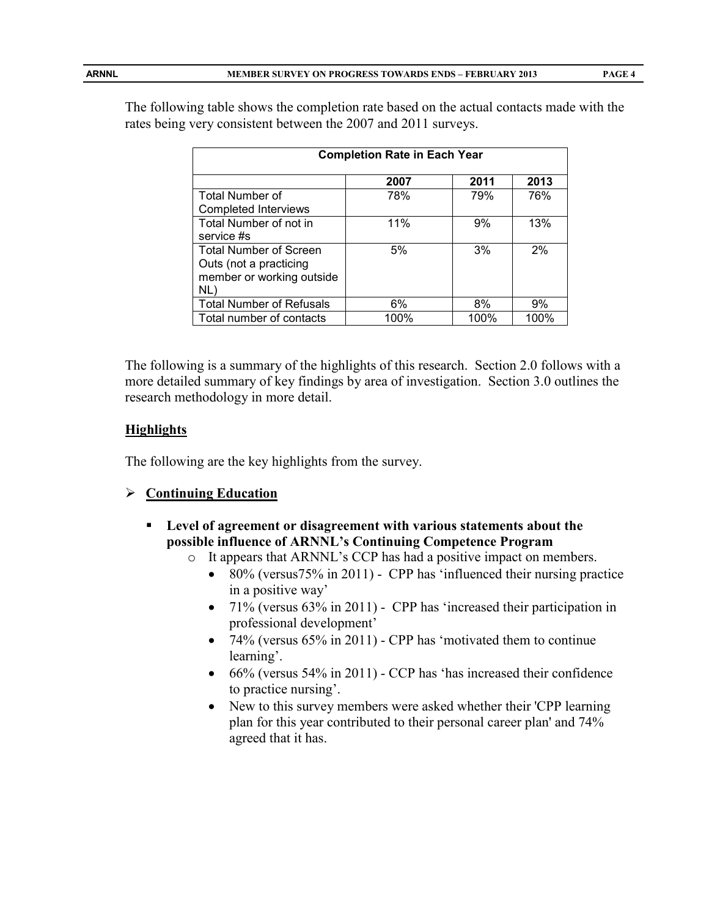The following table shows the completion rate based on the actual contacts made with the rates being very consistent between the 2007 and 2011 surveys.

| Completion Rate in Each Year | | | |
|---|---|---|---|
| | 2007 | 2011 | 2013 |
| Total Number of Completed Interviews | 78% | 79% | 76% |
| Total Number of not in service #s | 11% | 9% | 13% |
| Total Number of Screen Outs (not a practicing member or working outside NL) | 5% | 3% | 2% |
| Total Number of Refusals | 6% | 8% | 9% |
| Total number of contacts | 100% | 100% | 100% |

The following is a summary of the highlights of this research. Section 2.0 follows with a more detailed summary of key findings by area of investigation. Section 3.0 outlines the research methodology in more detail.

**Highlights**

The following are the key highlights from the survey.

- **Continuing Education**
  - **Level of agreement or disagreement with various statements about the possible influence of ARNNL's Continuing Competence Program**
    - It appears that ARNNL's CCP has had a positive impact on members.
      - 80% (versus75% in 2011) - CPP has 'influenced their nursing practice in a positive way'
      - 71% (versus 63% in 2011) - CPP has 'increased their participation in professional development'
      - 74% (versus 65% in 2011) - CPP has 'motivated them to continue learning'.
      - 66% (versus 54% in 2011) - CCP has 'has increased their confidence to practice nursing'.
      - New to this survey members were asked whether their 'CPP learning plan for this year contributed to their personal career plan' and 74% agreed that it has.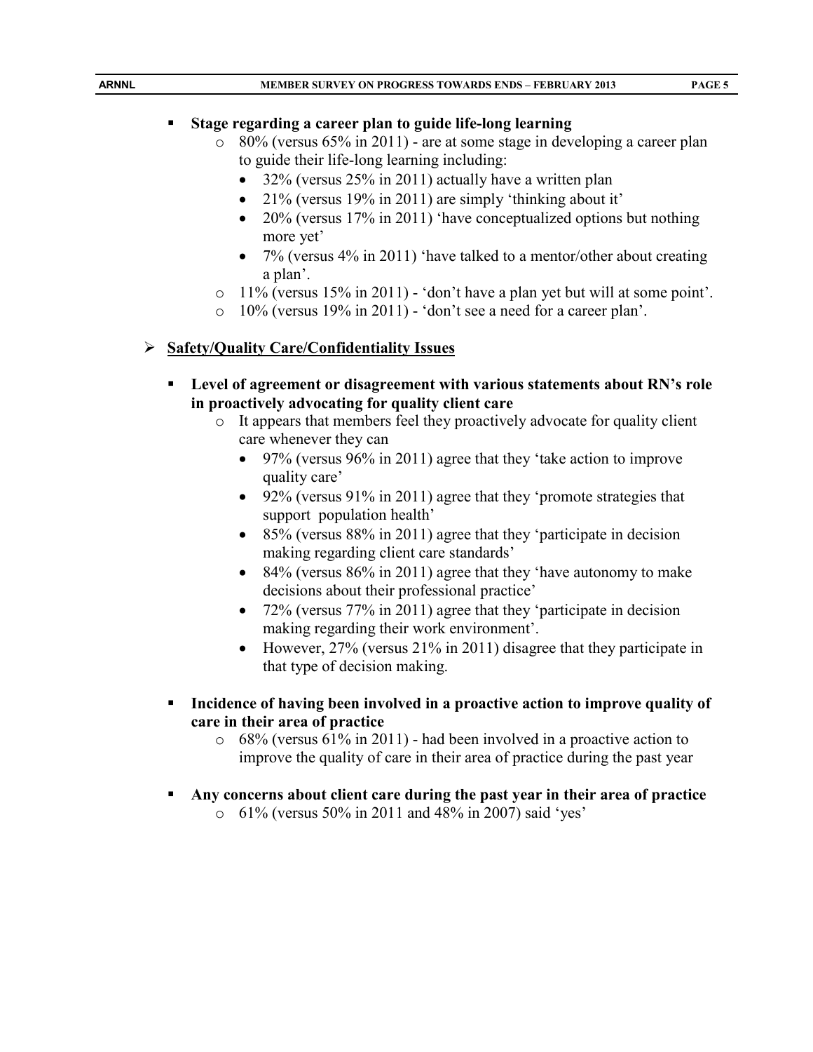- **Stage regarding a career plan to guide life-long learning**
  - 80% (versus 65% in 2011) - are at some stage in developing a career plan to guide their life-long learning including:
    - 32% (versus 25% in 2011) actually have a written plan
    - 21% (versus 19% in 2011) are simply 'thinking about it'
    - 20% (versus 17% in 2011) 'have conceptualized options but nothing more yet'
    - 7% (versus 4% in 2011) 'have talked to a mentor/other about creating a plan'.
  - 11% (versus 15% in 2011) - 'don't have a plan yet but will at some point'.
  - 10% (versus 19% in 2011) - 'don't see a need for a career plan'.

## Safety/Quality Care/Confidentiality Issues

- **Level of agreement or disagreement with various statements about RN's role in proactively advocating for quality client care**
  - It appears that members feel they proactively advocate for quality client care whenever they can
    - 97% (versus 96% in 2011) agree that they 'take action to improve quality care'
    - 92% (versus 91% in 2011) agree that they 'promote strategies that support population health'
    - 85% (versus 88% in 2011) agree that they 'participate in decision making regarding client care standards'
    - 84% (versus 86% in 2011) agree that they 'have autonomy to make decisions about their professional practice'
    - 72% (versus 77% in 2011) agree that they 'participate in decision making regarding their work environment'.
    - However, 27% (versus 21% in 2011) disagree that they participate in that type of decision making.

- **Incidence of having been involved in a proactive action to improve quality of care in their area of practice**
  - 68% (versus 61% in 2011) - had been involved in a proactive action to improve the quality of care in their area of practice during the past year

- **Any concerns about client care during the past year in their area of practice**
  - 61% (versus 50% in 2011 and 48% in 2007) said 'yes'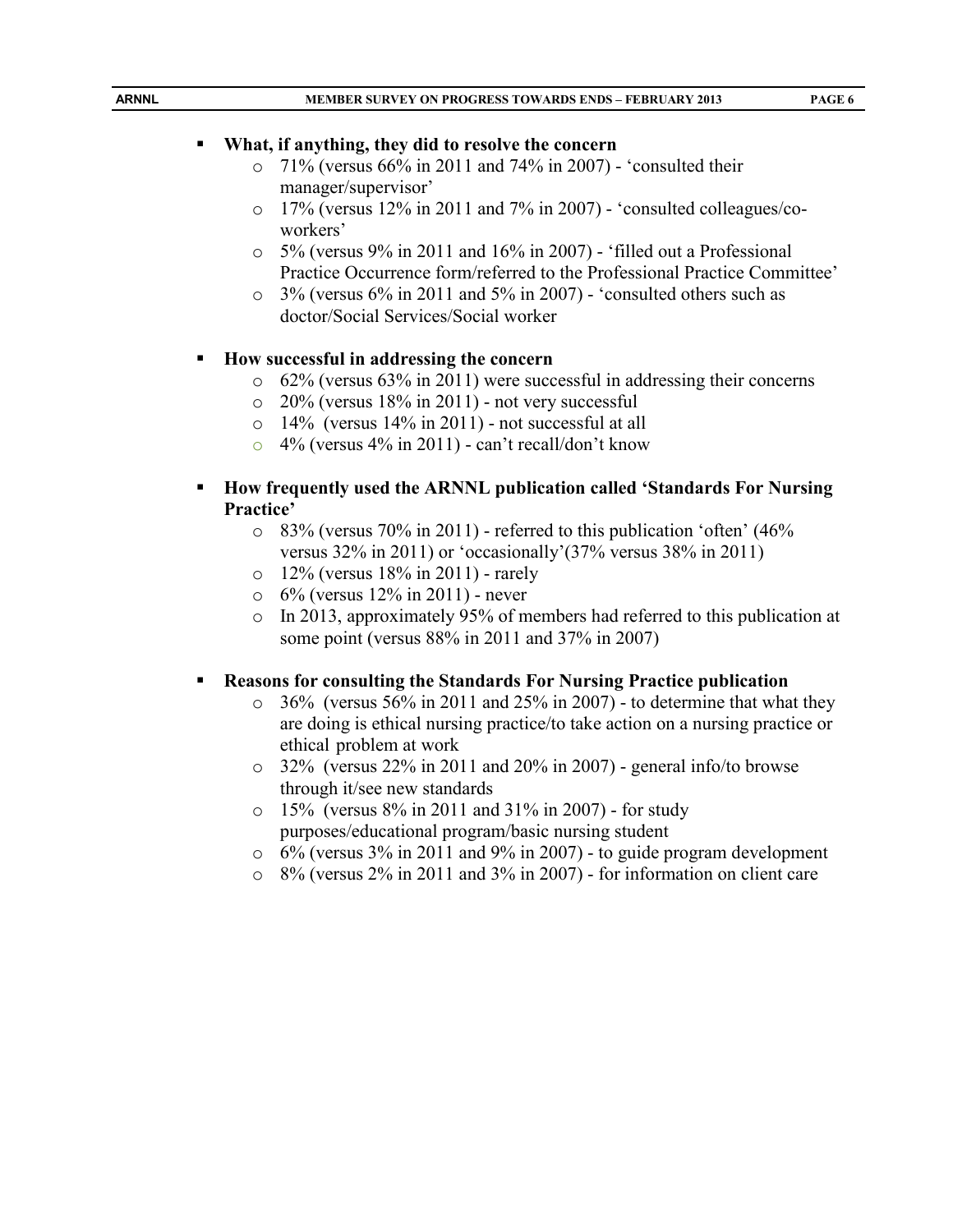- **What, if anything, they did to resolve the concern**
  - 71% (versus 66% in 2011 and 74% in 2007) - 'consulted their manager/supervisor'
  - 17% (versus 12% in 2011 and 7% in 2007) - 'consulted colleagues/co-workers'
  - 5% (versus 9% in 2011 and 16% in 2007) - 'filled out a Professional Practice Occurrence form/referred to the Professional Practice Committee'
  - 3% (versus 6% in 2011 and 5% in 2007) - 'consulted others such as doctor/Social Services/Social worker

- **How successful in addressing the concern**
  - 62% (versus 63% in 2011) were successful in addressing their concerns
  - 20% (versus 18% in 2011) - not very successful
  - 14% (versus 14% in 2011) - not successful at all
  - 4% (versus 4% in 2011) - can't recall/don't know

- **How frequently used the ARNNL publication called 'Standards For Nursing Practice'**
  - 83% (versus 70% in 2011) - referred to this publication 'often' (46% versus 32% in 2011) or 'occasionally'(37% versus 38% in 2011)
  - 12% (versus 18% in 2011) - rarely
  - 6% (versus 12% in 2011) - never
  - In 2013, approximately 95% of members had referred to this publication at some point (versus 88% in 2011 and 37% in 2007)

- **Reasons for consulting the Standards For Nursing Practice publication**
  - 36% (versus 56% in 2011 and 25% in 2007) - to determine that what they are doing is ethical nursing practice/to take action on a nursing practice or ethical problem at work
  - 32% (versus 22% in 2011 and 20% in 2007) - general info/to browse through it/see new standards
  - 15% (versus 8% in 2011 and 31% in 2007) - for study purposes/educational program/basic nursing student
  - 6% (versus 3% in 2011 and 9% in 2007) - to guide program development
  - 8% (versus 2% in 2011 and 3% in 2007) - for information on client care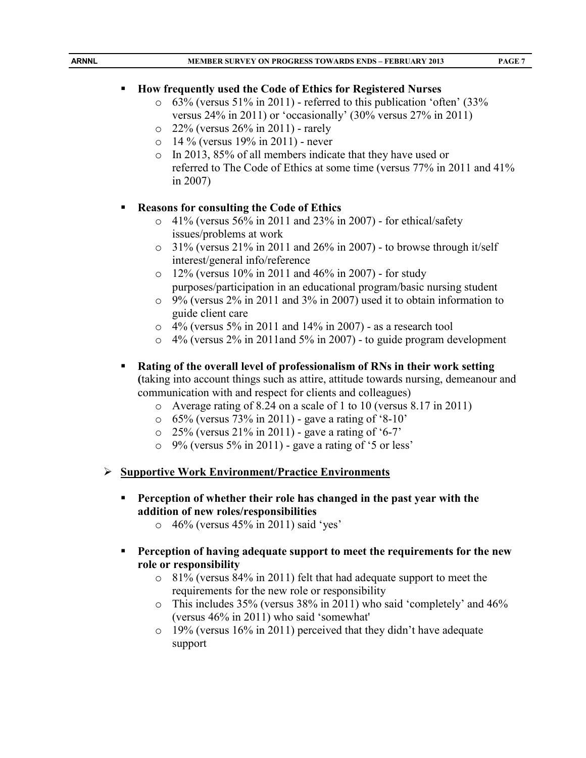- **How frequently used the Code of Ethics for Registered Nurses**
    - 63% (versus 51% in 2011) - referred to this publication 'often' (33% versus 24% in 2011) or 'occasionally' (30% versus 27% in 2011)
    - 22% (versus 26% in 2011) - rarely
    - 14 % (versus 19% in 2011) - never
    - In 2013, 85% of all members indicate that they have used or referred to The Code of Ethics at some time (versus 77% in 2011 and 41% in 2007)

- **Reasons for consulting the Code of Ethics**
    - 41% (versus 56% in 2011 and 23% in 2007) - for ethical/safety issues/problems at work
    - 31% (versus 21% in 2011 and 26% in 2007) - to browse through it/self interest/general info/reference
    - 12% (versus 10% in 2011 and 46% in 2007) - for study purposes/participation in an educational program/basic nursing student
    - 9% (versus 2% in 2011 and 3% in 2007) used it to obtain information to guide client care
    - 4% (versus 5% in 2011 and 14% in 2007) - as a research tool
    - 4% (versus 2% in 2011and 5% in 2007) - to guide program development

- **Rating of the overall level of professionalism of RNs in their work setting (**taking into account things such as attire, attitude towards nursing, demeanour and communication with and respect for clients and colleagues)
    - Average rating of 8.24 on a scale of 1 to 10 (versus 8.17 in 2011)
    - 65% (versus 73% in 2011) - gave a rating of '8-10'
    - 25% (versus 21% in 2011) - gave a rating of '6-7'
    - 9% (versus 5% in 2011) - gave a rating of '5 or less'

## Supportive Work Environment/Practice Environments

- **Perception of whether their role has changed in the past year with the addition of new roles/responsibilities**
    - 46% (versus 45% in 2011) said 'yes'

- **Perception of having adequate support to meet the requirements for the new role or responsibility**
    - 81% (versus 84% in 2011) felt that had adequate support to meet the requirements for the new role or responsibility
    - This includes 35% (versus 38% in 2011) who said 'completely' and 46% (versus 46% in 2011) who said 'somewhat'
    - 19% (versus 16% in 2011) perceived that they didn't have adequate support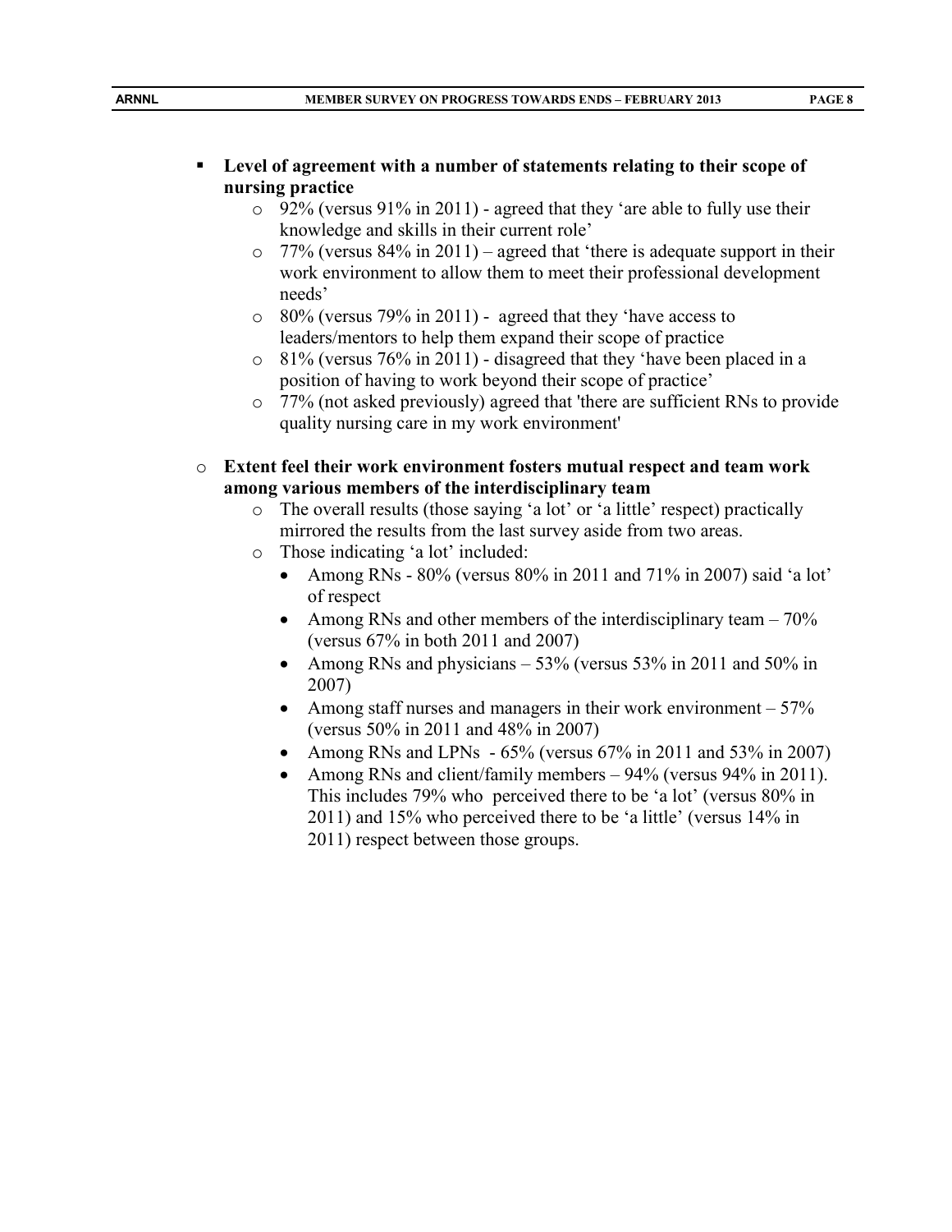- **Level of agreement with a number of statements relating to their scope of nursing practice**
  - 92% (versus 91% in 2011) - agreed that they 'are able to fully use their knowledge and skills in their current role'
  - 77% (versus 84% in 2011) – agreed that 'there is adequate support in their work environment to allow them to meet their professional development needs'
  - 80% (versus 79% in 2011) - agreed that they 'have access to leaders/mentors to help them expand their scope of practice
  - 81% (versus 76% in 2011) - disagreed that they 'have been placed in a position of having to work beyond their scope of practice'
  - 77% (not asked previously) agreed that 'there are sufficient RNs to provide quality nursing care in my work environment'

- **Extent feel their work environment fosters mutual respect and team work among various members of the interdisciplinary team**
  - The overall results (those saying 'a lot' or 'a little' respect) practically mirrored the results from the last survey aside from two areas.
  - Those indicating 'a lot' included:
    - Among RNs - 80% (versus 80% in 2011 and 71% in 2007) said 'a lot' of respect
    - Among RNs and other members of the interdisciplinary team – 70% (versus 67% in both 2011 and 2007)
    - Among RNs and physicians – 53% (versus 53% in 2011 and 50% in 2007)
    - Among staff nurses and managers in their work environment – 57% (versus 50% in 2011 and 48% in 2007)
    - Among RNs and LPNs - 65% (versus 67% in 2011 and 53% in 2007)
    - Among RNs and client/family members – 94% (versus 94% in 2011). This includes 79% who perceived there to be 'a lot' (versus 80% in 2011) and 15% who perceived there to be 'a little' (versus 14% in 2011) respect between those groups.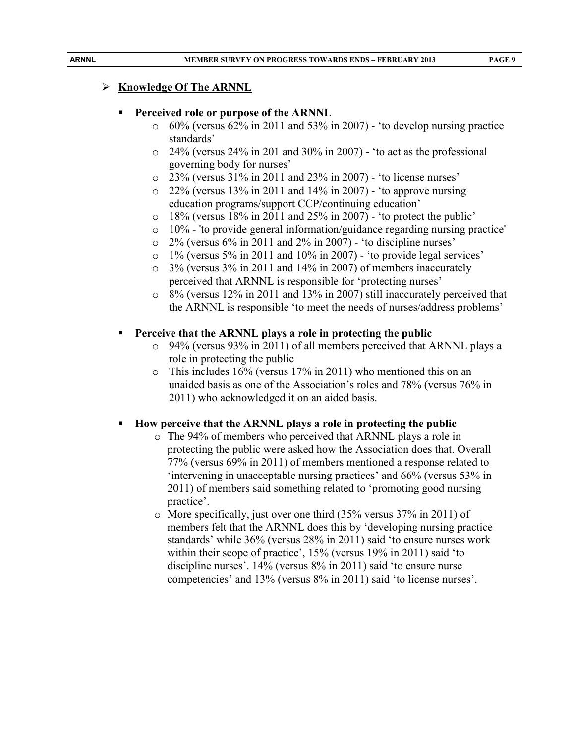## Knowledge Of The ARNNL

- **Perceived role or purpose of the ARNNL**
  - 60% (versus 62% in 2011 and 53% in 2007) - 'to develop nursing practice standards'
  - 24% (versus 24% in 201 and 30% in 2007) - 'to act as the professional governing body for nurses'
  - 23% (versus 31% in 2011 and 23% in 2007) - 'to license nurses'
  - 22% (versus 13% in 2011 and 14% in 2007) - 'to approve nursing education programs/support CCP/continuing education'
  - 18% (versus 18% in 2011 and 25% in 2007) - 'to protect the public'
  - 10% - 'to provide general information/guidance regarding nursing practice'
  - 2% (versus 6% in 2011 and 2% in 2007) - 'to discipline nurses'
  - 1% (versus 5% in 2011 and 10% in 2007) - 'to provide legal services'
  - 3% (versus 3% in 2011 and 14% in 2007) of members inaccurately perceived that ARNNL is responsible for 'protecting nurses'
  - 8% (versus 12% in 2011 and 13% in 2007) still inaccurately perceived that the ARNNL is responsible 'to meet the needs of nurses/address problems'

- **Perceive that the ARNNL plays a role in protecting the public**
  - 94% (versus 93% in 2011) of all members perceived that ARNNL plays a role in protecting the public
  - This includes 16% (versus 17% in 2011) who mentioned this on an unaided basis as one of the Association's roles and 78% (versus 76% in 2011) who acknowledged it on an aided basis.

- **How perceive that the ARNNL plays a role in protecting the public**
  - The 94% of members who perceived that ARNNL plays a role in protecting the public were asked how the Association does that. Overall 77% (versus 69% in 2011) of members mentioned a response related to 'intervening in unacceptable nursing practices' and 66% (versus 53% in 2011) of members said something related to 'promoting good nursing practice'.
  - More specifically, just over one third (35% versus 37% in 2011) of members felt that the ARNNL does this by 'developing nursing practice standards' while 36% (versus 28% in 2011) said 'to ensure nurses work within their scope of practice', 15% (versus 19% in 2011) said 'to discipline nurses'. 14% (versus 8% in 2011) said 'to ensure nurse competencies' and 13% (versus 8% in 2011) said 'to license nurses'.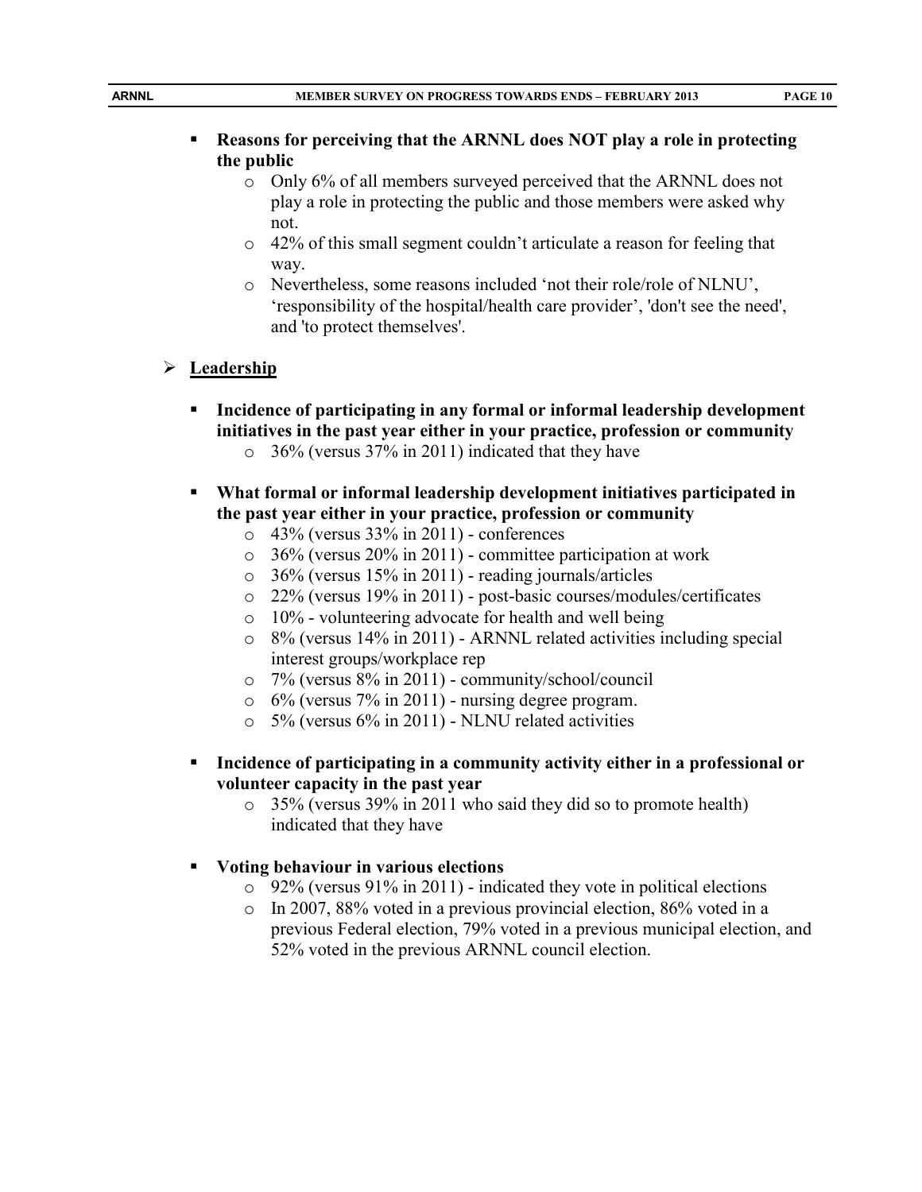- **Reasons for perceiving that the ARNNL does NOT play a role in protecting the public**
  - Only 6% of all members surveyed perceived that the ARNNL does not play a role in protecting the public and those members were asked why not.
  - 42% of this small segment couldn't articulate a reason for feeling that way.
  - Nevertheless, some reasons included 'not their role/role of NLNU', 'responsibility of the hospital/health care provider', 'don't see the need', and 'to protect themselves'.

## Leadership

- **Incidence of participating in any formal or informal leadership development initiatives in the past year either in your practice, profession or community**
  - 36% (versus 37% in 2011) indicated that they have

- **What formal or informal leadership development initiatives participated in the past year either in your practice, profession or community**
  - 43% (versus 33% in 2011) - conferences
  - 36% (versus 20% in 2011) - committee participation at work
  - 36% (versus 15% in 2011) - reading journals/articles
  - 22% (versus 19% in 2011) - post-basic courses/modules/certificates
  - 10% - volunteering advocate for health and well being
  - 8% (versus 14% in 2011) - ARNNL related activities including special interest groups/workplace rep
  - 7% (versus 8% in 2011) - community/school/council
  - 6% (versus 7% in 2011) - nursing degree program.
  - 5% (versus 6% in 2011) - NLNU related activities

- **Incidence of participating in a community activity either in a professional or volunteer capacity in the past year**
  - 35% (versus 39% in 2011 who said they did so to promote health) indicated that they have

- **Voting behaviour in various elections**
  - 92% (versus 91% in 2011) - indicated they vote in political elections
  - In 2007, 88% voted in a previous provincial election, 86% voted in a previous Federal election, 79% voted in a previous municipal election, and 52% voted in the previous ARNNL council election.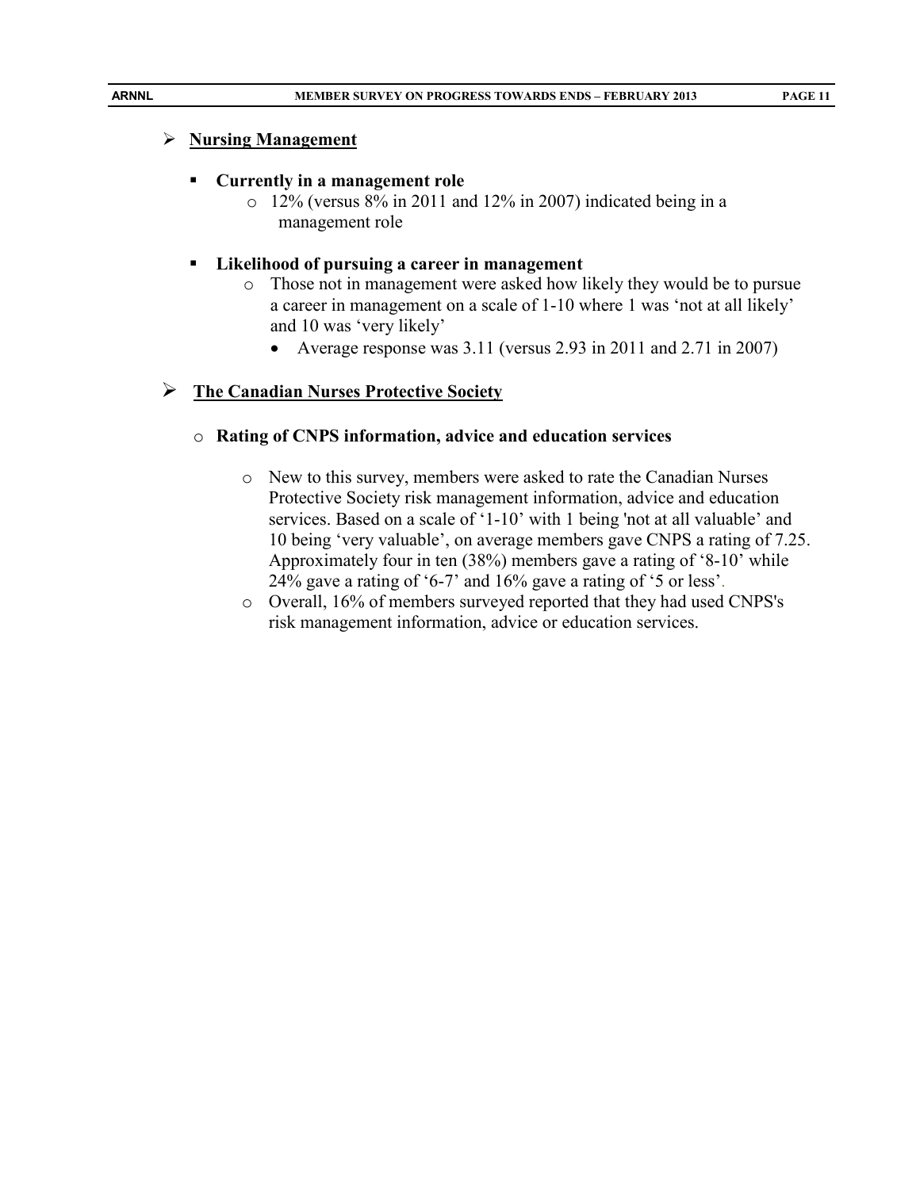- **Nursing Management**

  - **Currently in a management role**
    - 12% (versus 8% in 2011 and 12% in 2007) indicated being in a management role

  - **Likelihood of pursuing a career in management**
    - Those not in management were asked how likely they would be to pursue a career in management on a scale of 1-10 where 1 was 'not at all likely' and 10 was 'very likely'
      - Average response was 3.11 (versus 2.93 in 2011 and 2.71 in 2007)

- **The Canadian Nurses Protective Society**

  - **Rating of CNPS information, advice and education services**

    - New to this survey, members were asked to rate the Canadian Nurses Protective Society risk management information, advice and education services. Based on a scale of '1-10' with 1 being 'not at all valuable' and 10 being 'very valuable', on average members gave CNPS a rating of 7.25. Approximately four in ten (38%) members gave a rating of '8-10' while 24% gave a rating of '6-7' and 16% gave a rating of '5 or less'.
    - Overall, 16% of members surveyed reported that they had used CNPS's risk management information, advice or education services.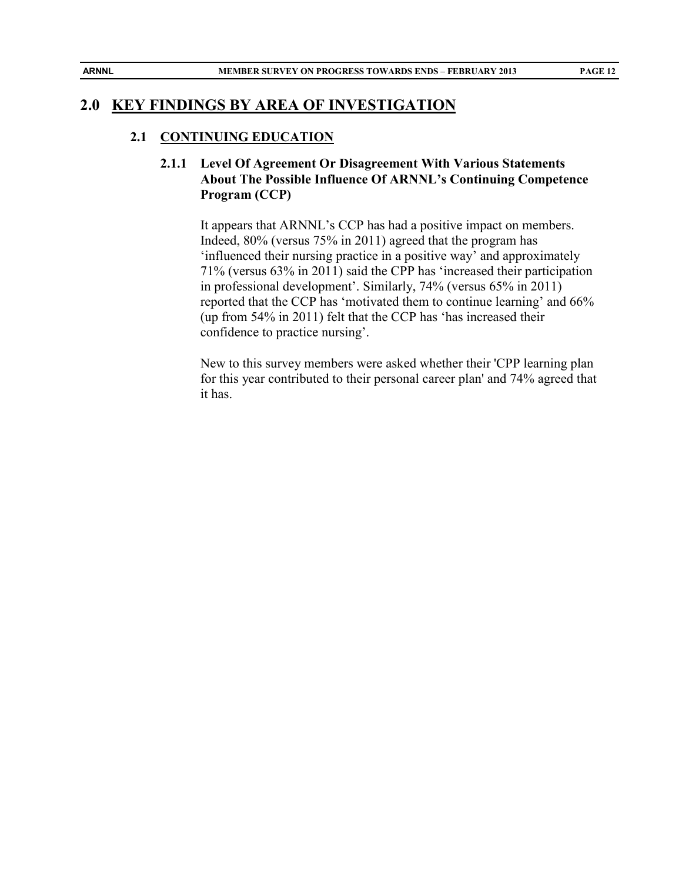# 2.0 KEY FINDINGS BY AREA OF INVESTIGATION

## 2.1 CONTINUING EDUCATION

### 2.1.1 Level Of Agreement Or Disagreement With Various Statements About The Possible Influence Of ARNNL's Continuing Competence Program (CCP)

It appears that ARNNL's CCP has had a positive impact on members. Indeed, 80% (versus 75% in 2011) agreed that the program has 'influenced their nursing practice in a positive way' and approximately 71% (versus 63% in 2011) said the CPP has 'increased their participation in professional development'. Similarly, 74% (versus 65% in 2011) reported that the CCP has 'motivated them to continue learning' and 66% (up from 54% in 2011) felt that the CCP has 'has increased their confidence to practice nursing'.

New to this survey members were asked whether their 'CPP learning plan for this year contributed to their personal career plan' and 74% agreed that it has.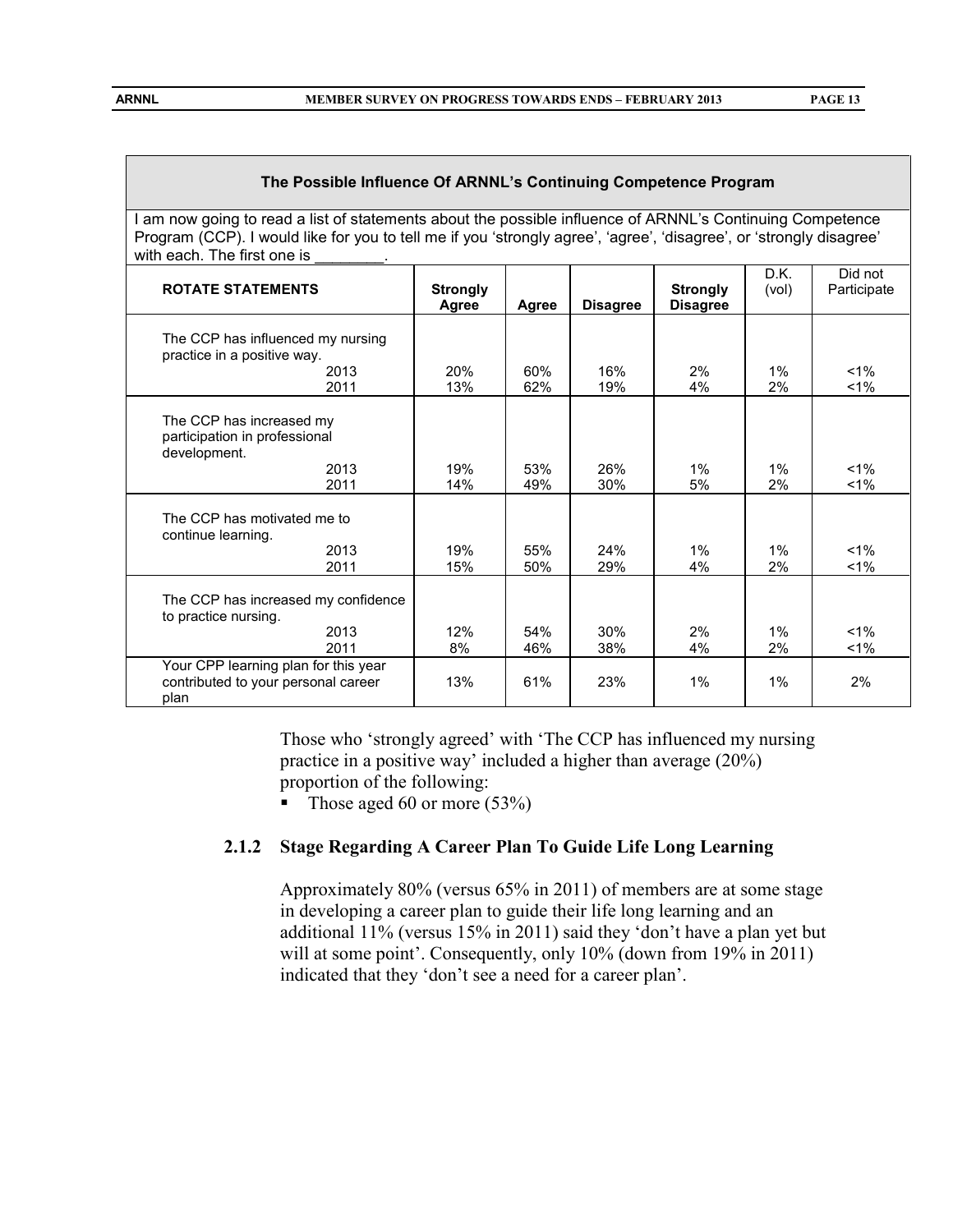| The Possible Influence Of ARNNL's Continuing Competence Program | | | | | | |
|---|---|---|---|---|---|---|
| I am now going to read a list of statements about the possible influence of ARNNL's Continuing Competence Program (CCP). I would like for you to tell me if you 'strongly agree', 'agree', 'disagree', or 'strongly disagree' with each. The first one is ________. | | | | | | |
| **ROTATE STATEMENTS** | **Strongly Agree** | **Agree** | **Disagree** | **Strongly Disagree** | D.K. (vol) | Did not Participate |
| The CCP has influenced my nursing practice in a positive way. | | | | | | |
| 2013 | 20% | 60% | 16% | 2% | 1% | <1% |
| 2011 | 13% | 62% | 19% | 4% | 2% | <1% |
| The CCP has increased my participation in professional development. | | | | | | |
| 2013 | 19% | 53% | 26% | 1% | 1% | <1% |
| 2011 | 14% | 49% | 30% | 5% | 2% | <1% |
| The CCP has motivated me to continue learning. | | | | | | |
| 2013 | 19% | 55% | 24% | 1% | 1% | <1% |
| 2011 | 15% | 50% | 29% | 4% | 2% | <1% |
| The CCP has increased my confidence to practice nursing. | | | | | | |
| 2013 | 12% | 54% | 30% | 2% | 1% | <1% |
| 2011 | 8% | 46% | 38% | 4% | 2% | <1% |
| Your CPP learning plan for this year contributed to your personal career plan | 13% | 61% | 23% | 1% | 1% | 2% |

Those who 'strongly agreed' with 'The CCP has influenced my nursing practice in a positive way' included a higher than average (20%) proportion of the following:

- Those aged 60 or more (53%)

### 2.1.2 Stage Regarding A Career Plan To Guide Life Long Learning

Approximately 80% (versus 65% in 2011) of members are at some stage in developing a career plan to guide their life long learning and an additional 11% (versus 15% in 2011) said they 'don't have a plan yet but will at some point'. Consequently, only 10% (down from 19% in 2011) indicated that they 'don't see a need for a career plan'.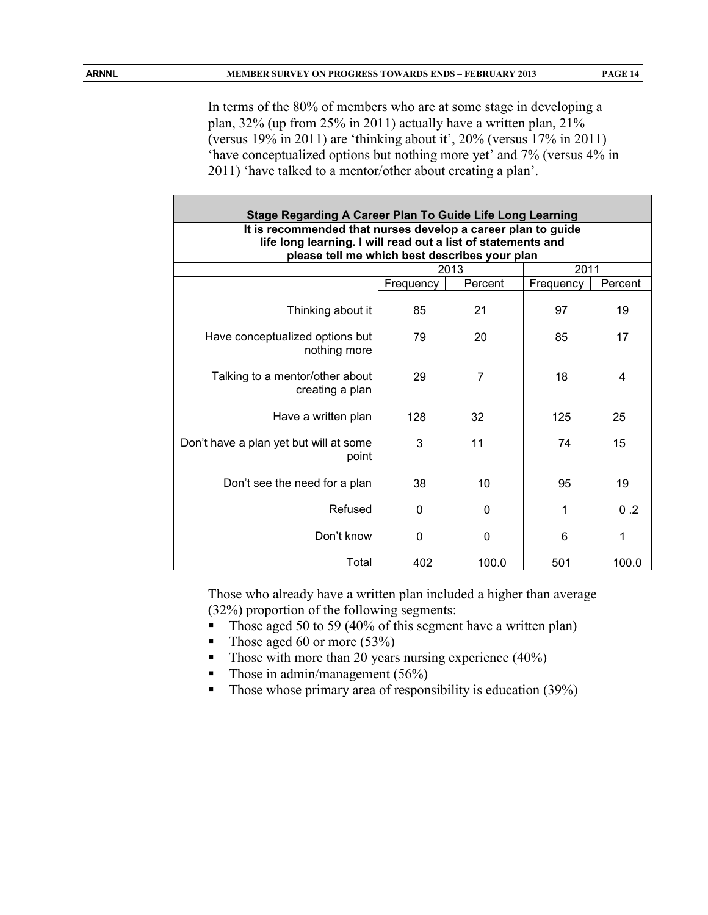In terms of the 80% of members who are at some stage in developing a plan, 32% (up from 25% in 2011) actually have a written plan, 21% (versus 19% in 2011) are 'thinking about it', 20% (versus 17% in 2011) 'have conceptualized options but nothing more yet' and 7% (versus 4% in 2011) 'have talked to a mentor/other about creating a plan'.

| Stage Regarding A Career Plan To Guide Life Long Learning | | | | |
|---|---|---|---|---|
| It is recommended that nurses develop a career plan to guide life long learning. I will read out a list of statements and please tell me which best describes your plan | | | | |
| | 2013 | | 2011 | |
| | Frequency | Percent | Frequency | Percent |
| Thinking about it | 85 | 21 | 97 | 19 |
| Have conceptualized options but nothing more | 79 | 20 | 85 | 17 |
| Talking to a mentor/other about creating a plan | 29 | 7 | 18 | 4 |
| Have a written plan | 128 | 32 | 125 | 25 |
| Don't have a plan yet but will at some point | 3 | 11 | 74 | 15 |
| Don't see the need for a plan | 38 | 10 | 95 | 19 |
| Refused | 0 | 0 | 1 | 0 .2 |
| Don't know | 0 | 0 | 6 | 1 |
| Total | 402 | 100.0 | 501 | 100.0 |

Those who already have a written plan included a higher than average (32%) proportion of the following segments:

- Those aged 50 to 59 (40% of this segment have a written plan)
- Those aged 60 or more (53%)
- Those with more than 20 years nursing experience (40%)
- Those in admin/management (56%)
- Those whose primary area of responsibility is education (39%)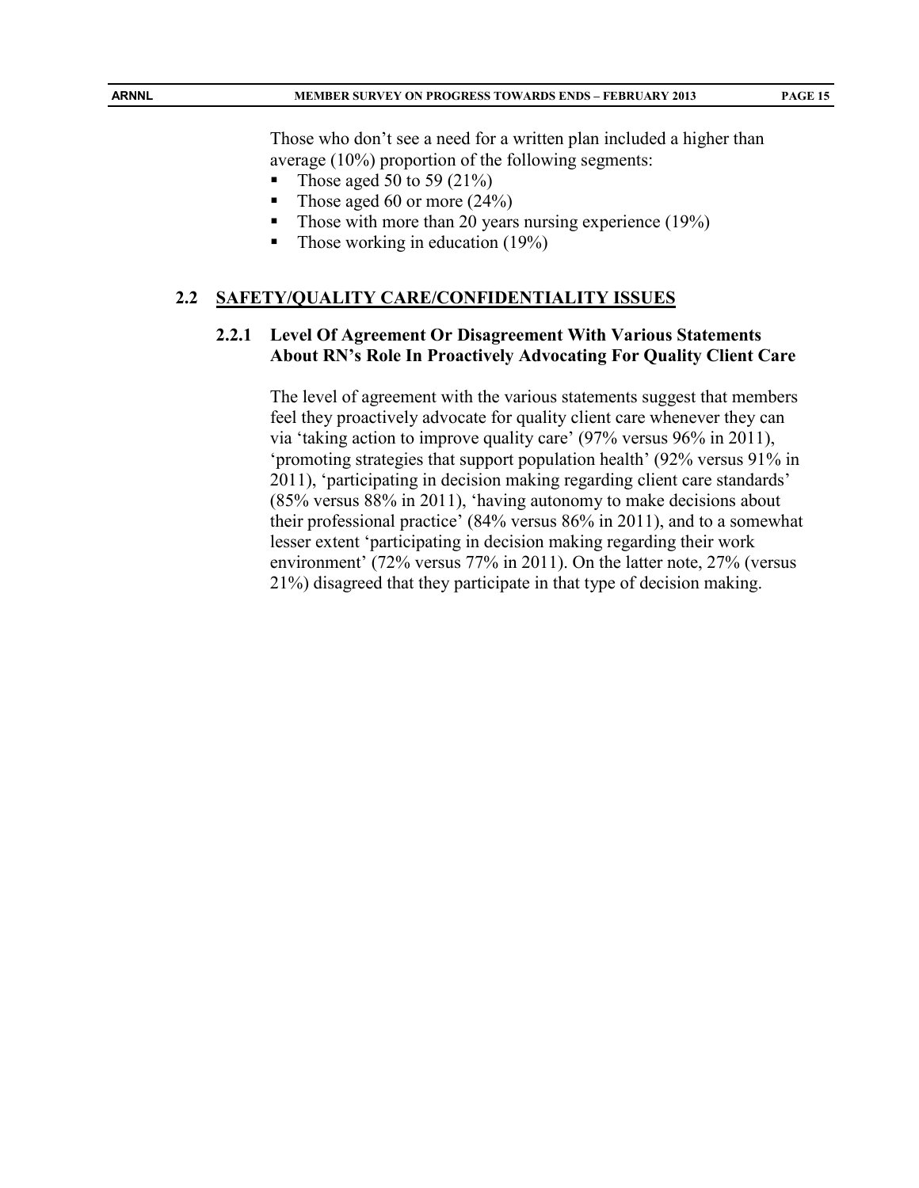Those who don't see a need for a written plan included a higher than average (10%) proportion of the following segments:

- Those aged 50 to 59 (21%)
- Those aged 60 or more (24%)
- Those with more than 20 years nursing experience (19%)
- Those working in education (19%)

## 2.2 SAFETY/QUALITY CARE/CONFIDENTIALITY ISSUES

### 2.2.1 Level Of Agreement Or Disagreement With Various Statements About RN's Role In Proactively Advocating For Quality Client Care

The level of agreement with the various statements suggest that members feel they proactively advocate for quality client care whenever they can via 'taking action to improve quality care' (97% versus 96% in 2011), 'promoting strategies that support population health' (92% versus 91% in 2011), 'participating in decision making regarding client care standards' (85% versus 88% in 2011), 'having autonomy to make decisions about their professional practice' (84% versus 86% in 2011), and to a somewhat lesser extent 'participating in decision making regarding their work environment' (72% versus 77% in 2011). On the latter note, 27% (versus 21%) disagreed that they participate in that type of decision making.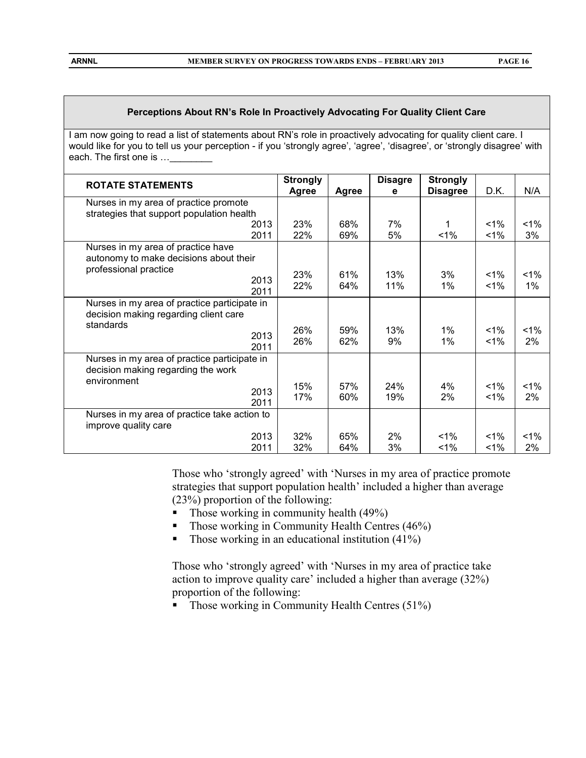**Perceptions About RN's Role In Proactively Advocating For Quality Client Care**

I am now going to read a list of statements about RN's role in proactively advocating for quality client care. I would like for you to tell us your perception - if you 'strongly agree', 'agree', 'disagree', or 'strongly disagree' with each. The first one is …________

| ROTATE STATEMENTS | Strongly Agree | Agree | Disagree | Strongly Disagree | D.K. | N/A |
|---|---|---|---|---|---|---|
| Nurses in my area of practice promote strategies that support population health | | | | | | |
| 2013 | 23% | 68% | 7% | 1 | <1% | <1% |
| 2011 | 22% | 69% | 5% | <1% | <1% | 3% |
| Nurses in my area of practice have autonomy to make decisions about their professional practice | | | | | | |
| 2013 | 23% | 61% | 13% | 3% | <1% | <1% |
| 2011 | 22% | 64% | 11% | 1% | <1% | 1% |
| Nurses in my area of practice participate in decision making regarding client care standards | | | | | | |
| 2013 | 26% | 59% | 13% | 1% | <1% | <1% |
| 2011 | 26% | 62% | 9% | 1% | <1% | 2% |
| Nurses in my area of practice participate in decision making regarding the work environment | | | | | | |
| 2013 | 15% | 57% | 24% | 4% | <1% | <1% |
| 2011 | 17% | 60% | 19% | 2% | <1% | 2% |
| Nurses in my area of practice take action to improve quality care | | | | | | |
| 2013 | 32% | 65% | 2% | <1% | <1% | <1% |
| 2011 | 32% | 64% | 3% | <1% | <1% | 2% |

Those who 'strongly agreed' with 'Nurses in my area of practice promote strategies that support population health' included a higher than average (23%) proportion of the following:

- Those working in community health (49%)
- Those working in Community Health Centres (46%)
- Those working in an educational institution (41%)

Those who 'strongly agreed' with 'Nurses in my area of practice take action to improve quality care' included a higher than average (32%) proportion of the following:

- Those working in Community Health Centres (51%)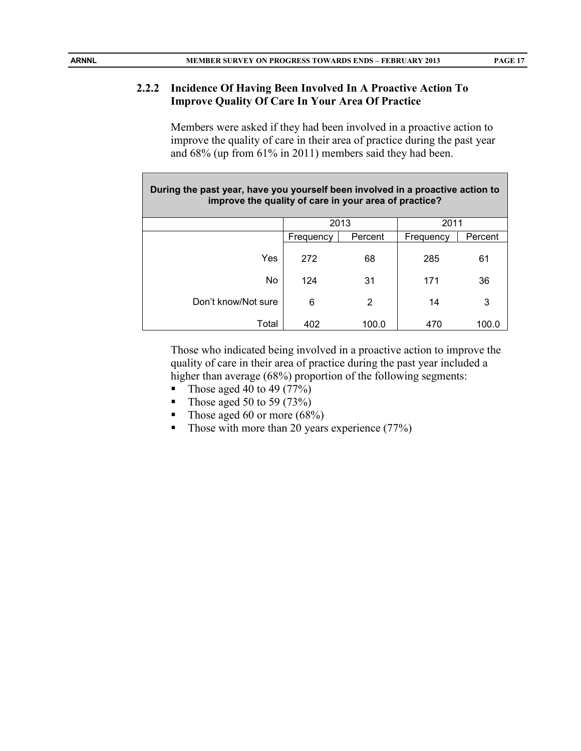### 2.2.2 Incidence Of Having Been Involved In A Proactive Action To Improve Quality Of Care In Your Area Of Practice

Members were asked if they had been involved in a proactive action to improve the quality of care in their area of practice during the past year and 68% (up from 61% in 2011) members said they had been.

**During the past year, have you yourself been involved in a proactive action to improve the quality of care in your area of practice?**

| | 2013 | | 2011 | |
|---|---|---|---|---|
| | Frequency | Percent | Frequency | Percent |
| Yes | 272 | 68 | 285 | 61 |
| No | 124 | 31 | 171 | 36 |
| Don't know/Not sure | 6 | 2 | 14 | 3 |
| Total | 402 | 100.0 | 470 | 100.0 |

Those who indicated being involved in a proactive action to improve the quality of care in their area of practice during the past year included a higher than average (68%) proportion of the following segments:

- Those aged 40 to 49 (77%)
- Those aged 50 to 59 (73%)
- Those aged 60 or more (68%)
- Those with more than 20 years experience (77%)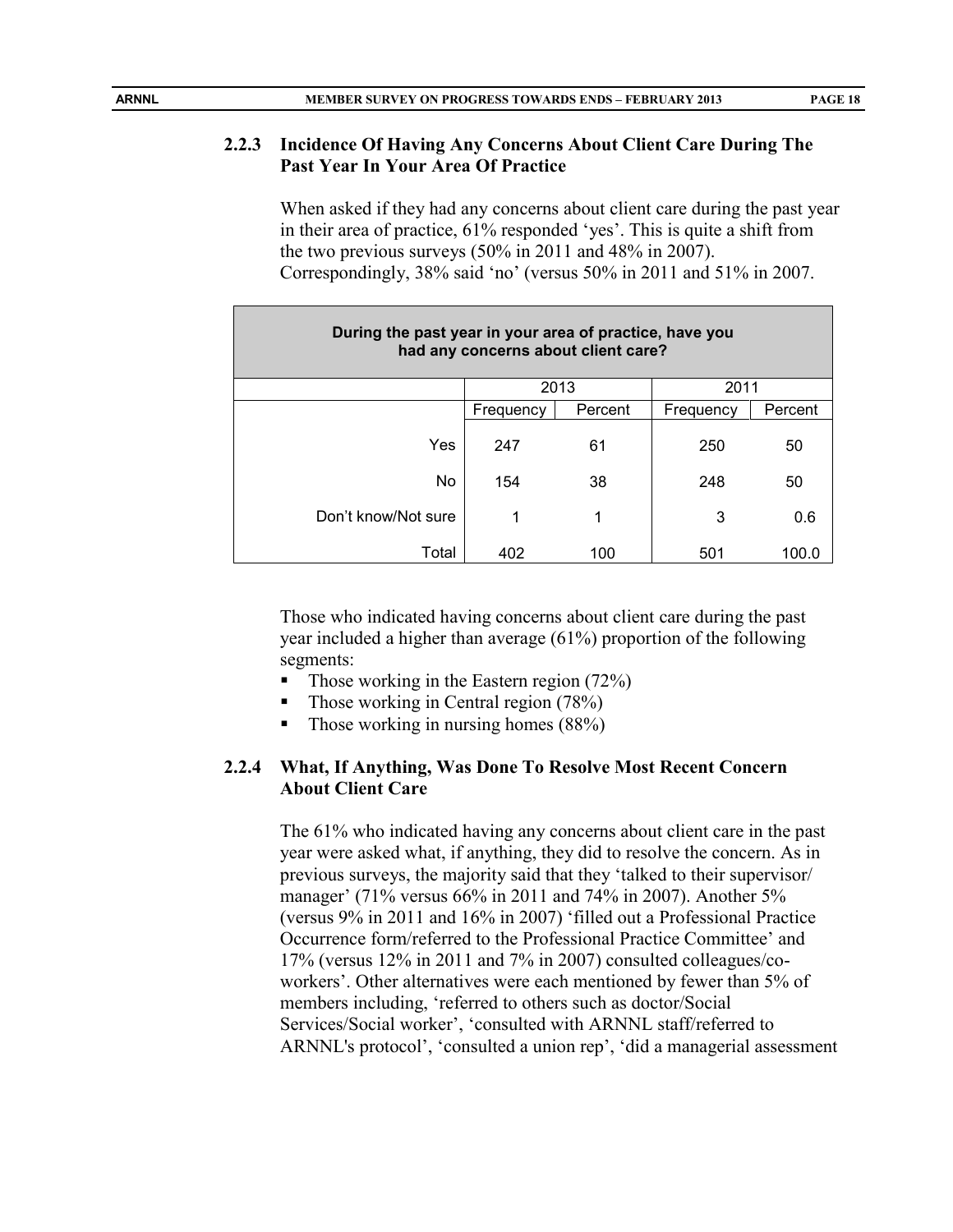### 2.2.3 Incidence Of Having Any Concerns About Client Care During The Past Year In Your Area Of Practice

When asked if they had any concerns about client care during the past year in their area of practice, 61% responded 'yes'. This is quite a shift from the two previous surveys (50% in 2011 and 48% in 2007). Correspondingly, 38% said 'no' (versus 50% in 2011 and 51% in 2007.

| During the past year in your area of practice, have you had any concerns about client care? | | | | |
|---|---|---|---|---|
| | 2013 | | 2011 | |
| | Frequency | Percent | Frequency | Percent |
| Yes | 247 | 61 | 250 | 50 |
| No | 154 | 38 | 248 | 50 |
| Don't know/Not sure | 1 | 1 | 3 | 0.6 |
| Total | 402 | 100 | 501 | 100.0 |

Those who indicated having concerns about client care during the past year included a higher than average (61%) proportion of the following segments:

- Those working in the Eastern region (72%)
- Those working in Central region (78%)
- Those working in nursing homes (88%)

### 2.2.4 What, If Anything, Was Done To Resolve Most Recent Concern About Client Care

The 61% who indicated having any concerns about client care in the past year were asked what, if anything, they did to resolve the concern. As in previous surveys, the majority said that they 'talked to their supervisor/ manager' (71% versus 66% in 2011 and 74% in 2007). Another 5% (versus 9% in 2011 and 16% in 2007) 'filled out a Professional Practice Occurrence form/referred to the Professional Practice Committee' and 17% (versus 12% in 2011 and 7% in 2007) consulted colleagues/co-workers'. Other alternatives were each mentioned by fewer than 5% of members including, 'referred to others such as doctor/Social Services/Social worker', 'consulted with ARNNL staff/referred to ARNNL's protocol', 'consulted a union rep', 'did a managerial assessment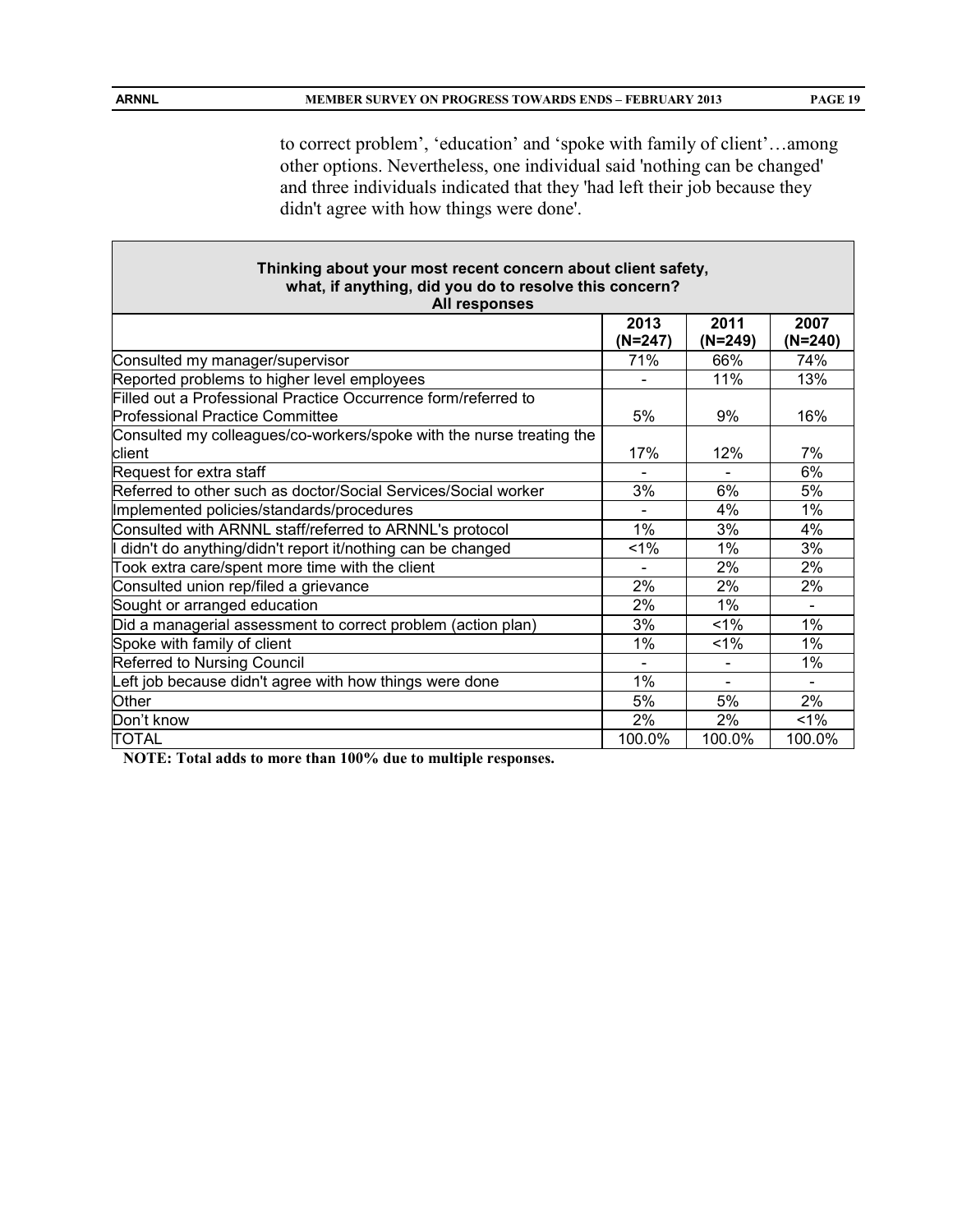to correct problem', 'education' and 'spoke with family of client'…among other options. Nevertheless, one individual said 'nothing can be changed' and three individuals indicated that they 'had left their job because they didn't agree with how things were done'.

| Thinking about your most recent concern about client safety, what, if anything, did you do to resolve this concern? All responses | | | |
|---|---|---|---|
| | 2013 (N=247) | 2011 (N=249) | 2007 (N=240) |
| Consulted my manager/supervisor | 71% | 66% | 74% |
| Reported problems to higher level employees | - | 11% | 13% |
| Filled out a Professional Practice Occurrence form/referred to Professional Practice Committee | 5% | 9% | 16% |
| Consulted my colleagues/co-workers/spoke with the nurse treating the client | 17% | 12% | 7% |
| Request for extra staff | - | - | 6% |
| Referred to other such as doctor/Social Services/Social worker | 3% | 6% | 5% |
| Implemented policies/standards/procedures | - | 4% | 1% |
| Consulted with ARNNL staff/referred to ARNNL's protocol | 1% | 3% | 4% |
| I didn't do anything/didn't report it/nothing can be changed | <1% | 1% | 3% |
| Took extra care/spent more time with the client | - | 2% | 2% |
| Consulted union rep/filed a grievance | 2% | 2% | 2% |
| Sought or arranged education | 2% | 1% | - |
| Did a managerial assessment to correct problem (action plan) | 3% | <1% | 1% |
| Spoke with family of client | 1% | <1% | 1% |
| Referred to Nursing Council | - | - | 1% |
| Left job because didn't agree with how things were done | 1% | - | - |
| Other | 5% | 5% | 2% |
| Don't know | 2% | 2% | <1% |
| TOTAL | 100.0% | 100.0% | 100.0% |

**NOTE: Total adds to more than 100% due to multiple responses.**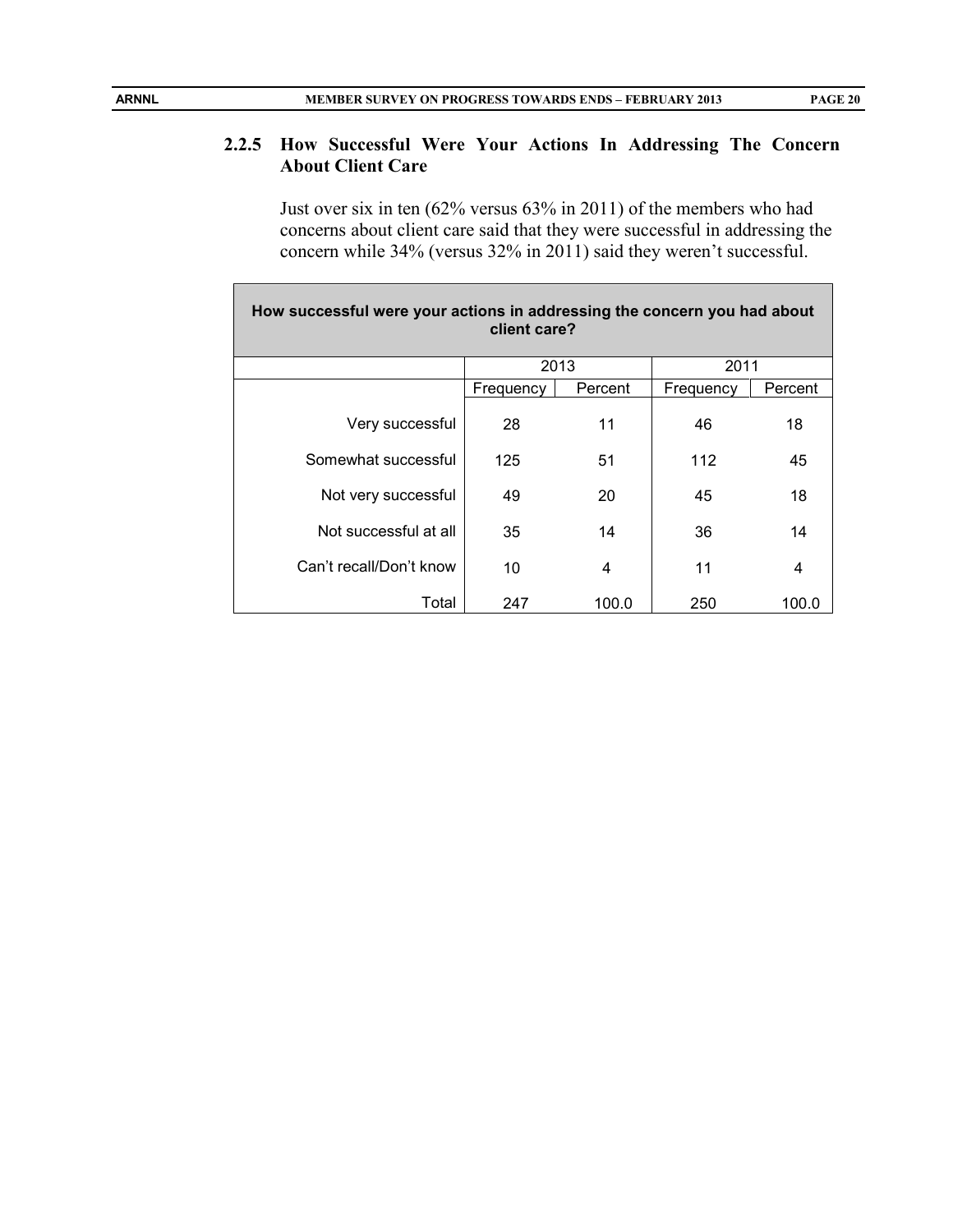### 2.2.5 How Successful Were Your Actions In Addressing The Concern About Client Care

Just over six in ten (62% versus 63% in 2011) of the members who had concerns about client care said that they were successful in addressing the concern while 34% (versus 32% in 2011) said they weren't successful.

| How successful were your actions in addressing the concern you had about client care? | | | | |
|---|---|---|---|---|
| | 2013 | | 2011 | |
| | Frequency | Percent | Frequency | Percent |
| Very successful | 28 | 11 | 46 | 18 |
| Somewhat successful | 125 | 51 | 112 | 45 |
| Not very successful | 49 | 20 | 45 | 18 |
| Not successful at all | 35 | 14 | 36 | 14 |
| Can't recall/Don't know | 10 | 4 | 11 | 4 |
| Total | 247 | 100.0 | 250 | 100.0 |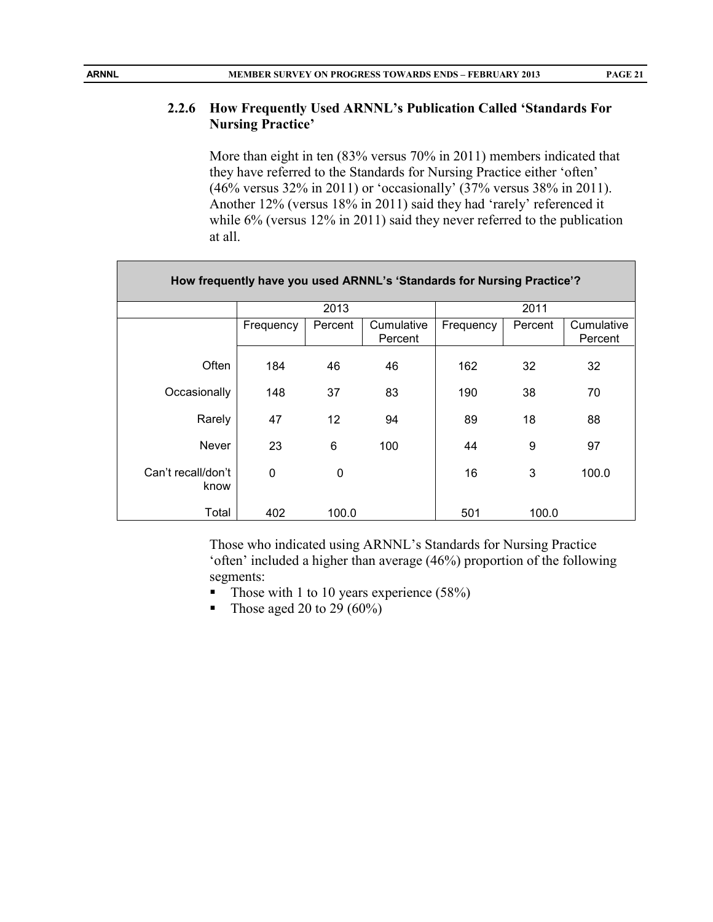### 2.2.6 How Frequently Used ARNNL's Publication Called 'Standards For Nursing Practice'

More than eight in ten (83% versus 70% in 2011) members indicated that they have referred to the Standards for Nursing Practice either 'often' (46% versus 32% in 2011) or 'occasionally' (37% versus 38% in 2011). Another 12% (versus 18% in 2011) said they had 'rarely' referenced it while 6% (versus 12% in 2011) said they never referred to the publication at all.

| How frequently have you used ARNNL's 'Standards for Nursing Practice'? | | | | | | |
|---|---|---|---|---|---|---|
| | 2013 | | | 2011 | | |
| | Frequency | Percent | Cumulative Percent | Frequency | Percent | Cumulative Percent |
| Often | 184 | 46 | 46 | 162 | 32 | 32 |
| Occasionally | 148 | 37 | 83 | 190 | 38 | 70 |
| Rarely | 47 | 12 | 94 | 89 | 18 | 88 |
| Never | 23 | 6 | 100 | 44 | 9 | 97 |
| Can't recall/don't know | 0 | 0 | | 16 | 3 | 100.0 |
| Total | 402 | 100.0 | | 501 | 100.0 | |

Those who indicated using ARNNL's Standards for Nursing Practice 'often' included a higher than average (46%) proportion of the following segments:

- Those with 1 to 10 years experience (58%)
- Those aged 20 to 29 (60%)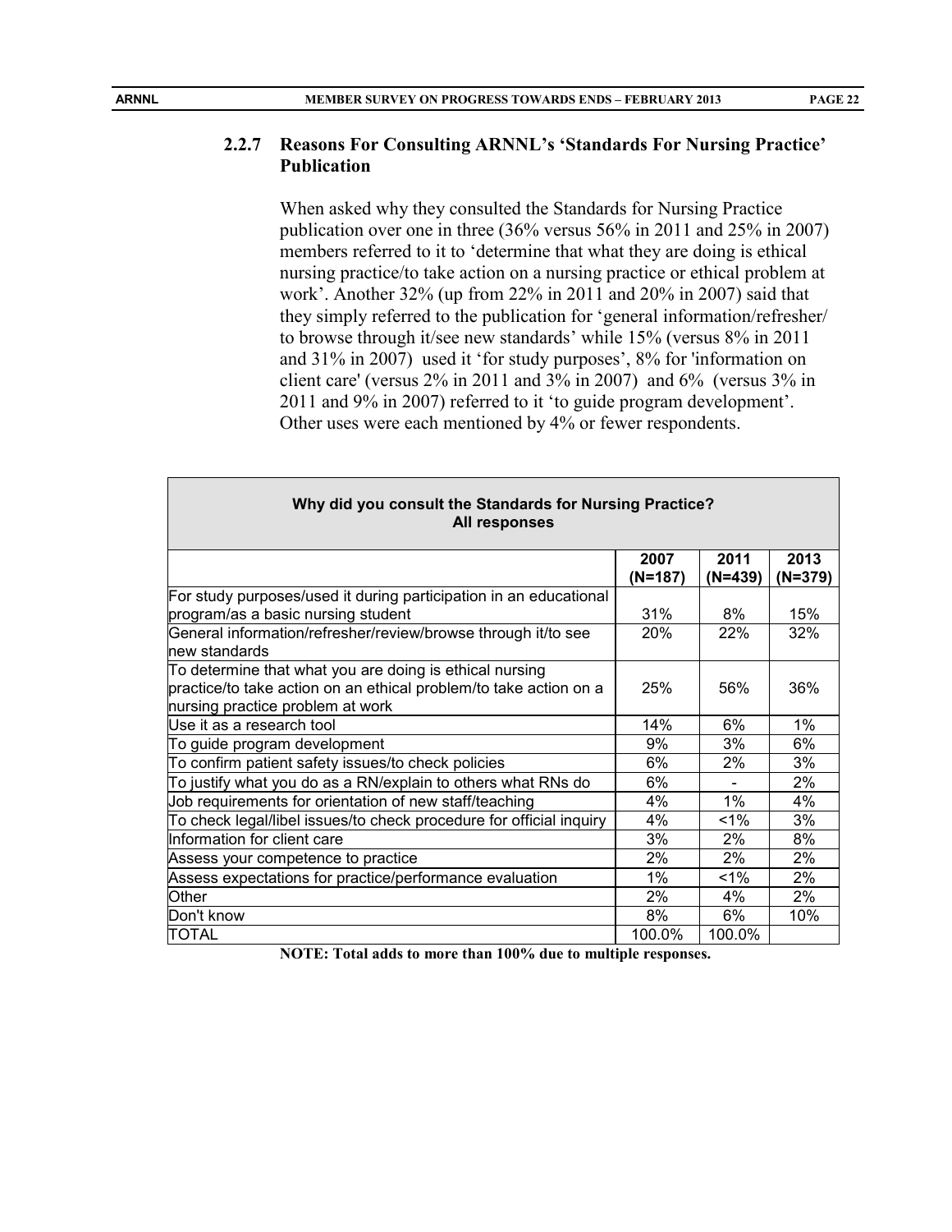### 2.2.7 Reasons For Consulting ARNNL's 'Standards For Nursing Practice' Publication

When asked why they consulted the Standards for Nursing Practice publication over one in three (36% versus 56% in 2011 and 25% in 2007) members referred to it to 'determine that what they are doing is ethical nursing practice/to take action on a nursing practice or ethical problem at work'. Another 32% (up from 22% in 2011 and 20% in 2007) said that they simply referred to the publication for 'general information/refresher/ to browse through it/see new standards' while 15% (versus 8% in 2011 and 31% in 2007) used it 'for study purposes', 8% for 'information on client care' (versus 2% in 2011 and 3% in 2007) and 6% (versus 3% in 2011 and 9% in 2007) referred to it 'to guide program development'. Other uses were each mentioned by 4% or fewer respondents.

**Why did you consult the Standards for Nursing Practice? All responses**

| | 2007 (N=187) | 2011 (N=439) | 2013 (N=379) |
|---|---|---|---|
| For study purposes/used it during participation in an educational program/as a basic nursing student | 31% | 8% | 15% |
| General information/refresher/review/browse through it/to see new standards | 20% | 22% | 32% |
| To determine that what you are doing is ethical nursing practice/to take action on an ethical problem/to take action on a nursing practice problem at work | 25% | 56% | 36% |
| Use it as a research tool | 14% | 6% | 1% |
| To guide program development | 9% | 3% | 6% |
| To confirm patient safety issues/to check policies | 6% | 2% | 3% |
| To justify what you do as a RN/explain to others what RNs do | 6% | - | 2% |
| Job requirements for orientation of new staff/teaching | 4% | 1% | 4% |
| To check legal/libel issues/to check procedure for official inquiry | 4% | <1% | 3% |
| Information for client care | 3% | 2% | 8% |
| Assess your competence to practice | 2% | 2% | 2% |
| Assess expectations for practice/performance evaluation | 1% | <1% | 2% |
| Other | 2% | 4% | 2% |
| Don't know | 8% | 6% | 10% |
| TOTAL | 100.0% | 100.0% | |

**NOTE: Total adds to more than 100% due to multiple responses.**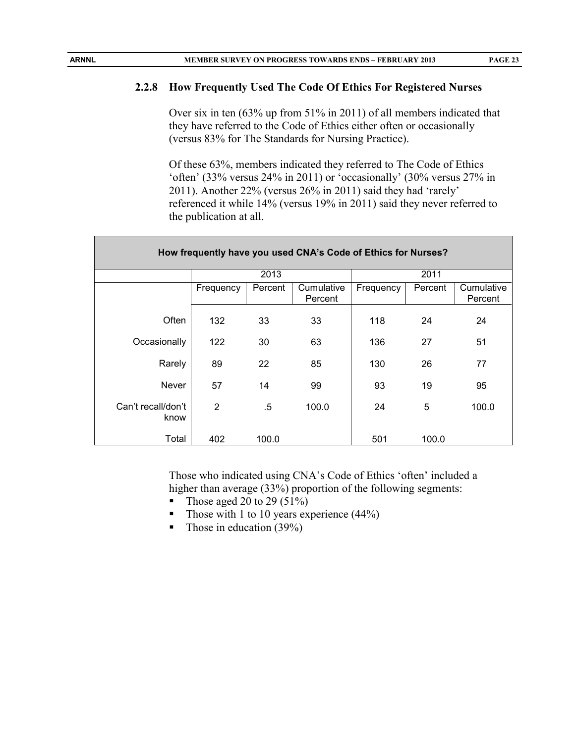### 2.2.8 How Frequently Used The Code Of Ethics For Registered Nurses

Over six in ten (63% up from 51% in 2011) of all members indicated that they have referred to the Code of Ethics either often or occasionally (versus 83% for The Standards for Nursing Practice).

Of these 63%, members indicated they referred to The Code of Ethics 'often' (33% versus 24% in 2011) or 'occasionally' (30% versus 27% in 2011). Another 22% (versus 26% in 2011) said they had 'rarely' referenced it while 14% (versus 19% in 2011) said they never referred to the publication at all.

| How frequently have you used CNA's Code of Ethics for Nurses? | | | | | | |
|---|---|---|---|---|---|---|
| | 2013 | | | 2011 | | |
| | Frequency | Percent | Cumulative Percent | Frequency | Percent | Cumulative Percent |
| Often | 132 | 33 | 33 | 118 | 24 | 24 |
| Occasionally | 122 | 30 | 63 | 136 | 27 | 51 |
| Rarely | 89 | 22 | 85 | 130 | 26 | 77 |
| Never | 57 | 14 | 99 | 93 | 19 | 95 |
| Can't recall/don't know | 2 | .5 | 100.0 | 24 | 5 | 100.0 |
| Total | 402 | 100.0 | | 501 | 100.0 | |

Those who indicated using CNA's Code of Ethics 'often' included a higher than average (33%) proportion of the following segments:

- Those aged 20 to 29 (51%)
- Those with 1 to 10 years experience (44%)
- Those in education (39%)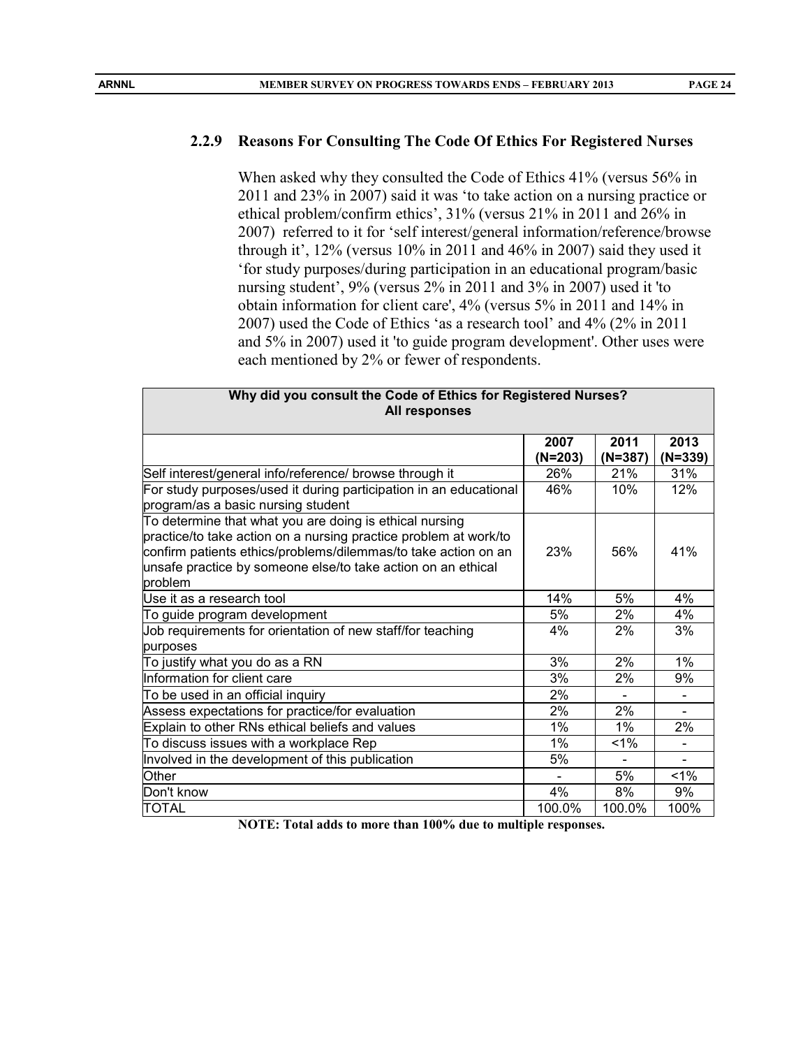### 2.2.9 Reasons For Consulting The Code Of Ethics For Registered Nurses

When asked why they consulted the Code of Ethics 41% (versus 56% in 2011 and 23% in 2007) said it was 'to take action on a nursing practice or ethical problem/confirm ethics', 31% (versus 21% in 2011 and 26% in 2007) referred to it for 'self interest/general information/reference/browse through it', 12% (versus 10% in 2011 and 46% in 2007) said they used it 'for study purposes/during participation in an educational program/basic nursing student', 9% (versus 2% in 2011 and 3% in 2007) used it 'to obtain information for client care', 4% (versus 5% in 2011 and 14% in 2007) used the Code of Ethics 'as a research tool' and 4% (2% in 2011 and 5% in 2007) used it 'to guide program development'. Other uses were each mentioned by 2% or fewer of respondents.

**Why did you consult the Code of Ethics for Registered Nurses? All responses**

| | 2007 (N=203) | 2011 (N=387) | 2013 (N=339) |
|---|---|---|---|
| Self interest/general info/reference/ browse through it | 26% | 21% | 31% |
| For study purposes/used it during participation in an educational program/as a basic nursing student | 46% | 10% | 12% |
| To determine that what you are doing is ethical nursing practice/to take action on a nursing practice problem at work/to confirm patients ethics/problems/dilemmas/to take action on an unsafe practice by someone else/to take action on an ethical problem | 23% | 56% | 41% |
| Use it as a research tool | 14% | 5% | 4% |
| To guide program development | 5% | 2% | 4% |
| Job requirements for orientation of new staff/for teaching purposes | 4% | 2% | 3% |
| To justify what you do as a RN | 3% | 2% | 1% |
| Information for client care | 3% | 2% | 9% |
| To be used in an official inquiry | 2% | - | - |
| Assess expectations for practice/for evaluation | 2% | 2% | - |
| Explain to other RNs ethical beliefs and values | 1% | 1% | 2% |
| To discuss issues with a workplace Rep | 1% | <1% | - |
| Involved in the development of this publication | 5% | - | - |
| Other | - | 5% | <1% |
| Don't know | 4% | 8% | 9% |
| TOTAL | 100.0% | 100.0% | 100% |

**NOTE: Total adds to more than 100% due to multiple responses.**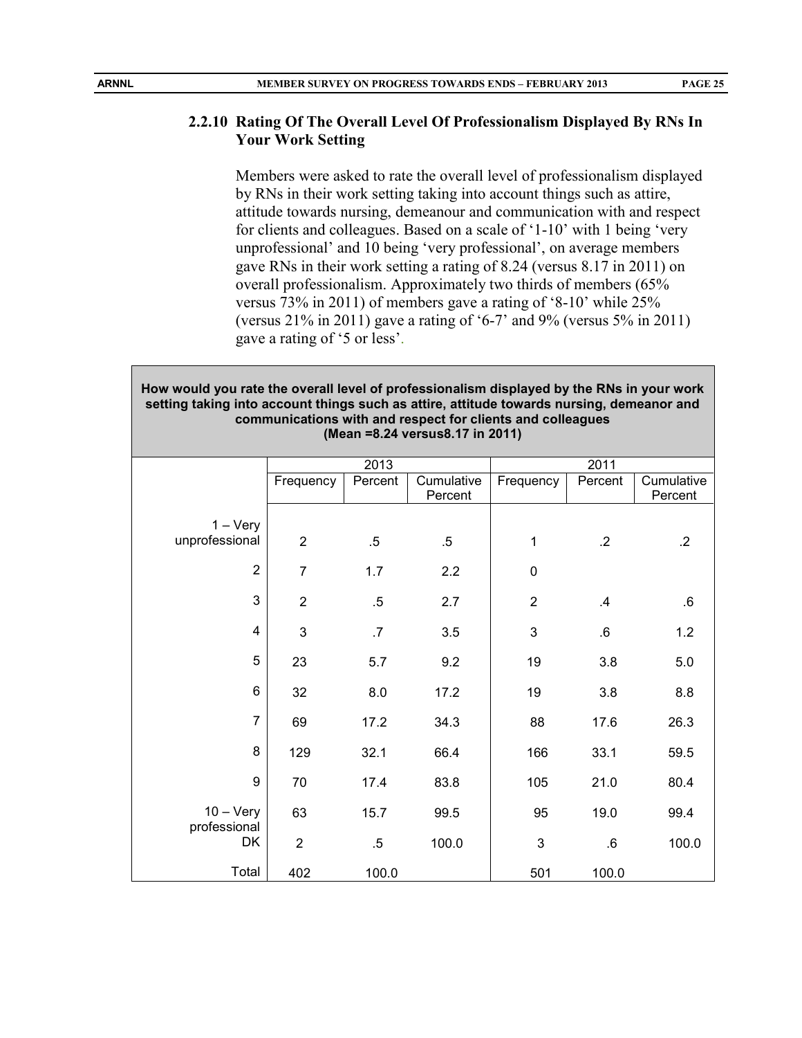### 2.2.10 Rating Of The Overall Level Of Professionalism Displayed By RNs In Your Work Setting

Members were asked to rate the overall level of professionalism displayed by RNs in their work setting taking into account things such as attire, attitude towards nursing, demeanour and communication with and respect for clients and colleagues. Based on a scale of '1-10' with 1 being 'very unprofessional' and 10 being 'very professional', on average members gave RNs in their work setting a rating of 8.24 (versus 8.17 in 2011) on overall professionalism. Approximately two thirds of members (65% versus 73% in 2011) of members gave a rating of '8-10' while 25% (versus 21% in 2011) gave a rating of '6-7' and 9% (versus 5% in 2011) gave a rating of '5 or less'.

**How would you rate the overall level of professionalism displayed by the RNs in your work setting taking into account things such as attire, attitude towards nursing, demeanor and communications with and respect for clients and colleagues (Mean =8.24 versus8.17 in 2011)**

| | 2013 | | | 2011 | | |
|---|---|---|---|---|---|---|
| | Frequency | Percent | Cumulative Percent | Frequency | Percent | Cumulative Percent |
| 1 – Very unprofessional | 2 | .5 | .5 | 1 | .2 | .2 |
| 2 | 7 | 1.7 | 2.2 | 0 | | |
| 3 | 2 | .5 | 2.7 | 2 | .4 | .6 |
| 4 | 3 | .7 | 3.5 | 3 | .6 | 1.2 |
| 5 | 23 | 5.7 | 9.2 | 19 | 3.8 | 5.0 |
| 6 | 32 | 8.0 | 17.2 | 19 | 3.8 | 8.8 |
| 7 | 69 | 17.2 | 34.3 | 88 | 17.6 | 26.3 |
| 8 | 129 | 32.1 | 66.4 | 166 | 33.1 | 59.5 |
| 9 | 70 | 17.4 | 83.8 | 105 | 21.0 | 80.4 |
| 10 – Very professional | 63 | 15.7 | 99.5 | 95 | 19.0 | 99.4 |
| DK | 2 | .5 | 100.0 | 3 | .6 | 100.0 |
| Total | 402 | 100.0 | | 501 | 100.0 | |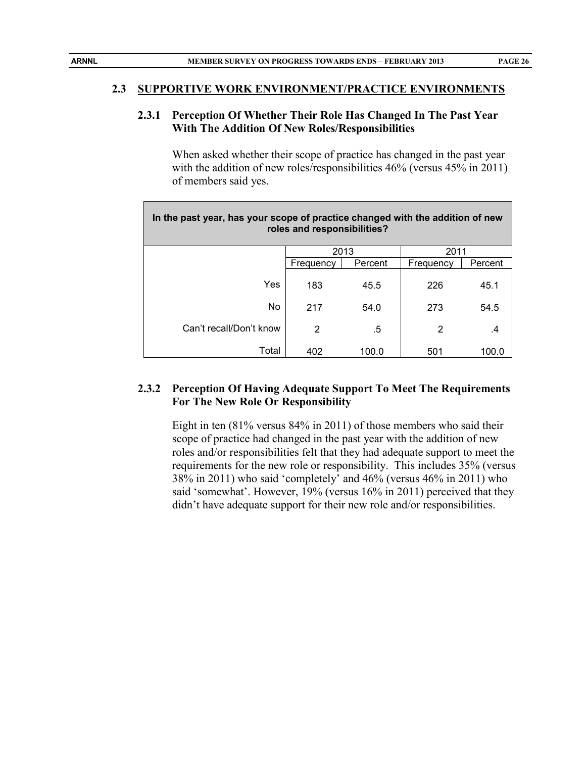## 2.3 SUPPORTIVE WORK ENVIRONMENT/PRACTICE ENVIRONMENTS

### 2.3.1 Perception Of Whether Their Role Has Changed In The Past Year With The Addition Of New Roles/Responsibilities

When asked whether their scope of practice has changed in the past year with the addition of new roles/responsibilities 46% (versus 45% in 2011) of members said yes.

| In the past year, has your scope of practice changed with the addition of new roles and responsibilities? | | | | |
|---|---|---|---|---|
| | 2013 | | 2011 | |
| | Frequency | Percent | Frequency | Percent |
| Yes | 183 | 45.5 | 226 | 45.1 |
| No | 217 | 54.0 | 273 | 54.5 |
| Can't recall/Don't know | 2 | .5 | 2 | .4 |
| Total | 402 | 100.0 | 501 | 100.0 |

### 2.3.2 Perception Of Having Adequate Support To Meet The Requirements For The New Role Or Responsibility

Eight in ten (81% versus 84% in 2011) of those members who said their scope of practice had changed in the past year with the addition of new roles and/or responsibilities felt that they had adequate support to meet the requirements for the new role or responsibility. This includes 35% (versus 38% in 2011) who said 'completely' and 46% (versus 46% in 2011) who said 'somewhat'. However, 19% (versus 16% in 2011) perceived that they didn't have adequate support for their new role and/or responsibilities.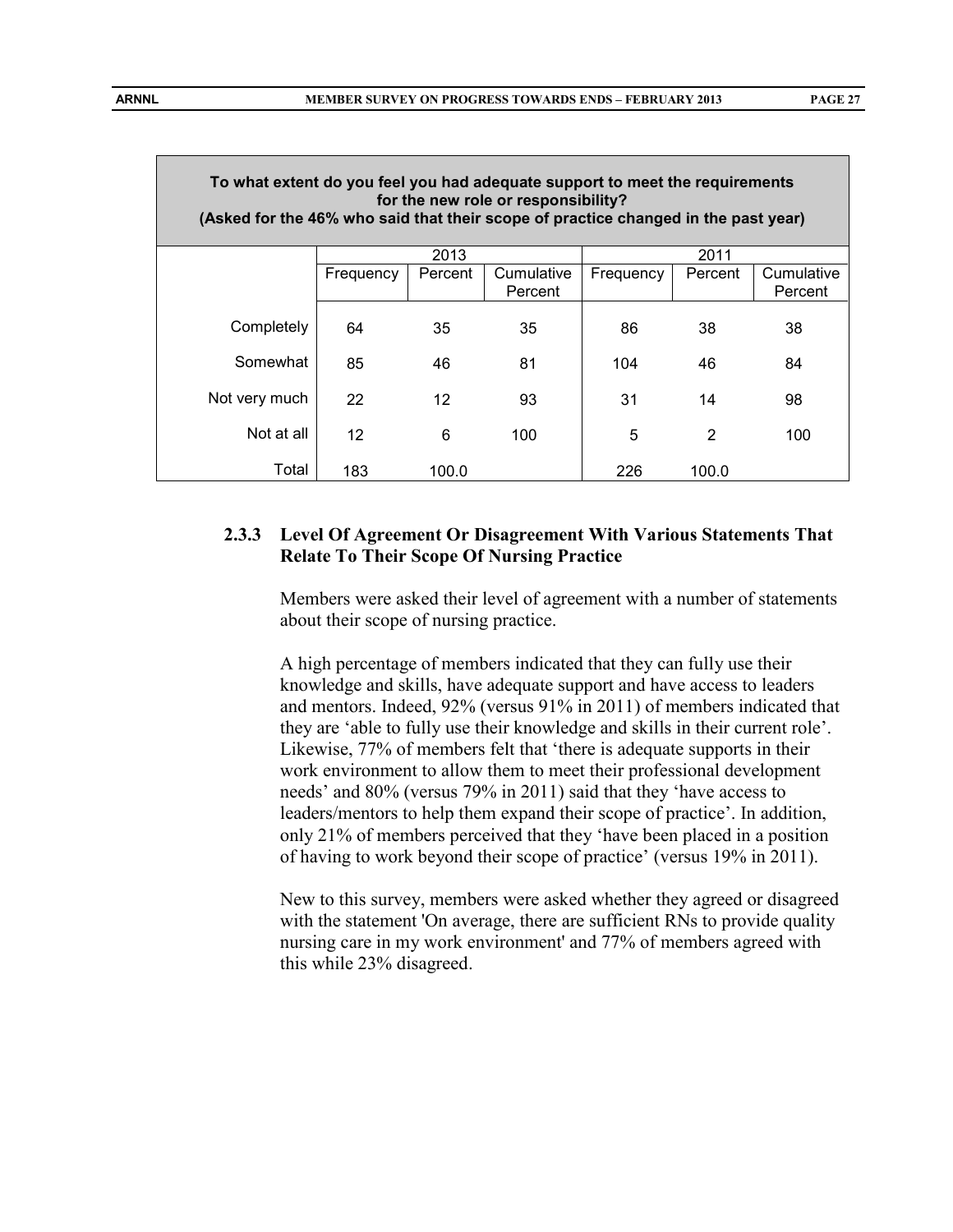| To what extent do you feel you had adequate support to meet the requirements for the new role or responsibility? (Asked for the 46% who said that their scope of practice changed in the past year) | | | | | | |
|---|---|---|---|---|---|---|
| | 2013 | | | 2011 | | |
| | Frequency | Percent | Cumulative Percent | Frequency | Percent | Cumulative Percent |
| Completely | 64 | 35 | 35 | 86 | 38 | 38 |
| Somewhat | 85 | 46 | 81 | 104 | 46 | 84 |
| Not very much | 22 | 12 | 93 | 31 | 14 | 98 |
| Not at all | 12 | 6 | 100 | 5 | 2 | 100 |
| Total | 183 | 100.0 | | 226 | 100.0 | |

### 2.3.3 Level Of Agreement Or Disagreement With Various Statements That Relate To Their Scope Of Nursing Practice

Members were asked their level of agreement with a number of statements about their scope of nursing practice.

A high percentage of members indicated that they can fully use their knowledge and skills, have adequate support and have access to leaders and mentors. Indeed, 92% (versus 91% in 2011) of members indicated that they are 'able to fully use their knowledge and skills in their current role'. Likewise, 77% of members felt that 'there is adequate supports in their work environment to allow them to meet their professional development needs' and 80% (versus 79% in 2011) said that they 'have access to leaders/mentors to help them expand their scope of practice'. In addition, only 21% of members perceived that they 'have been placed in a position of having to work beyond their scope of practice' (versus 19% in 2011).

New to this survey, members were asked whether they agreed or disagreed with the statement 'On average, there are sufficient RNs to provide quality nursing care in my work environment' and 77% of members agreed with this while 23% disagreed.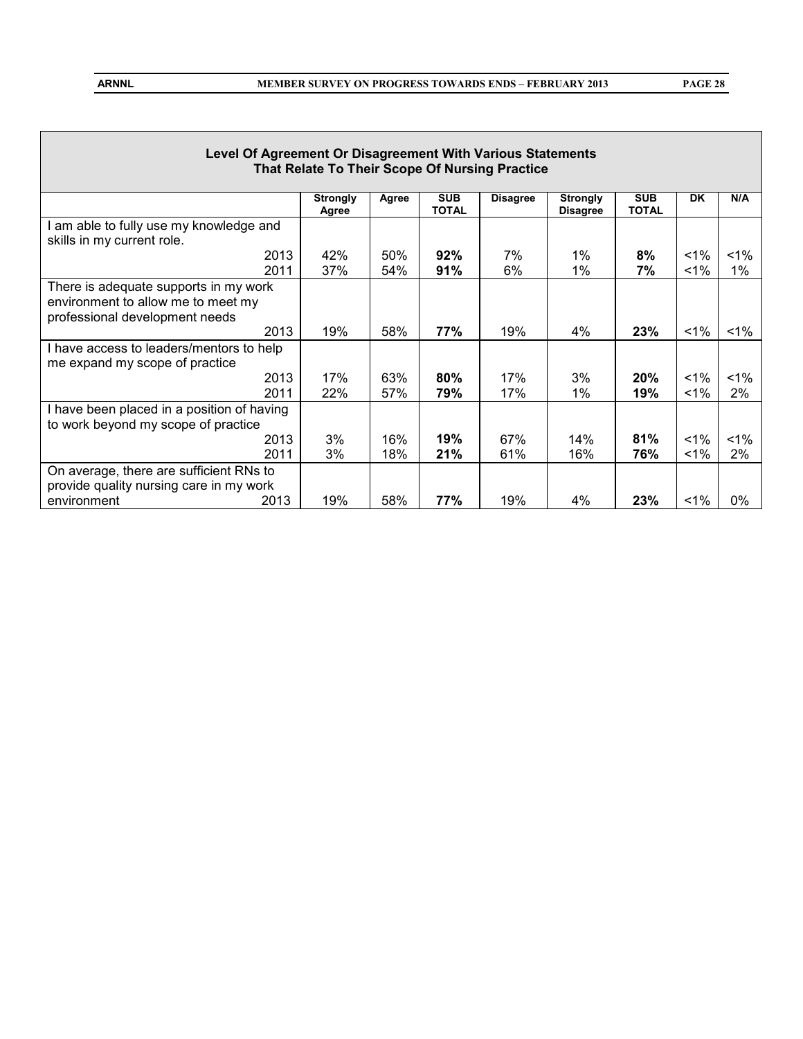**Level Of Agreement Or Disagreement With Various Statements That Relate To Their Scope Of Nursing Practice**

| | Strongly Agree | Agree | SUB TOTAL | Disagree | Strongly Disagree | SUB TOTAL | DK | N/A |
|---|---|---|---|---|---|---|---|---|
| I am able to fully use my knowledge and skills in my current role. | | | | | | | | |
| 2013 | 42% | 50% | **92%** | 7% | 1% | **8%** | <1% | <1% |
| 2011 | 37% | 54% | **91%** | 6% | 1% | **7%** | <1% | 1% |
| There is adequate supports in my work environment to allow me to meet my professional development needs | | | | | | | | |
| 2013 | 19% | 58% | **77%** | 19% | 4% | **23%** | <1% | <1% |
| I have access to leaders/mentors to help me expand my scope of practice | | | | | | | | |
| 2013 | 17% | 63% | **80%** | 17% | 3% | **20%** | <1% | <1% |
| 2011 | 22% | 57% | **79%** | 17% | 1% | **19%** | <1% | 2% |
| I have been placed in a position of having to work beyond my scope of practice | | | | | | | | |
| 2013 | 3% | 16% | **19%** | 67% | 14% | **81%** | <1% | <1% |
| 2011 | 3% | 18% | **21%** | 61% | 16% | **76%** | <1% | 2% |
| On average, there are sufficient RNs to provide quality nursing care in my work environment 2013 | 19% | 58% | **77%** | 19% | 4% | **23%** | <1% | 0% |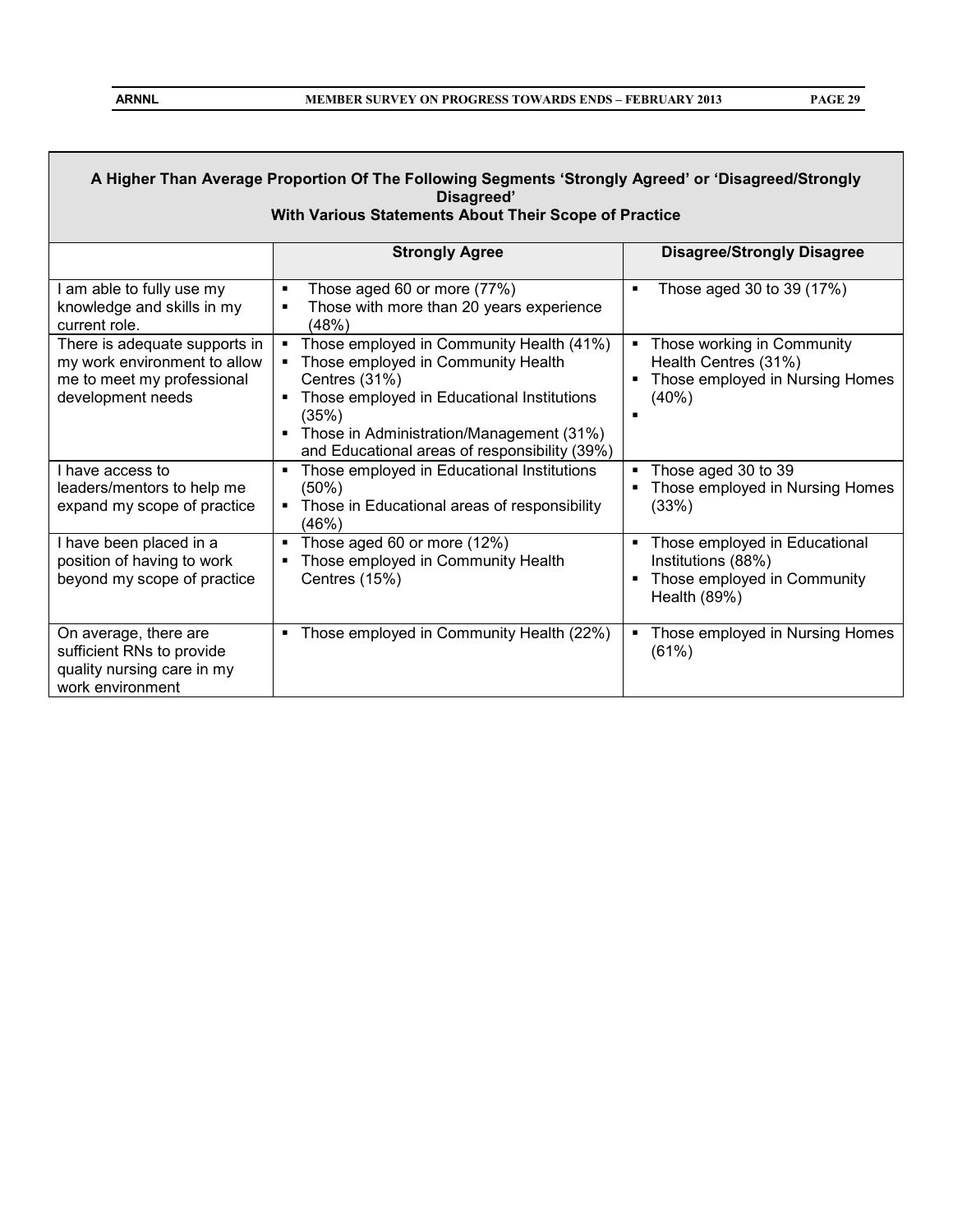| A Higher Than Average Proportion Of The Following Segments 'Strongly Agreed' or 'Disagreed/Strongly Disagreed' With Various Statements About Their Scope of Practice | | |
|---|---|---|
| | **Strongly Agree** | **Disagree/Strongly Disagree** |
| I am able to fully use my knowledge and skills in my current role. | ▪ Those aged 60 or more (77%)<br>▪ Those with more than 20 years experience (48%) | ▪ Those aged 30 to 39 (17%) |
| There is adequate supports in my work environment to allow me to meet my professional development needs | ▪ Those employed in Community Health (41%)<br>▪ Those employed in Community Health Centres (31%)<br>▪ Those employed in Educational Institutions (35%)<br>▪ Those in Administration/Management (31%) and Educational areas of responsibility (39%) | ▪ Those working in Community Health Centres (31%)<br>▪ Those employed in Nursing Homes (40%)<br>▪ |
| I have access to leaders/mentors to help me expand my scope of practice | ▪ Those employed in Educational Institutions (50%)<br>▪ Those in Educational areas of responsibility (46%) | ▪ Those aged 30 to 39<br>▪ Those employed in Nursing Homes (33%) |
| I have been placed in a position of having to work beyond my scope of practice | ▪ Those aged 60 or more (12%)<br>▪ Those employed in Community Health Centres (15%) | ▪ Those employed in Educational Institutions (88%)<br>▪ Those employed in Community Health (89%) |
| On average, there are sufficient RNs to provide quality nursing care in my work environment | ▪ Those employed in Community Health (22%) | ▪ Those employed in Nursing Homes (61%) |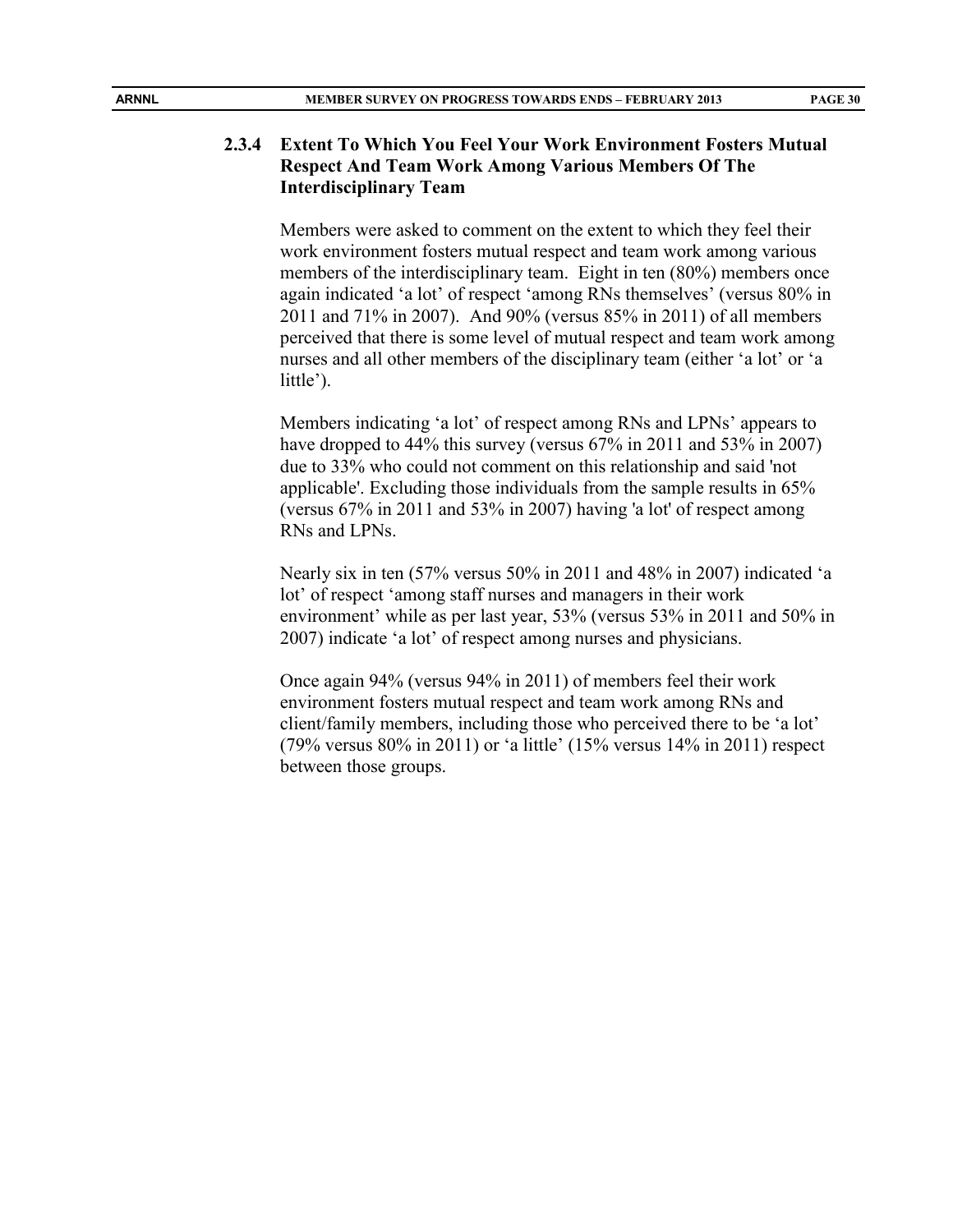### 2.3.4 Extent To Which You Feel Your Work Environment Fosters Mutual Respect And Team Work Among Various Members Of The Interdisciplinary Team

Members were asked to comment on the extent to which they feel their work environment fosters mutual respect and team work among various members of the interdisciplinary team. Eight in ten (80%) members once again indicated 'a lot' of respect 'among RNs themselves' (versus 80% in 2011 and 71% in 2007). And 90% (versus 85% in 2011) of all members perceived that there is some level of mutual respect and team work among nurses and all other members of the disciplinary team (either 'a lot' or 'a little').

Members indicating 'a lot' of respect among RNs and LPNs' appears to have dropped to 44% this survey (versus 67% in 2011 and 53% in 2007) due to 33% who could not comment on this relationship and said 'not applicable'. Excluding those individuals from the sample results in 65% (versus 67% in 2011 and 53% in 2007) having 'a lot' of respect among RNs and LPNs.

Nearly six in ten (57% versus 50% in 2011 and 48% in 2007) indicated 'a lot' of respect 'among staff nurses and managers in their work environment' while as per last year, 53% (versus 53% in 2011 and 50% in 2007) indicate 'a lot' of respect among nurses and physicians.

Once again 94% (versus 94% in 2011) of members feel their work environment fosters mutual respect and team work among RNs and client/family members, including those who perceived there to be 'a lot' (79% versus 80% in 2011) or 'a little' (15% versus 14% in 2011) respect between those groups.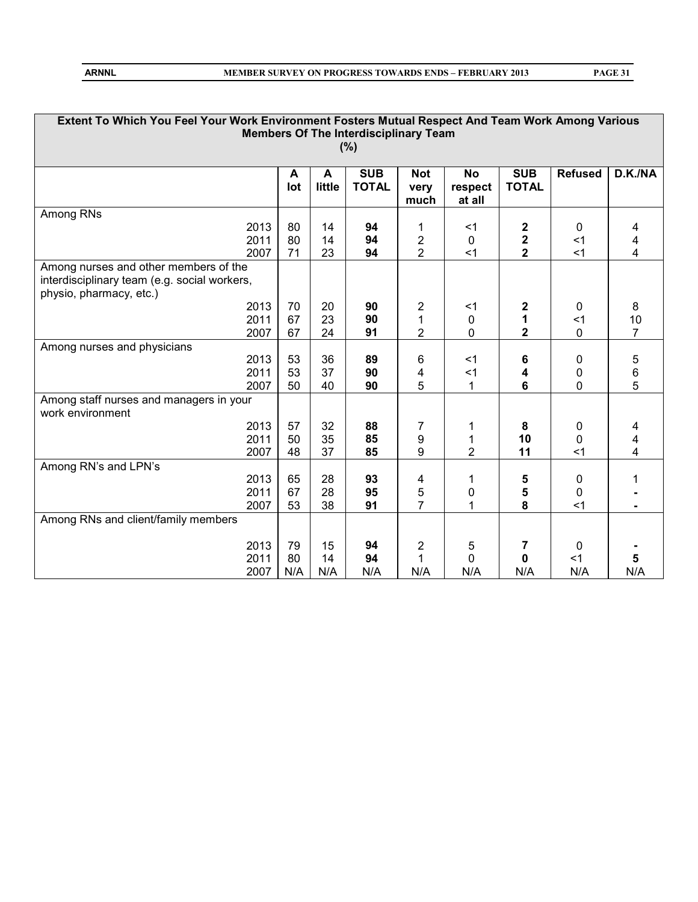**Extent To Which You Feel Your Work Environment Fosters Mutual Respect And Team Work Among Various Members Of The Interdisciplinary Team (%)**

| | A lot | A little | SUB TOTAL | Not very much | No respect at all | SUB TOTAL | Refused | D.K./NA |
|---|---|---|---|---|---|---|---|---|
| Among RNs | | | | | | | | |
| 2013 | 80 | 14 | **94** | 1 | <1 | **2** | 0 | 4 |
| 2011 | 80 | 14 | **94** | 2 | 0 | **2** | <1 | 4 |
| 2007 | 71 | 23 | **94** | 2 | <1 | **2** | <1 | 4 |
| Among nurses and other members of the interdisciplinary team (e.g. social workers, physio, pharmacy, etc.) | | | | | | | | |
| 2013 | 70 | 20 | **90** | 2 | <1 | **2** | 0 | 8 |
| 2011 | 67 | 23 | **90** | 1 | 0 | **1** | <1 | 10 |
| 2007 | 67 | 24 | **91** | 2 | 0 | **2** | 0 | 7 |
| Among nurses and physicians | | | | | | | | |
| 2013 | 53 | 36 | **89** | 6 | <1 | **6** | 0 | 5 |
| 2011 | 53 | 37 | **90** | 4 | <1 | **4** | 0 | 6 |
| 2007 | 50 | 40 | **90** | 5 | 1 | **6** | 0 | 5 |
| Among staff nurses and managers in your work environment | | | | | | | | |
| 2013 | 57 | 32 | **88** | 7 | 1 | **8** | 0 | 4 |
| 2011 | 50 | 35 | **85** | 9 | 1 | **10** | 0 | 4 |
| 2007 | 48 | 37 | **85** | 9 | 2 | **11** | <1 | 4 |
| Among RN's and LPN's | | | | | | | | |
| 2013 | 65 | 28 | **93** | 4 | 1 | **5** | 0 | 1 |
| 2011 | 67 | 28 | **95** | 5 | 0 | **5** | 0 | - |
| 2007 | 53 | 38 | **91** | 7 | 1 | **8** | <1 | - |
| Among RNs and client/family members | | | | | | | | |
| 2013 | 79 | 15 | **94** | 2 | 5 | **7** | 0 | - |
| 2011 | 80 | 14 | **94** | 1 | 0 | **0** | <1 | **5** |
| 2007 | N/A | N/A | N/A | N/A | N/A | N/A | N/A | N/A |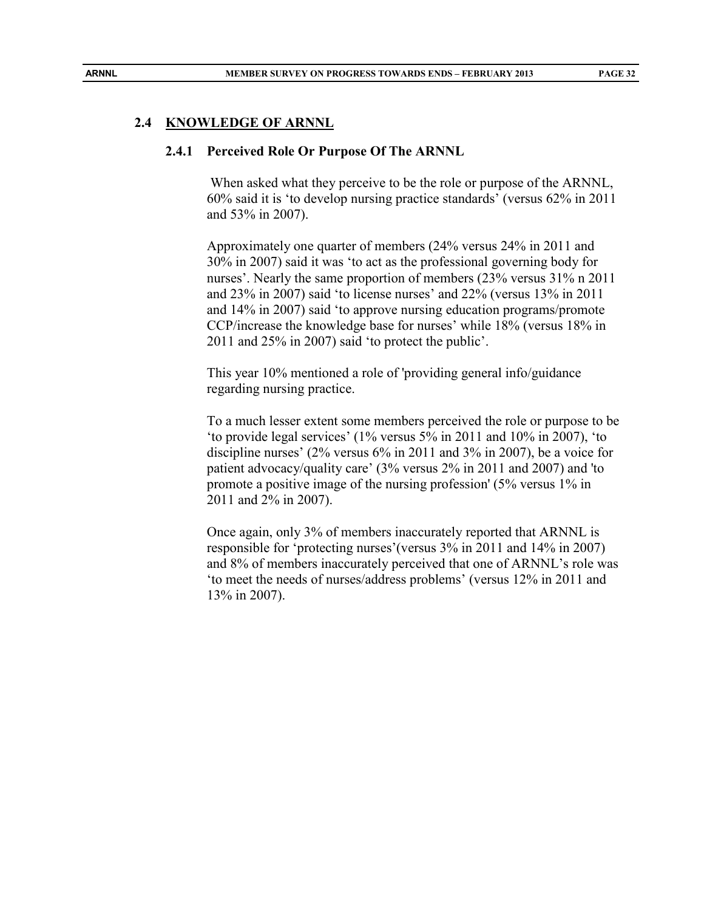## 2.4 KNOWLEDGE OF ARNNL

### 2.4.1 Perceived Role Or Purpose Of The ARNNL

When asked what they perceive to be the role or purpose of the ARNNL, 60% said it is 'to develop nursing practice standards' (versus 62% in 2011 and 53% in 2007).

Approximately one quarter of members (24% versus 24% in 2011 and 30% in 2007) said it was 'to act as the professional governing body for nurses'. Nearly the same proportion of members (23% versus 31% n 2011 and 23% in 2007) said 'to license nurses' and 22% (versus 13% in 2011 and 14% in 2007) said 'to approve nursing education programs/promote CCP/increase the knowledge base for nurses' while 18% (versus 18% in 2011 and 25% in 2007) said 'to protect the public'.

This year 10% mentioned a role of 'providing general info/guidance regarding nursing practice.

To a much lesser extent some members perceived the role or purpose to be 'to provide legal services' (1% versus 5% in 2011 and 10% in 2007), 'to discipline nurses' (2% versus 6% in 2011 and 3% in 2007), be a voice for patient advocacy/quality care' (3% versus 2% in 2011 and 2007) and 'to promote a positive image of the nursing profession' (5% versus 1% in 2011 and 2% in 2007).

Once again, only 3% of members inaccurately reported that ARNNL is responsible for 'protecting nurses'(versus 3% in 2011 and 14% in 2007) and 8% of members inaccurately perceived that one of ARNNL's role was 'to meet the needs of nurses/address problems' (versus 12% in 2011 and 13% in 2007).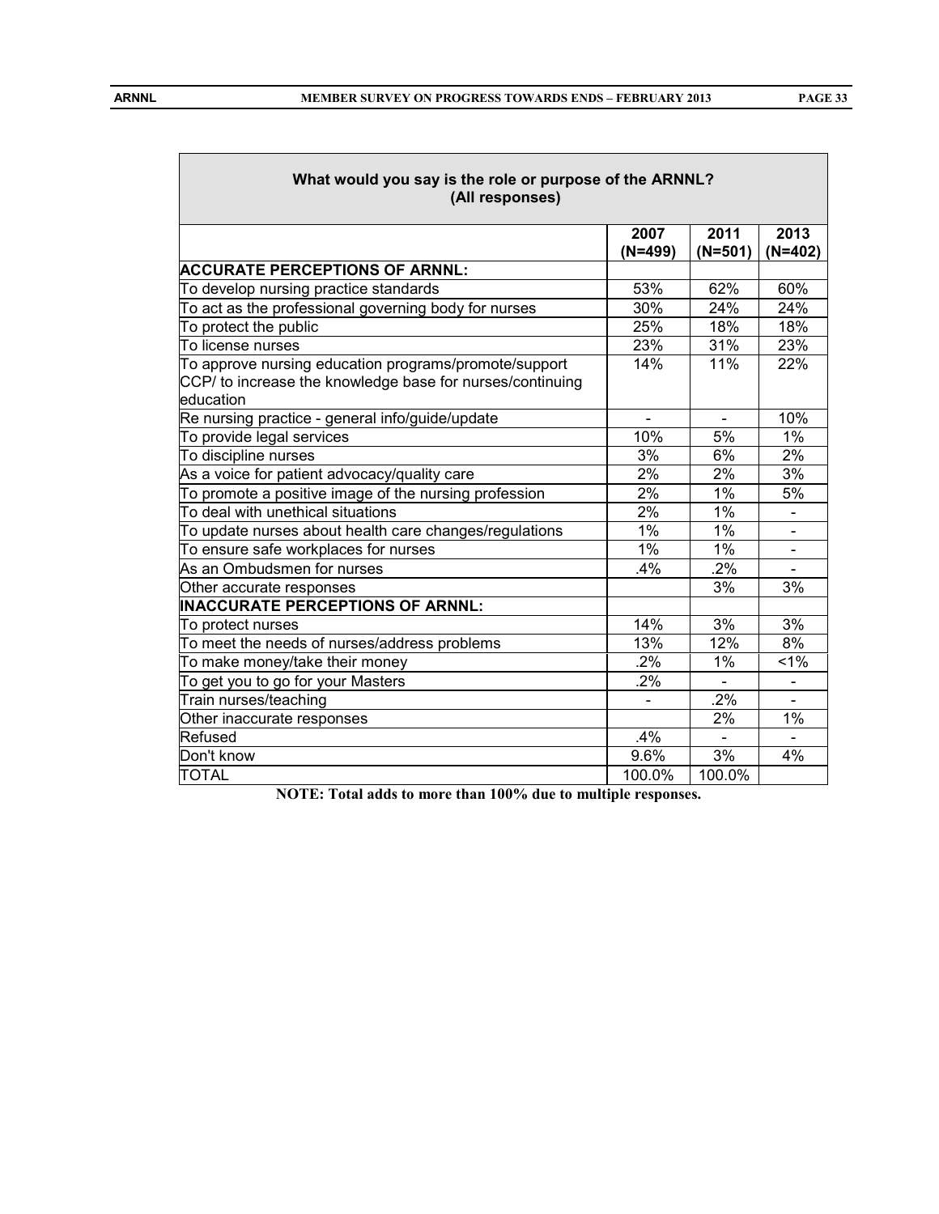| What would you say is the role or purpose of the ARNNL? (All responses) | | | |
|---|---|---|---|
| | **2007 (N=499)** | **2011 (N=501)** | **2013 (N=402)** |
| **ACCURATE PERCEPTIONS OF ARNNL:** | | | |
| To develop nursing practice standards | 53% | 62% | 60% |
| To act as the professional governing body for nurses | 30% | 24% | 24% |
| To protect the public | 25% | 18% | 18% |
| To license nurses | 23% | 31% | 23% |
| To approve nursing education programs/promote/support CCP/ to increase the knowledge base for nurses/continuing education | 14% | 11% | 22% |
| Re nursing practice - general info/guide/update | - | - | 10% |
| To provide legal services | 10% | 5% | 1% |
| To discipline nurses | 3% | 6% | 2% |
| As a voice for patient advocacy/quality care | 2% | 2% | 3% |
| To promote a positive image of the nursing profession | 2% | 1% | 5% |
| To deal with unethical situations | 2% | 1% | - |
| To update nurses about health care changes/regulations | 1% | 1% | - |
| To ensure safe workplaces for nurses | 1% | 1% | - |
| As an Ombudsmen for nurses | .4% | .2% | - |
| Other accurate responses | | 3% | 3% |
| **INACCURATE PERCEPTIONS OF ARNNL:** | | | |
| To protect nurses | 14% | 3% | 3% |
| To meet the needs of nurses/address problems | 13% | 12% | 8% |
| To make money/take their money | .2% | 1% | <1% |
| To get you to go for your Masters | .2% | - | - |
| Train nurses/teaching | - | .2% | - |
| Other inaccurate responses | | 2% | 1% |
| Refused | .4% | - | - |
| Don't know | 9.6% | 3% | 4% |
| TOTAL | 100.0% | 100.0% | |

**NOTE: Total adds to more than 100% due to multiple responses.**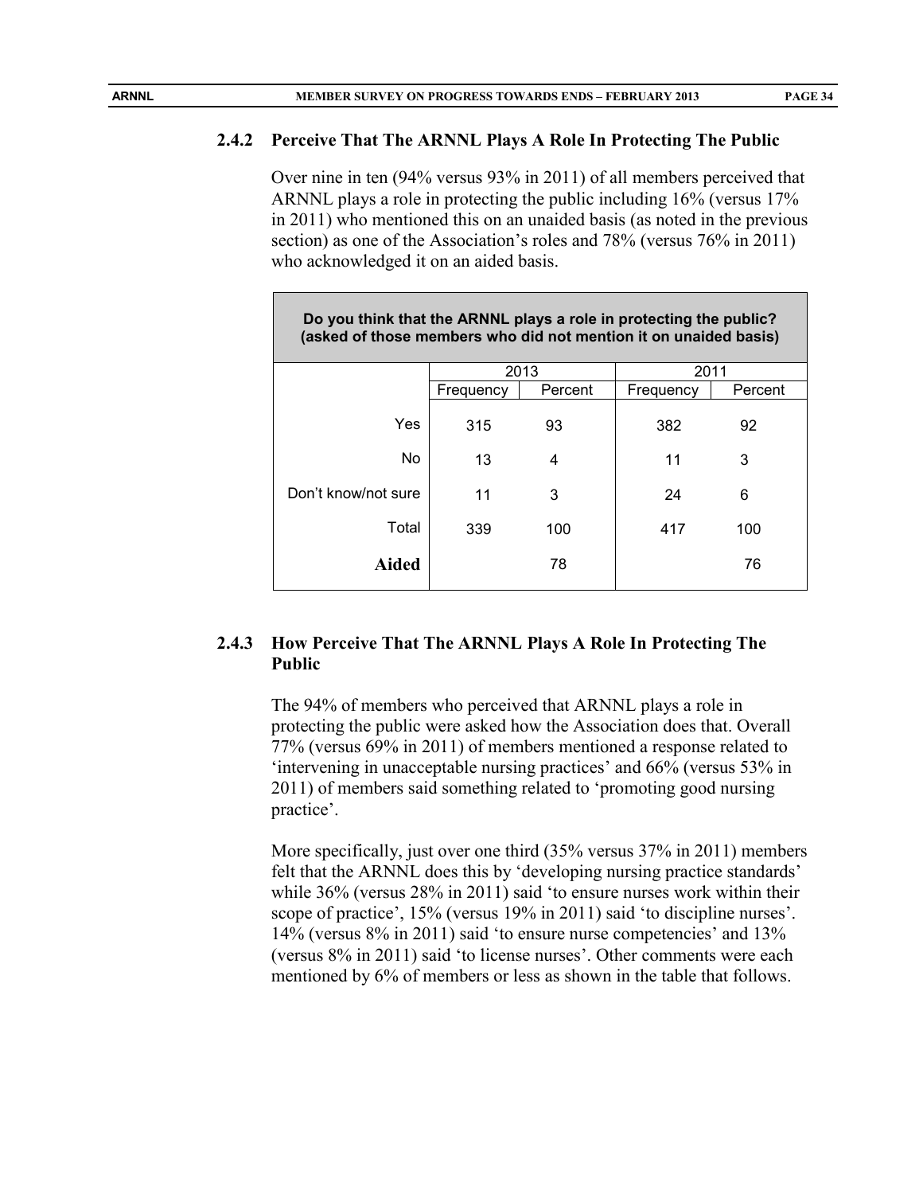### 2.4.2 Perceive That The ARNNL Plays A Role In Protecting The Public

Over nine in ten (94% versus 93% in 2011) of all members perceived that ARNNL plays a role in protecting the public including 16% (versus 17% in 2011) who mentioned this on an unaided basis (as noted in the previous section) as one of the Association's roles and 78% (versus 76% in 2011) who acknowledged it on an aided basis.

| Do you think that the ARNNL plays a role in protecting the public? (asked of those members who did not mention it on unaided basis) | | | | |
|---|---|---|---|---|
| | 2013 | | 2011 | |
| | Frequency | Percent | Frequency | Percent |
| Yes | 315 | 93 | 382 | 92 |
| No | 13 | 4 | 11 | 3 |
| Don't know/not sure | 11 | 3 | 24 | 6 |
| Total | 339 | 100 | 417 | 100 |
| **Aided** | | 78 | | 76 |

### 2.4.3 How Perceive That The ARNNL Plays A Role In Protecting The Public

The 94% of members who perceived that ARNNL plays a role in protecting the public were asked how the Association does that. Overall 77% (versus 69% in 2011) of members mentioned a response related to 'intervening in unacceptable nursing practices' and 66% (versus 53% in 2011) of members said something related to 'promoting good nursing practice'.

More specifically, just over one third (35% versus 37% in 2011) members felt that the ARNNL does this by 'developing nursing practice standards' while 36% (versus 28% in 2011) said 'to ensure nurses work within their scope of practice', 15% (versus 19% in 2011) said 'to discipline nurses'. 14% (versus 8% in 2011) said 'to ensure nurse competencies' and 13% (versus 8% in 2011) said 'to license nurses'. Other comments were each mentioned by 6% of members or less as shown in the table that follows.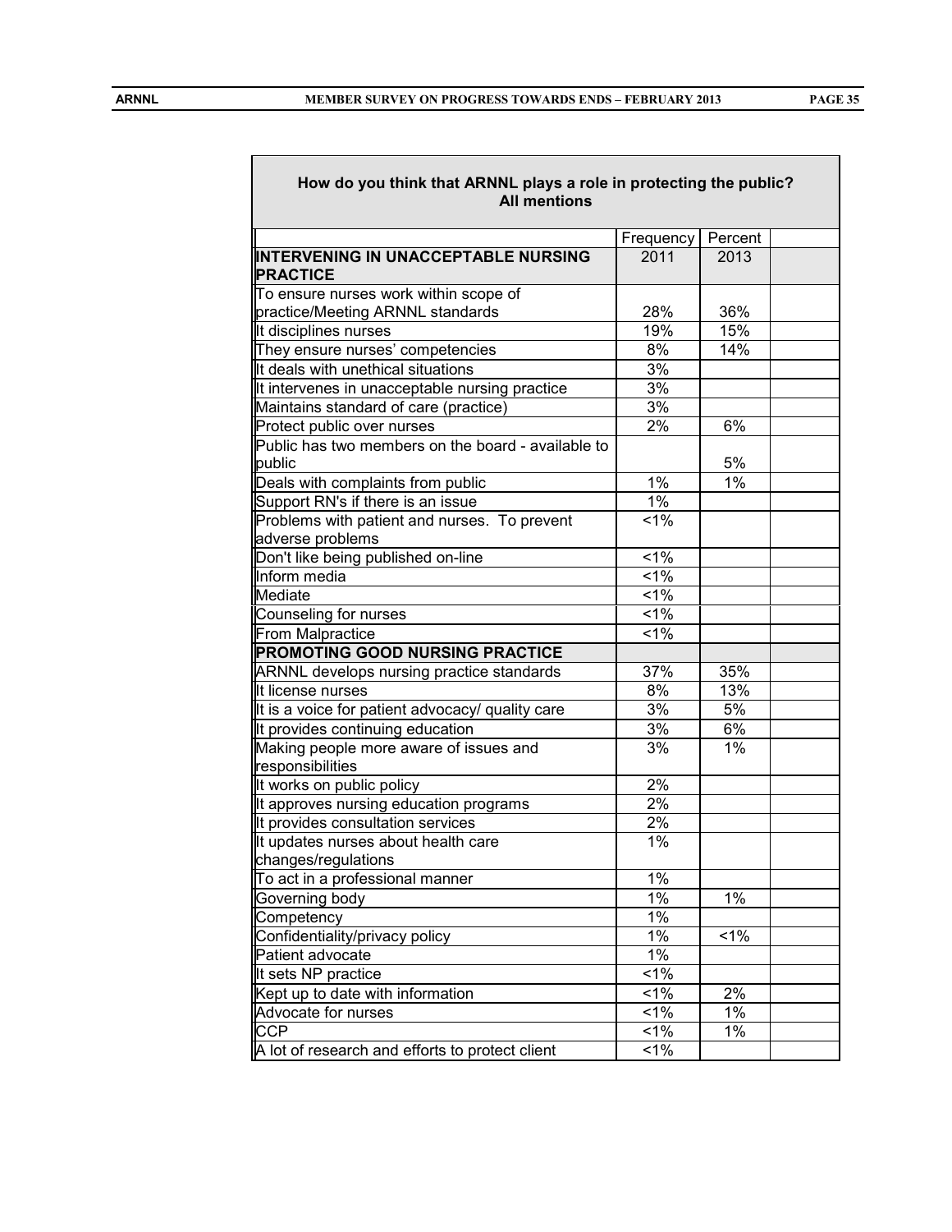| How do you think that ARNNL plays a role in protecting the public? All mentions | | | |
|---|---|---|---|
| | Frequency | Percent | |
| **INTERVENING IN UNACCEPTABLE NURSING PRACTICE** | 2011 | 2013 | |
| To ensure nurses work within scope of practice/Meeting ARNNL standards | 28% | 36% | |
| It disciplines nurses | 19% | 15% | |
| They ensure nurses' competencies | 8% | 14% | |
| It deals with unethical situations | 3% | | |
| It intervenes in unacceptable nursing practice | 3% | | |
| Maintains standard of care (practice) | 3% | | |
| Protect public over nurses | 2% | 6% | |
| Public has two members on the board - available to public | | 5% | |
| Deals with complaints from public | 1% | 1% | |
| Support RN's if there is an issue | 1% | | |
| Problems with patient and nurses. To prevent adverse problems | <1% | | |
| Don't like being published on-line | <1% | | |
| Inform media | <1% | | |
| Mediate | <1% | | |
| Counseling for nurses | <1% | | |
| From Malpractice | <1% | | |
| **PROMOTING GOOD NURSING PRACTICE** | | | |
| ARNNL develops nursing practice standards | 37% | 35% | |
| It license nurses | 8% | 13% | |
| It is a voice for patient advocacy/ quality care | 3% | 5% | |
| It provides continuing education | 3% | 6% | |
| Making people more aware of issues and responsibilities | 3% | 1% | |
| It works on public policy | 2% | | |
| It approves nursing education programs | 2% | | |
| It provides consultation services | 2% | | |
| It updates nurses about health care changes/regulations | 1% | | |
| To act in a professional manner | 1% | | |
| Governing body | 1% | 1% | |
| Competency | 1% | | |
| Confidentiality/privacy policy | 1% | <1% | |
| Patient advocate | 1% | | |
| It sets NP practice | <1% | | |
| Kept up to date with information | <1% | 2% | |
| Advocate for nurses | <1% | 1% | |
| CCP | <1% | 1% | |
| A lot of research and efforts to protect client | <1% | | |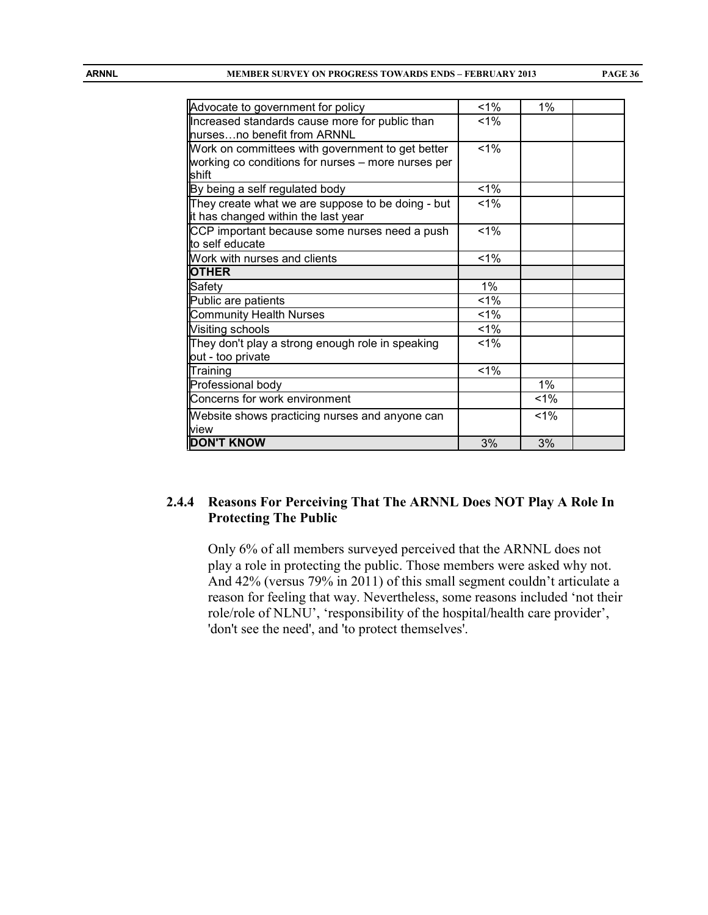| | | | |
|---|---|---|---|
| Advocate to government for policy | <1% | 1% | |
| Increased standards cause more for public than nurses…no benefit from ARNNL | <1% | | |
| Work on committees with government to get better working co conditions for nurses – more nurses per shift | <1% | | |
| By being a self regulated body | <1% | | |
| They create what we are suppose to be doing - but it has changed within the last year | <1% | | |
| CCP important because some nurses need a push to self educate | <1% | | |
| Work with nurses and clients | <1% | | |
| **OTHER** | | | |
| Safety | 1% | | |
| Public are patients | <1% | | |
| Community Health Nurses | <1% | | |
| Visiting schools | <1% | | |
| They don't play a strong enough role in speaking out - too private | <1% | | |
| Training | <1% | | |
| Professional body | | 1% | |
| Concerns for work environment | | <1% | |
| Website shows practicing nurses and anyone can view | | <1% | |
| **DON'T KNOW** | 3% | 3% | |

### 2.4.4 Reasons For Perceiving That The ARNNL Does NOT Play A Role In Protecting The Public

Only 6% of all members surveyed perceived that the ARNNL does not play a role in protecting the public. Those members were asked why not. And 42% (versus 79% in 2011) of this small segment couldn't articulate a reason for feeling that way. Nevertheless, some reasons included 'not their role/role of NLNU', 'responsibility of the hospital/health care provider', 'don't see the need', and 'to protect themselves'.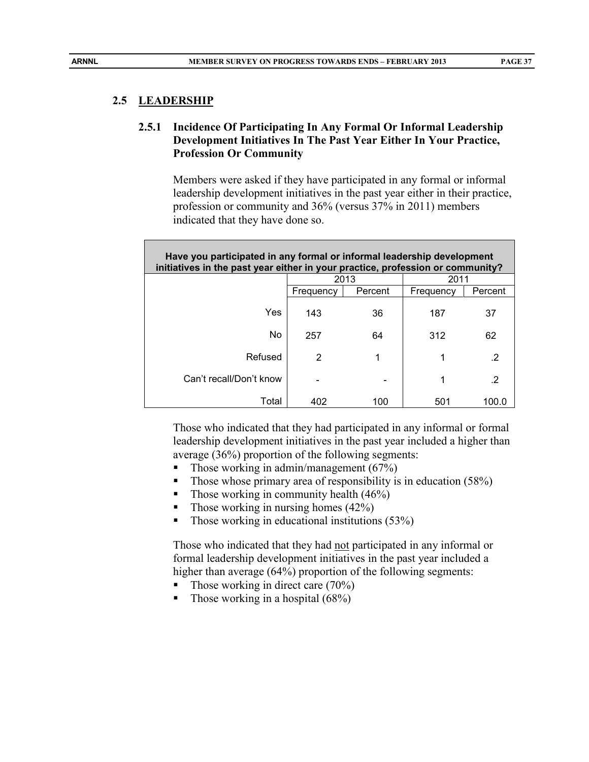## 2.5 LEADERSHIP

### 2.5.1 Incidence Of Participating In Any Formal Or Informal Leadership Development Initiatives In The Past Year Either In Your Practice, Profession Or Community

Members were asked if they have participated in any formal or informal leadership development initiatives in the past year either in their practice, profession or community and 36% (versus 37% in 2011) members indicated that they have done so.

| Have you participated in any formal or informal leadership development initiatives in the past year either in your practice, profession or community? | | | | |
|---|---|---|---|---|
| | 2013 | | 2011 | |
| | Frequency | Percent | Frequency | Percent |
| Yes | 143 | 36 | 187 | 37 |
| No | 257 | 64 | 312 | 62 |
| Refused | 2 | 1 | 1 | .2 |
| Can't recall/Don't know | - | - | 1 | .2 |
| Total | 402 | 100 | 501 | 100.0 |

Those who indicated that they had participated in any informal or formal leadership development initiatives in the past year included a higher than average (36%) proportion of the following segments:

- Those working in admin/management (67%)
- Those whose primary area of responsibility is in education (58%)
- Those working in community health (46%)
- Those working in nursing homes (42%)
- Those working in educational institutions (53%)

Those who indicated that they had not participated in any informal or formal leadership development initiatives in the past year included a higher than average (64%) proportion of the following segments:

- Those working in direct care (70%)
- Those working in a hospital (68%)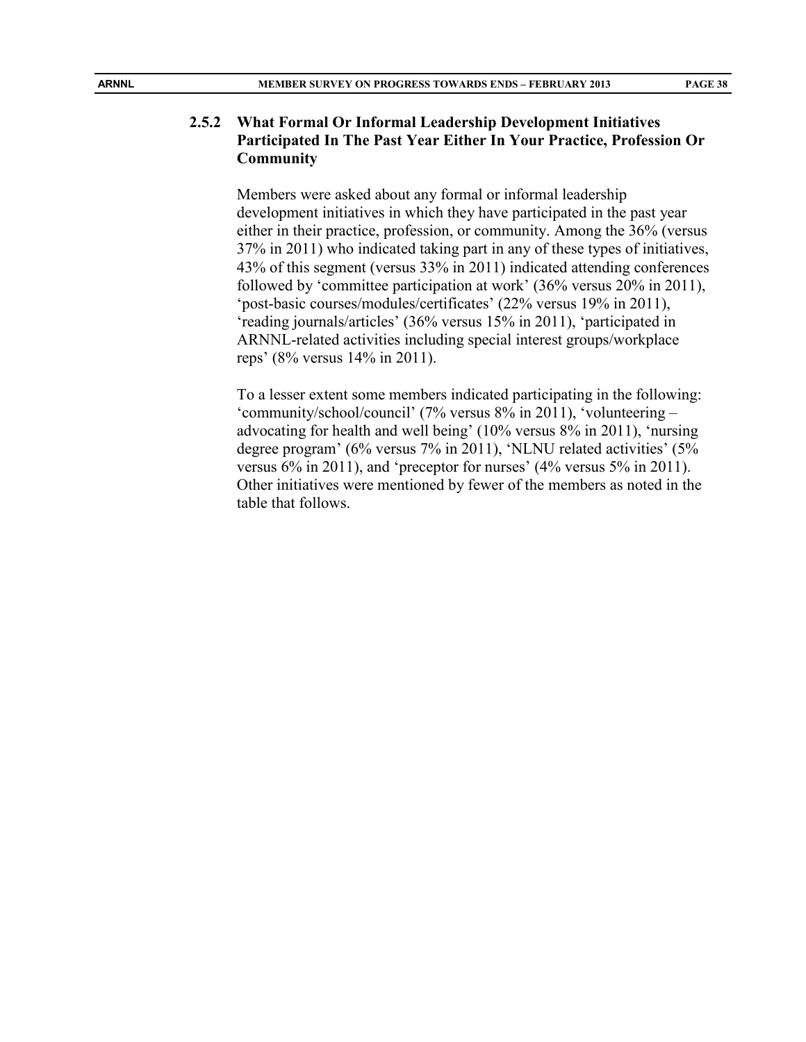### 2.5.2 What Formal Or Informal Leadership Development Initiatives Participated In The Past Year Either In Your Practice, Profession Or Community

Members were asked about any formal or informal leadership development initiatives in which they have participated in the past year either in their practice, profession, or community. Among the 36% (versus 37% in 2011) who indicated taking part in any of these types of initiatives, 43% of this segment (versus 33% in 2011) indicated attending conferences followed by 'committee participation at work' (36% versus 20% in 2011), 'post-basic courses/modules/certificates' (22% versus 19% in 2011), 'reading journals/articles' (36% versus 15% in 2011), 'participated in ARNNL-related activities including special interest groups/workplace reps' (8% versus 14% in 2011).

To a lesser extent some members indicated participating in the following: 'community/school/council' (7% versus 8% in 2011), 'volunteering – advocating for health and well being' (10% versus 8% in 2011), 'nursing degree program' (6% versus 7% in 2011), 'NLNU related activities' (5% versus 6% in 2011), and 'preceptor for nurses' (4% versus 5% in 2011). Other initiatives were mentioned by fewer of the members as noted in the table that follows.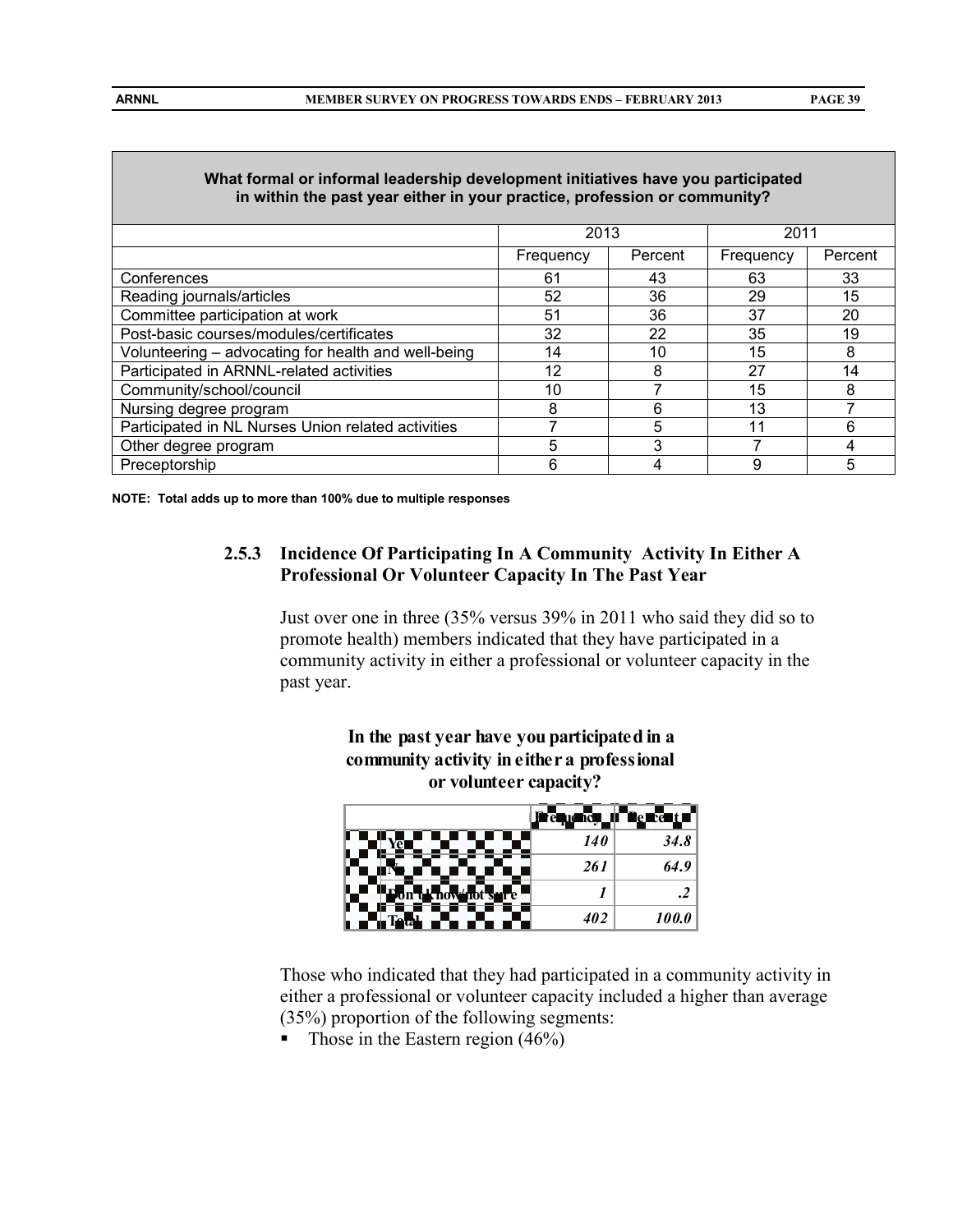| What formal or informal leadership development initiatives have you participated in within the past year either in your practice, profession or community? | 2013 | | 2011 | |
|---|---|---|---|---|
| | Frequency | Percent | Frequency | Percent |
| Conferences | 61 | 43 | 63 | 33 |
| Reading journals/articles | 52 | 36 | 29 | 15 |
| Committee participation at work | 51 | 36 | 37 | 20 |
| Post-basic courses/modules/certificates | 32 | 22 | 35 | 19 |
| Volunteering – advocating for health and well-being | 14 | 10 | 15 | 8 |
| Participated in ARNNL-related activities | 12 | 8 | 27 | 14 |
| Community/school/council | 10 | 7 | 15 | 8 |
| Nursing degree program | 8 | 6 | 13 | 7 |
| Participated in NL Nurses Union related activities | 7 | 5 | 11 | 6 |
| Other degree program | 5 | 3 | 7 | 4 |
| Preceptorship | 6 | 4 | 9 | 5 |

**NOTE: Total adds up to more than 100% due to multiple responses**

### 2.5.3 Incidence Of Participating In A Community Activity In Either A Professional Or Volunteer Capacity In The Past Year

Just over one in three (35% versus 39% in 2011 who said they did so to promote health) members indicated that they have participated in a community activity in either a professional or volunteer capacity in the past year.

**In the past year have you participated in a community activity in either a professional or volunteer capacity?**

| | Frequency | Percent |
|---|---|---|
| Yes | *140* | *34.8* |
| No | *261* | *64.9* |
| Don't know/not sure | *1* | *.2* |
| Total | *402* | *100.0* |

Those who indicated that they had participated in a community activity in either a professional or volunteer capacity included a higher than average (35%) proportion of the following segments:

- Those in the Eastern region (46%)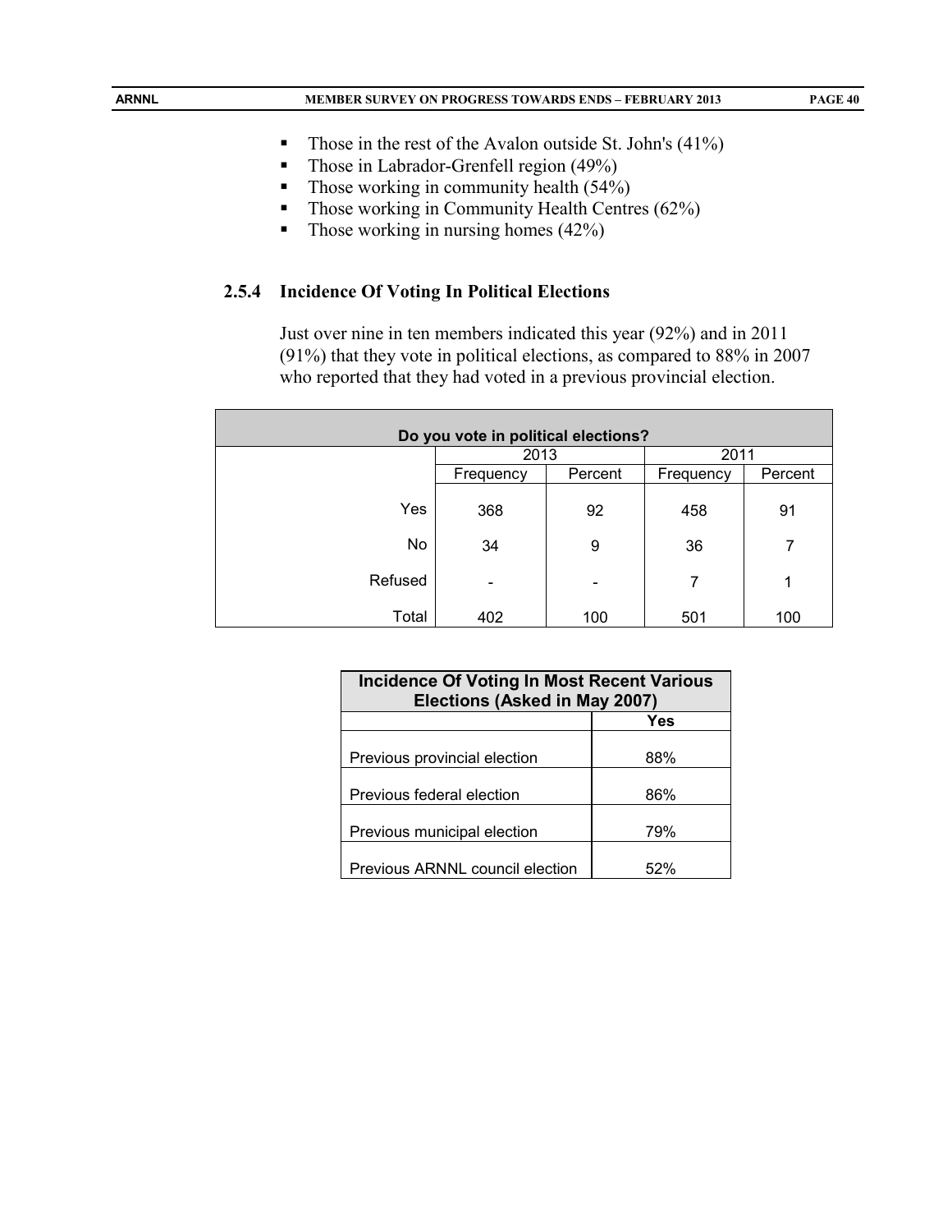- Those in the rest of the Avalon outside St. John's (41%)
- Those in Labrador-Grenfell region (49%)
- Those working in community health (54%)
- Those working in Community Health Centres (62%)
- Those working in nursing homes (42%)

### 2.5.4 Incidence Of Voting In Political Elections

Just over nine in ten members indicated this year (92%) and in 2011 (91%) that they vote in political elections, as compared to 88% in 2007 who reported that they had voted in a previous provincial election.

| Do you vote in political elections? | | | | |
|---|---|---|---|---|
| | 2013 | | 2011 | |
| | Frequency | Percent | Frequency | Percent |
| Yes | 368 | 92 | 458 | 91 |
| No | 34 | 9 | 36 | 7 |
| Refused | - | - | 7 | 1 |
| Total | 402 | 100 | 501 | 100 |

| Incidence Of Voting In Most Recent Various Elections (Asked in May 2007) | |
|---|---|
| | Yes |
| Previous provincial election | 88% |
| Previous federal election | 86% |
| Previous municipal election | 79% |
| Previous ARNNL council election | 52% |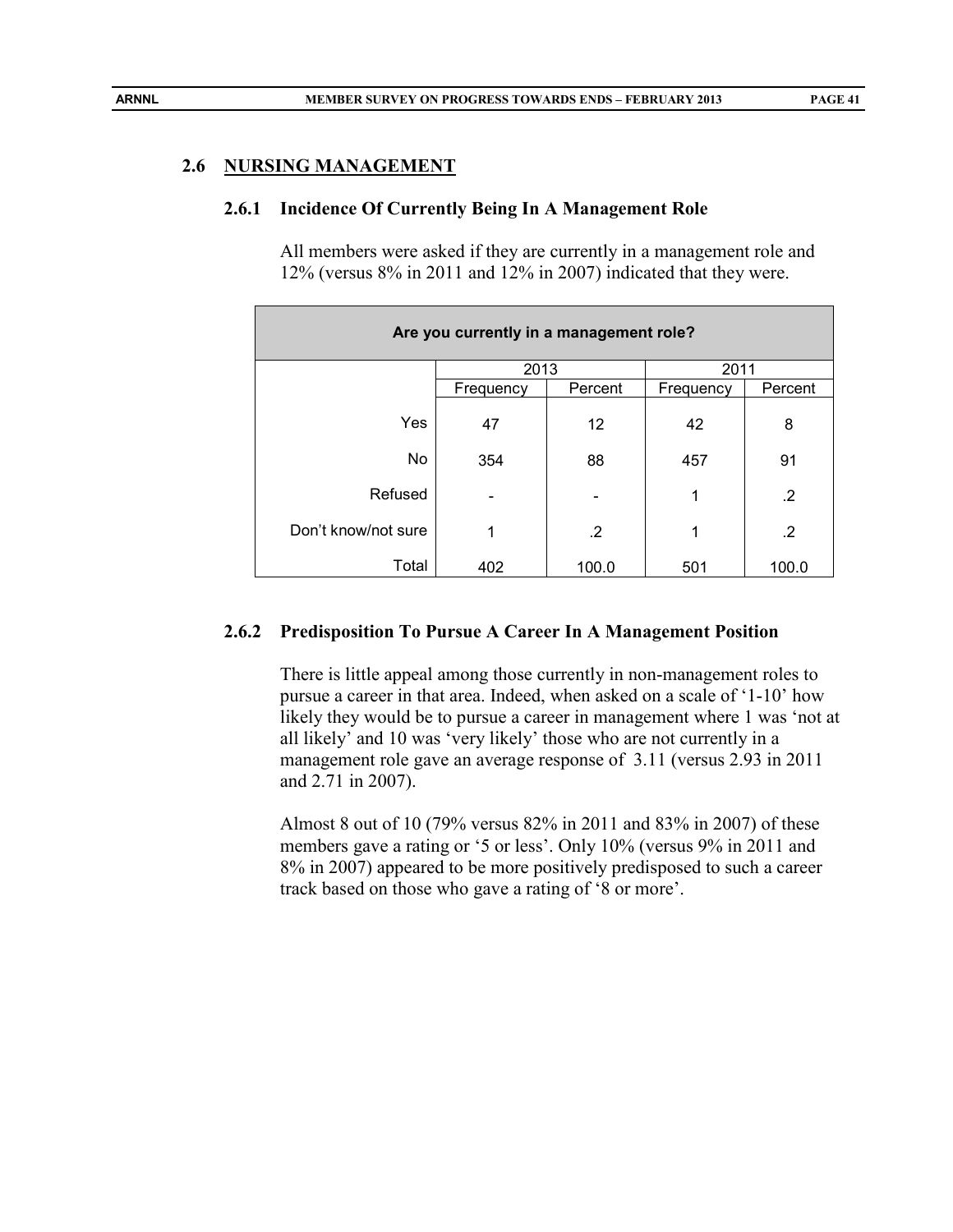## 2.6 NURSING MANAGEMENT

### 2.6.1 Incidence Of Currently Being In A Management Role

All members were asked if they are currently in a management role and 12% (versus 8% in 2011 and 12% in 2007) indicated that they were.

| Are you currently in a management role? | | | | |
|---|---|---|---|---|
| | 2013 | | 2011 | |
| | Frequency | Percent | Frequency | Percent |
| Yes | 47 | 12 | 42 | 8 |
| No | 354 | 88 | 457 | 91 |
| Refused | - | - | 1 | .2 |
| Don't know/not sure | 1 | .2 | 1 | .2 |
| Total | 402 | 100.0 | 501 | 100.0 |

### 2.6.2 Predisposition To Pursue A Career In A Management Position

There is little appeal among those currently in non-management roles to pursue a career in that area. Indeed, when asked on a scale of '1-10' how likely they would be to pursue a career in management where 1 was 'not at all likely' and 10 was 'very likely' those who are not currently in a management role gave an average response of 3.11 (versus 2.93 in 2011 and 2.71 in 2007).

Almost 8 out of 10 (79% versus 82% in 2011 and 83% in 2007) of these members gave a rating or '5 or less'. Only 10% (versus 9% in 2011 and 8% in 2007) appeared to be more positively predisposed to such a career track based on those who gave a rating of '8 or more'.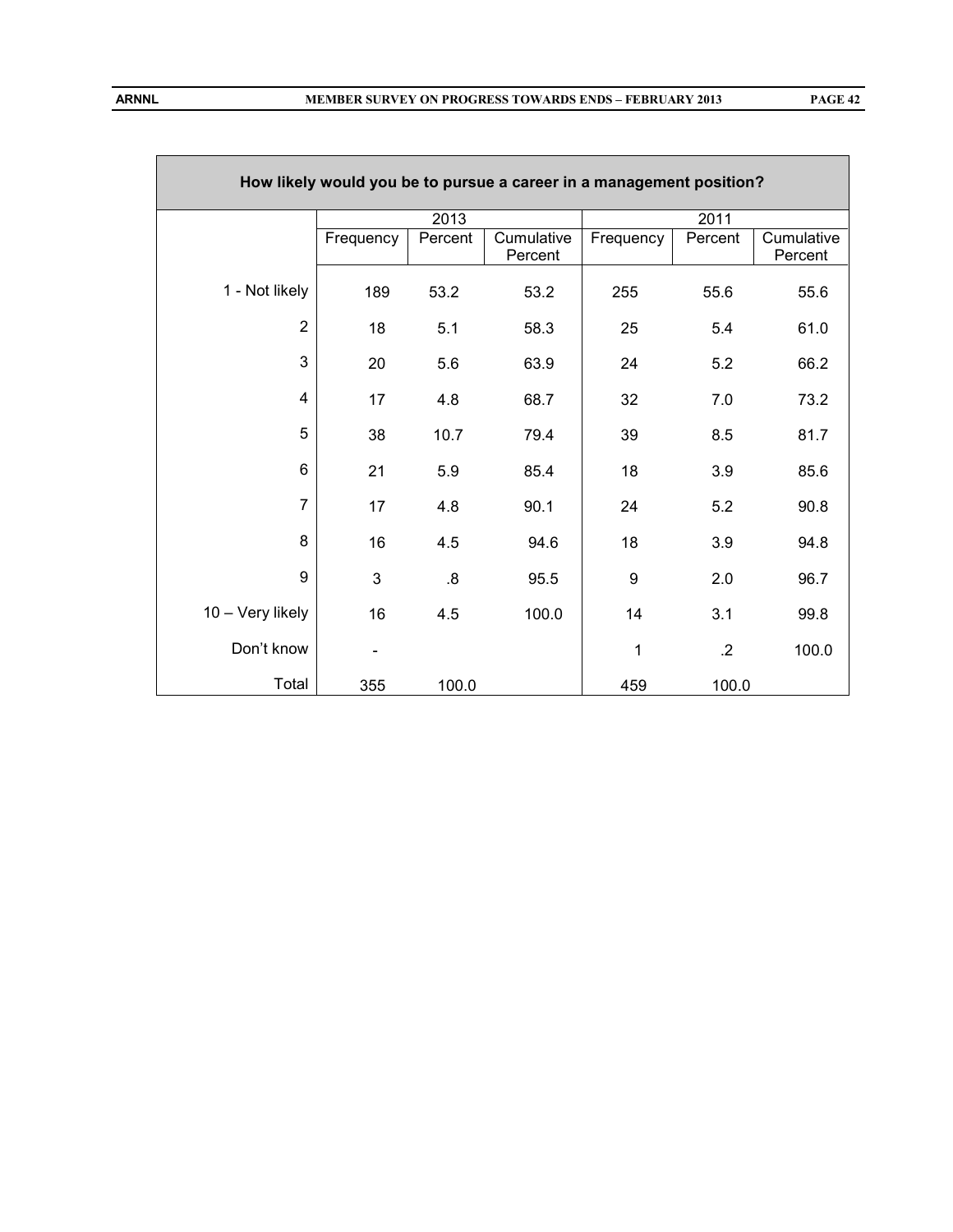| How likely would you be to pursue a career in a management position? | | | | | | |
|---|---|---|---|---|---|---|
| | 2013 | | | 2011 | | |
| | Frequency | Percent | Cumulative Percent | Frequency | Percent | Cumulative Percent |
| 1 - Not likely | 189 | 53.2 | 53.2 | 255 | 55.6 | 55.6 |
| 2 | 18 | 5.1 | 58.3 | 25 | 5.4 | 61.0 |
| 3 | 20 | 5.6 | 63.9 | 24 | 5.2 | 66.2 |
| 4 | 17 | 4.8 | 68.7 | 32 | 7.0 | 73.2 |
| 5 | 38 | 10.7 | 79.4 | 39 | 8.5 | 81.7 |
| 6 | 21 | 5.9 | 85.4 | 18 | 3.9 | 85.6 |
| 7 | 17 | 4.8 | 90.1 | 24 | 5.2 | 90.8 |
| 8 | 16 | 4.5 | 94.6 | 18 | 3.9 | 94.8 |
| 9 | 3 | .8 | 95.5 | 9 | 2.0 | 96.7 |
| 10 – Very likely | 16 | 4.5 | 100.0 | 14 | 3.1 | 99.8 |
| Don't know | - | | | 1 | .2 | 100.0 |
| Total | 355 | 100.0 | | 459 | 100.0 | |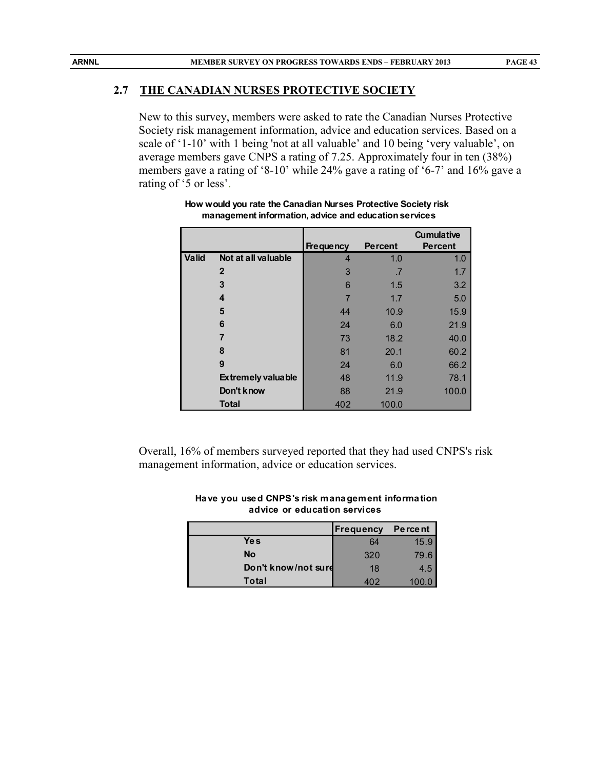## 2.7 THE CANADIAN NURSES PROTECTIVE SOCIETY

New to this survey, members were asked to rate the Canadian Nurses Protective Society risk management information, advice and education services. Based on a scale of '1-10' with 1 being 'not at all valuable' and 10 being 'very valuable', on average members gave CNPS a rating of 7.25. Approximately four in ten (38%) members gave a rating of '8-10' while 24% gave a rating of '6-7' and 16% gave a rating of '5 or less'.

**How would you rate the Canadian Nurses Protective Society risk management information, advice and education services**

| | | Frequency | Percent | Cumulative Percent |
|---|---|---|---|---|
| Valid | Not at all valuable | 4 | 1.0 | 1.0 |
| | 2 | 3 | .7 | 1.7 |
| | 3 | 6 | 1.5 | 3.2 |
| | 4 | 7 | 1.7 | 5.0 |
| | 5 | 44 | 10.9 | 15.9 |
| | 6 | 24 | 6.0 | 21.9 |
| | 7 | 73 | 18.2 | 40.0 |
| | 8 | 81 | 20.1 | 60.2 |
| | 9 | 24 | 6.0 | 66.2 |
| | Extremely valuable | 48 | 11.9 | 78.1 |
| | Don't know | 88 | 21.9 | 100.0 |
| | Total | 402 | 100.0 | |

Overall, 16% of members surveyed reported that they had used CNPS's risk management information, advice or education services.

**Have you used CNPS's risk management information advice or education services**

| | Frequency | Percent |
|---|---|---|
| Yes | 64 | 15.9 |
| No | 320 | 79.6 |
| Don't know/not sure | 18 | 4.5 |
| Total | 402 | 100.0 |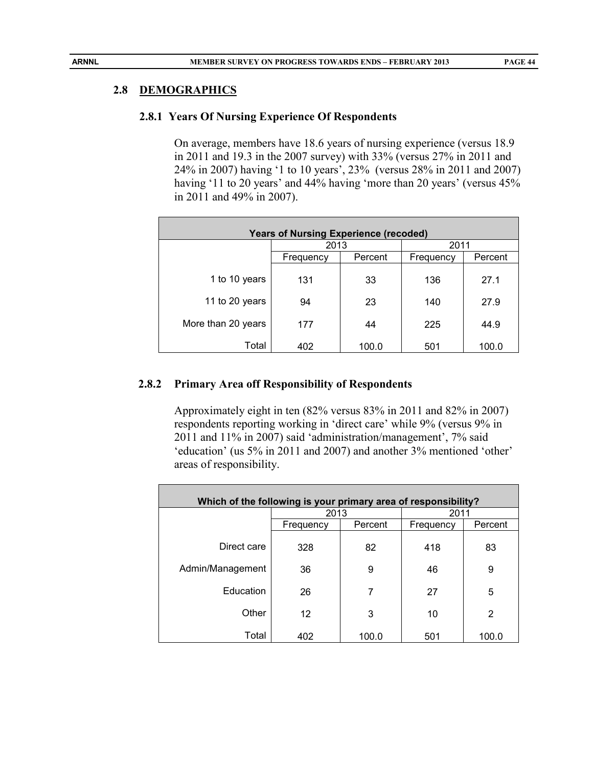## 2.8 DEMOGRAPHICS

### 2.8.1 Years Of Nursing Experience Of Respondents

On average, members have 18.6 years of nursing experience (versus 18.9 in 2011 and 19.3 in the 2007 survey) with 33% (versus 27% in 2011 and 24% in 2007) having '1 to 10 years', 23% (versus 28% in 2011 and 2007) having '11 to 20 years' and 44% having 'more than 20 years' (versus 45% in 2011 and 49% in 2007).

| Years of Nursing Experience (recoded) | | | | |
|---|---|---|---|---|
| | 2013 | | 2011 | |
| | Frequency | Percent | Frequency | Percent |
| 1 to 10 years | 131 | 33 | 136 | 27.1 |
| 11 to 20 years | 94 | 23 | 140 | 27.9 |
| More than 20 years | 177 | 44 | 225 | 44.9 |
| Total | 402 | 100.0 | 501 | 100.0 |

### 2.8.2 Primary Area off Responsibility of Respondents

Approximately eight in ten (82% versus 83% in 2011 and 82% in 2007) respondents reporting working in 'direct care' while 9% (versus 9% in 2011 and 11% in 2007) said 'administration/management', 7% said 'education' (us 5% in 2011 and 2007) and another 3% mentioned 'other' areas of responsibility.

| Which of the following is your primary area of responsibility? | | | | |
|---|---|---|---|---|
| | 2013 | | 2011 | |
| | Frequency | Percent | Frequency | Percent |
| Direct care | 328 | 82 | 418 | 83 |
| Admin/Management | 36 | 9 | 46 | 9 |
| Education | 26 | 7 | 27 | 5 |
| Other | 12 | 3 | 10 | 2 |
| Total | 402 | 100.0 | 501 | 100.0 |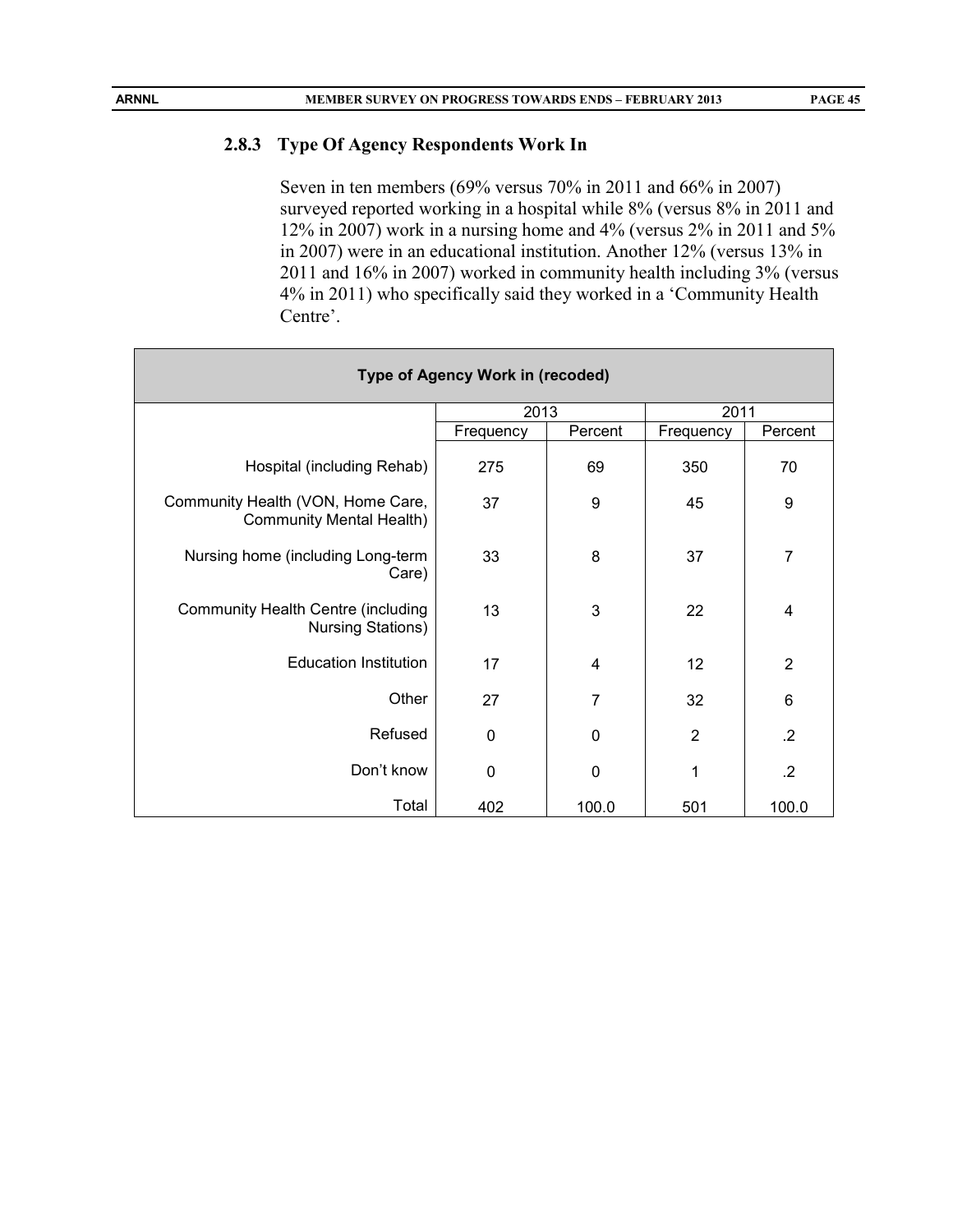### 2.8.3 Type Of Agency Respondents Work In

Seven in ten members (69% versus 70% in 2011 and 66% in 2007) surveyed reported working in a hospital while 8% (versus 8% in 2011 and 12% in 2007) work in a nursing home and 4% (versus 2% in 2011 and 5% in 2007) were in an educational institution. Another 12% (versus 13% in 2011 and 16% in 2007) worked in community health including 3% (versus 4% in 2011) who specifically said they worked in a 'Community Health Centre'.

**Type of Agency Work in (recoded)**

| | 2013 | | 2011 | |
|---|---|---|---|---|
| | Frequency | Percent | Frequency | Percent |
| Hospital (including Rehab) | 275 | 69 | 350 | 70 |
| Community Health (VON, Home Care, Community Mental Health) | 37 | 9 | 45 | 9 |
| Nursing home (including Long-term Care) | 33 | 8 | 37 | 7 |
| Community Health Centre (including Nursing Stations) | 13 | 3 | 22 | 4 |
| Education Institution | 17 | 4 | 12 | 2 |
| Other | 27 | 7 | 32 | 6 |
| Refused | 0 | 0 | 2 | .2 |
| Don't know | 0 | 0 | 1 | .2 |
| Total | 402 | 100.0 | 501 | 100.0 |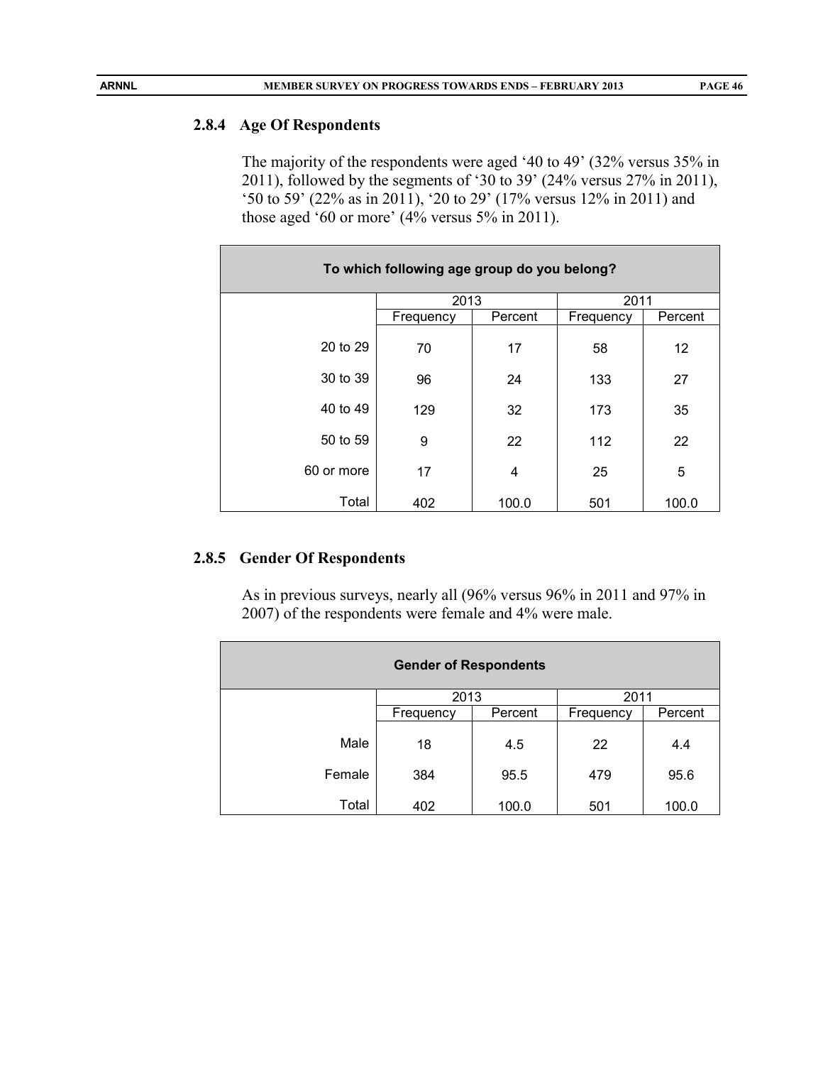### 2.8.4 Age Of Respondents

The majority of the respondents were aged '40 to 49' (32% versus 35% in 2011), followed by the segments of '30 to 39' (24% versus 27% in 2011), '50 to 59' (22% as in 2011), '20 to 29' (17% versus 12% in 2011) and those aged '60 or more' (4% versus 5% in 2011).

**To which following age group do you belong?**

| | 2013 | | 2011 | |
|---|---|---|---|---|
| | Frequency | Percent | Frequency | Percent |
| 20 to 29 | 70 | 17 | 58 | 12 |
| 30 to 39 | 96 | 24 | 133 | 27 |
| 40 to 49 | 129 | 32 | 173 | 35 |
| 50 to 59 | 9 | 22 | 112 | 22 |
| 60 or more | 17 | 4 | 25 | 5 |
| Total | 402 | 100.0 | 501 | 100.0 |

### 2.8.5 Gender Of Respondents

As in previous surveys, nearly all (96% versus 96% in 2011 and 97% in 2007) of the respondents were female and 4% were male.

**Gender of Respondents**

| | 2013 | | 2011 | |
|---|---|---|---|---|
| | Frequency | Percent | Frequency | Percent |
| Male | 18 | 4.5 | 22 | 4.4 |
| Female | 384 | 95.5 | 479 | 95.6 |
| Total | 402 | 100.0 | 501 | 100.0 |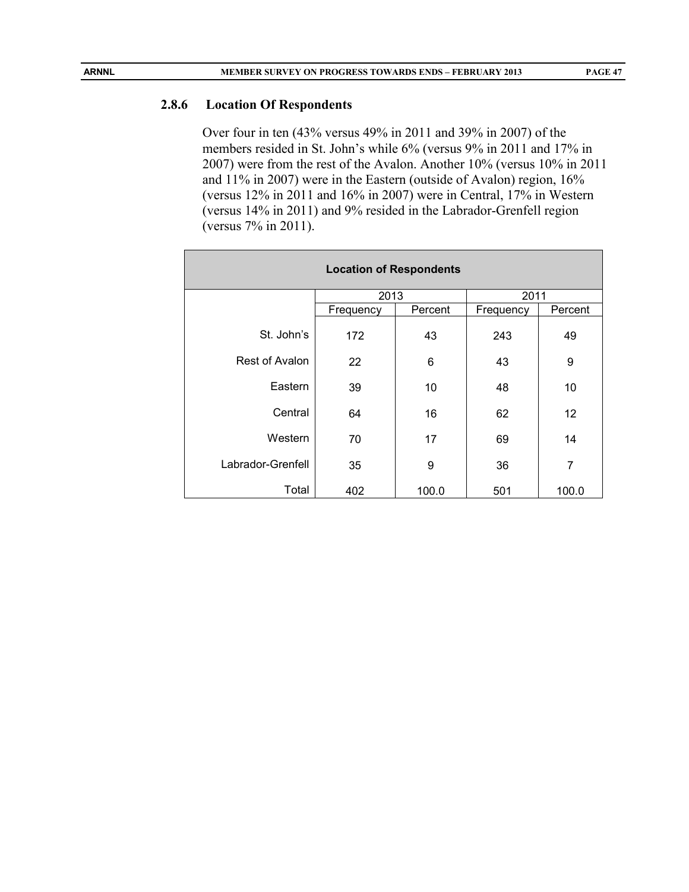### 2.8.6 Location Of Respondents

Over four in ten (43% versus 49% in 2011 and 39% in 2007) of the members resided in St. John's while 6% (versus 9% in 2011 and 17% in 2007) were from the rest of the Avalon. Another 10% (versus 10% in 2011 and 11% in 2007) were in the Eastern (outside of Avalon) region, 16% (versus 12% in 2011 and 16% in 2007) were in Central, 17% in Western (versus 14% in 2011) and 9% resided in the Labrador-Grenfell region (versus 7% in 2011).

**Location of Respondents**

| | 2013 | | 2011 | |
|---|---|---|---|---|
| | Frequency | Percent | Frequency | Percent |
| St. John's | 172 | 43 | 243 | 49 |
| Rest of Avalon | 22 | 6 | 43 | 9 |
| Eastern | 39 | 10 | 48 | 10 |
| Central | 64 | 16 | 62 | 12 |
| Western | 70 | 17 | 69 | 14 |
| Labrador-Grenfell | 35 | 9 | 36 | 7 |
| Total | 402 | 100.0 | 501 | 100.0 |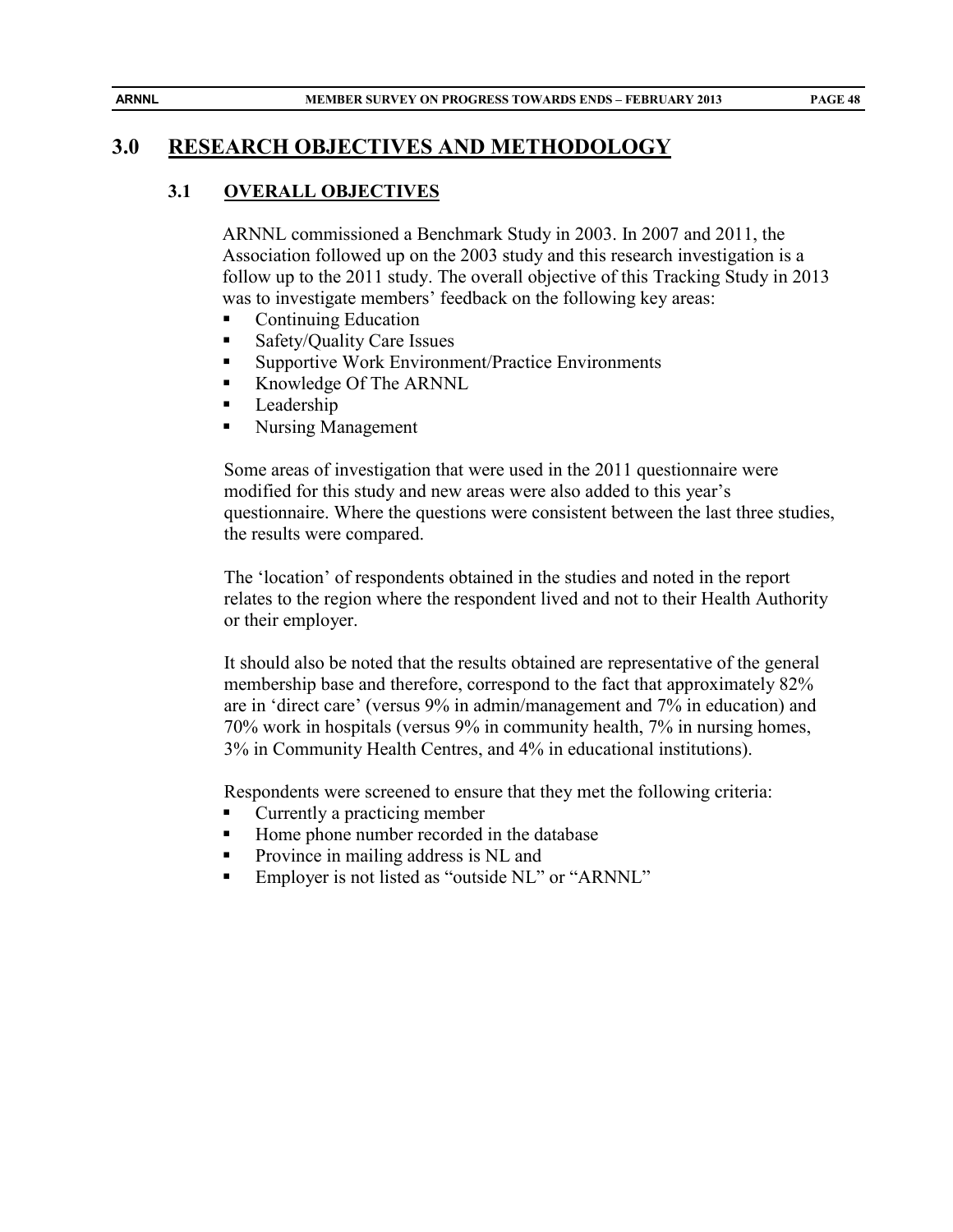# 3.0 RESEARCH OBJECTIVES AND METHODOLOGY

## 3.1 OVERALL OBJECTIVES

ARNNL commissioned a Benchmark Study in 2003. In 2007 and 2011, the Association followed up on the 2003 study and this research investigation is a follow up to the 2011 study. The overall objective of this Tracking Study in 2013 was to investigate members' feedback on the following key areas:

- Continuing Education
- Safety/Quality Care Issues
- Supportive Work Environment/Practice Environments
- Knowledge Of The ARNNL
- Leadership
- Nursing Management

Some areas of investigation that were used in the 2011 questionnaire were modified for this study and new areas were also added to this year's questionnaire. Where the questions were consistent between the last three studies, the results were compared.

The 'location' of respondents obtained in the studies and noted in the report relates to the region where the respondent lived and not to their Health Authority or their employer.

It should also be noted that the results obtained are representative of the general membership base and therefore, correspond to the fact that approximately 82% are in 'direct care' (versus 9% in admin/management and 7% in education) and 70% work in hospitals (versus 9% in community health, 7% in nursing homes, 3% in Community Health Centres, and 4% in educational institutions).

Respondents were screened to ensure that they met the following criteria:

- Currently a practicing member
- Home phone number recorded in the database
- Province in mailing address is NL and
- Employer is not listed as "outside NL" or "ARNNL"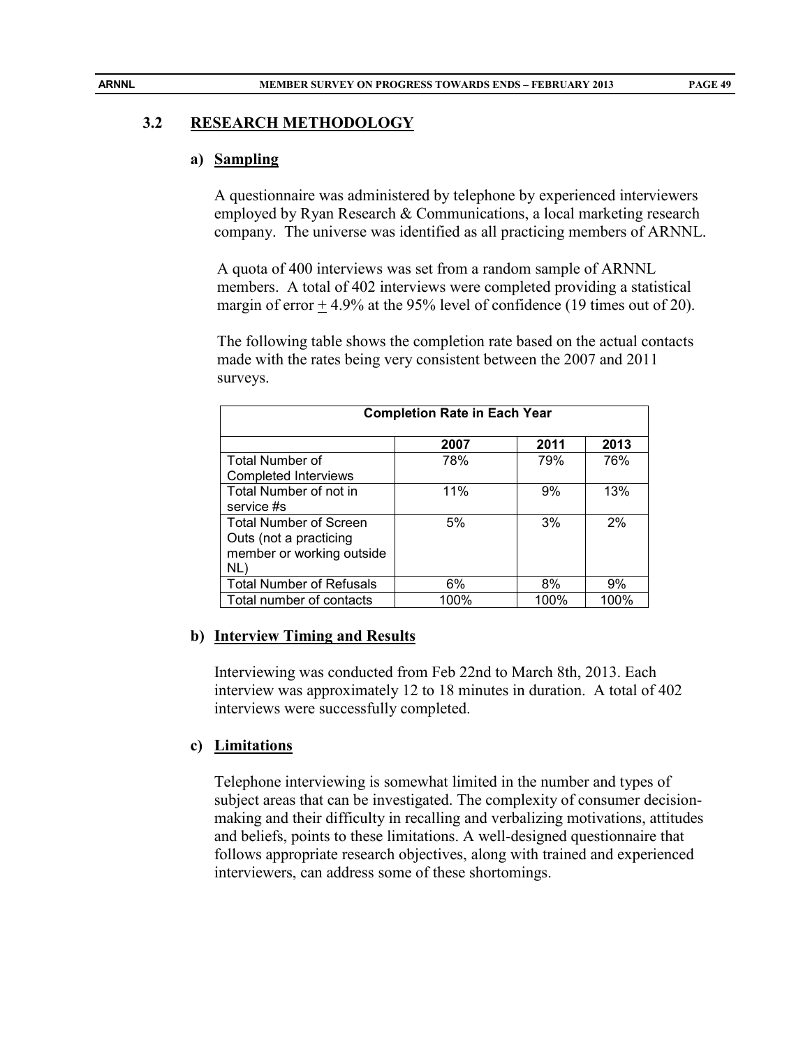## 3.2 RESEARCH METHODOLOGY

### a) Sampling

A questionnaire was administered by telephone by experienced interviewers employed by Ryan Research & Communications, a local marketing research company. The universe was identified as all practicing members of ARNNL.

A quota of 400 interviews was set from a random sample of ARNNL members. A total of 402 interviews were completed providing a statistical margin of error ± 4.9% at the 95% level of confidence (19 times out of 20).

The following table shows the completion rate based on the actual contacts made with the rates being very consistent between the 2007 and 2011 surveys.

| Completion Rate in Each Year | | | |
|---|---|---|---|
| | 2007 | 2011 | 2013 |
| Total Number of Completed Interviews | 78% | 79% | 76% |
| Total Number of not in service #s | 11% | 9% | 13% |
| Total Number of Screen Outs (not a practicing member or working outside NL) | 5% | 3% | 2% |
| Total Number of Refusals | 6% | 8% | 9% |
| Total number of contacts | 100% | 100% | 100% |

### b) Interview Timing and Results

Interviewing was conducted from Feb 22nd to March 8th, 2013. Each interview was approximately 12 to 18 minutes in duration. A total of 402 interviews were successfully completed.

### c) Limitations

Telephone interviewing is somewhat limited in the number and types of subject areas that can be investigated. The complexity of consumer decision-making and their difficulty in recalling and verbalizing motivations, attitudes and beliefs, points to these limitations. A well-designed questionnaire that follows appropriate research objectives, along with trained and experienced interviewers, can address some of these shortomings.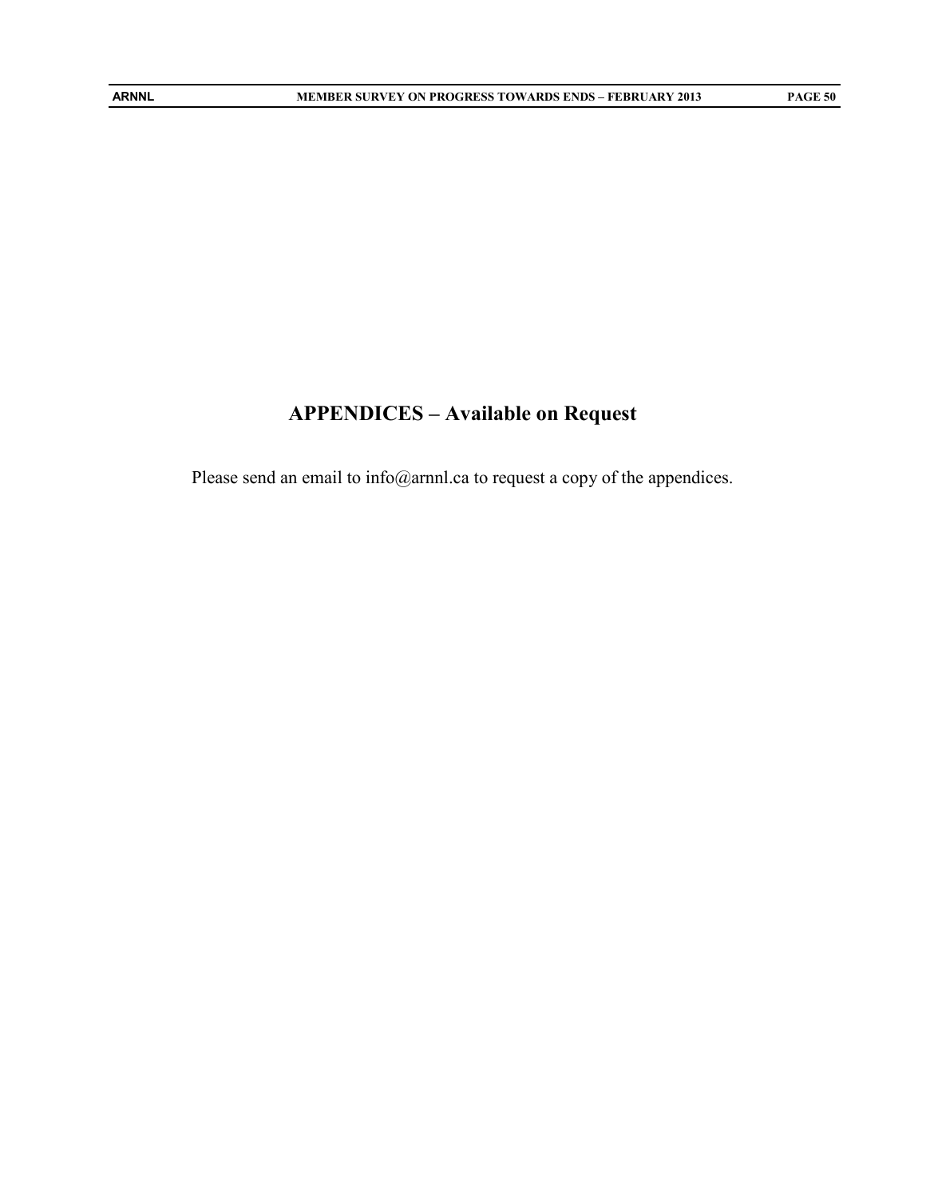# APPENDICES – Available on Request

Please send an email to info@arnnl.ca to request a copy of the appendices.